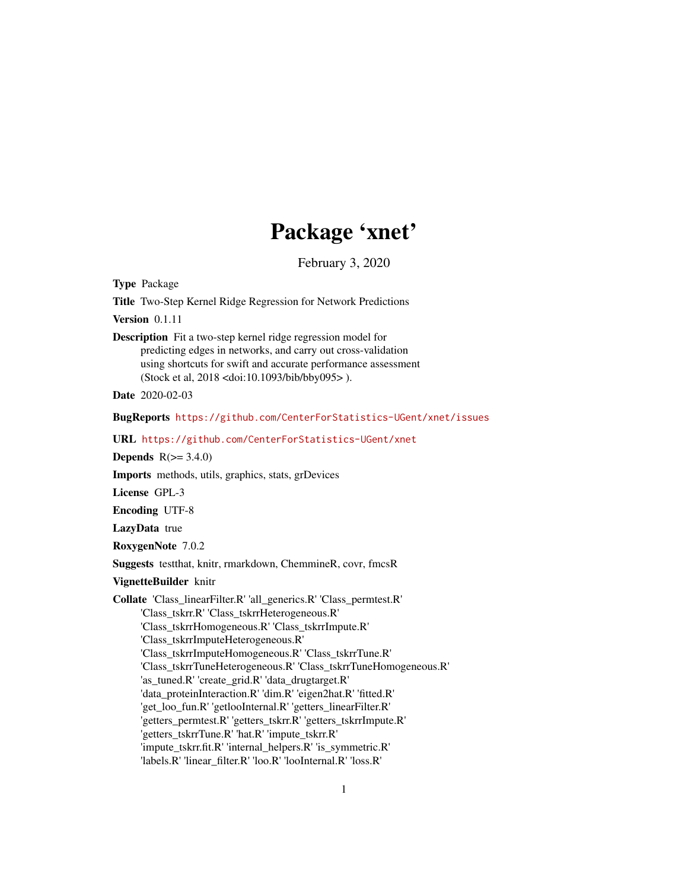# Package 'xnet'

February 3, 2020

**Type** Package

**Title** Two-Step Kernel Ridge Regression for Network Predictions

**Version** 0.1.11

**Description** Fit a two-step kernel ridge regression model for predicting edges in networks, and carry out cross-validation using shortcuts for swift and accurate performance assessment (Stock et al, 2018 <doi:10.1093/bib/bby095> ).

**Date** 2020-02-03

**BugReports** https://github.com/CenterForStatistics-UGent/xnet/issues

**URL** https://github.com/CenterForStatistics-UGent/xnet

**Depends** R(>= 3.4.0)

**Imports** methods, utils, graphics, stats, grDevices

**License** GPL-3

**Encoding** UTF-8

**LazyData** true

**RoxygenNote** 7.0.2

**Suggests** testthat, knitr, rmarkdown, ChemmineR, covr, fmcsR

**VignetteBuilder** knitr

**Collate** 'Class_linearFilter.R' 'all_generics.R' 'Class_permtest.R' 'Class_tskrr.R' 'Class_tskrrHeterogeneous.R' 'Class_tskrrHomogeneous.R' 'Class_tskrrImpute.R' 'Class_tskrrImputeHeterogeneous.R' 'Class_tskrrImputeHomogeneous.R' 'Class_tskrrTune.R' 'Class_tskrrTuneHeterogeneous.R' 'Class_tskrrTuneHomogeneous.R' 'as_tuned.R' 'create_grid.R' 'data_drugtarget.R' 'data_proteinInteraction.R' 'dim.R' 'eigen2hat.R' 'fitted.R' 'get_loo_fun.R' 'getlooInternal.R' 'getters_linearFilter.R' 'getters_permtest.R' 'getters_tskrr.R' 'getters_tskrrImpute.R' 'getters_tskrrTune.R' 'hat.R' 'impute_tskrr.R' 'impute_tskrr.fit.R' 'internal_helpers.R' 'is_symmetric.R' 'labels.R' 'linear_filter.R' 'loo.R' 'looInternal.R' 'loss.R'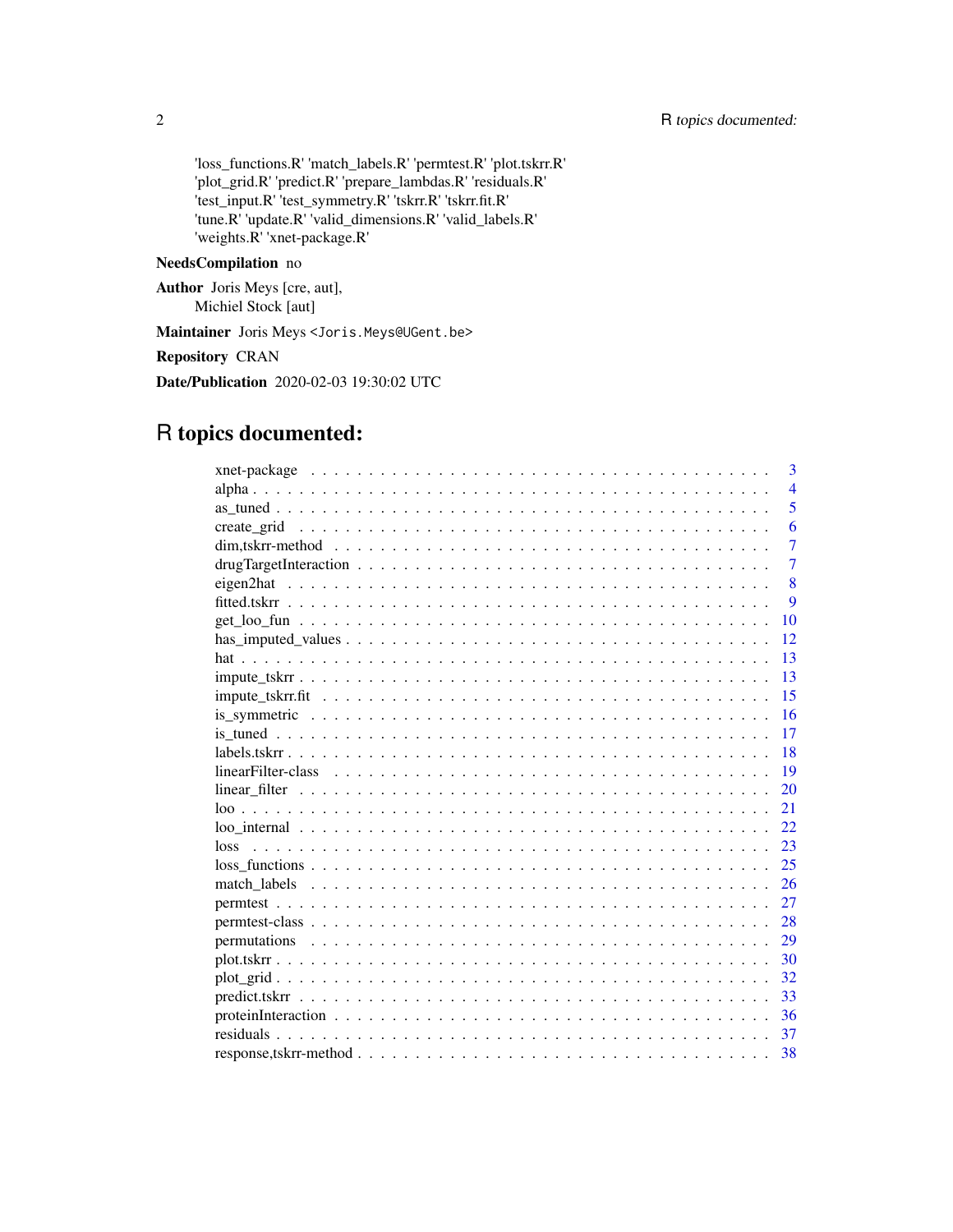'loss_functions.R' 'match_labels.R' 'permtest.R' 'plot.tskrr.R'
'plot_grid.R' 'predict.R' 'prepare_lambdas.R' 'residuals.R'
'test_input.R' 'test_symmetry.R' 'tskrr.R' 'tskrr.fit.R'
'tune.R' 'update.R' 'valid_dimensions.R' 'valid_labels.R'
'weights.R' 'xnet-package.R'

**NeedsCompilation** no

**Author** Joris Meys [cre, aut],
Michiel Stock [aut]

**Maintainer** Joris Meys <Joris.Meys@UGent.be>

**Repository** CRAN

**Date/Publication** 2020-02-03 19:30:02 UTC

# R topics documented:

| | |
|---|---|
| xnet-package | 3 |
| alpha | 4 |
| as_tuned | 5 |
| create_grid | 6 |
| dim,tskrr-method | 7 |
| drugTargetInteraction | 7 |
| eigen2hat | 8 |
| fitted.tskrr | 9 |
| get_loo_fun | 10 |
| has_imputed_values | 12 |
| hat | 13 |
| impute_tskrr | 13 |
| impute_tskrr.fit | 15 |
| is_symmetric | 16 |
| is_tuned | 17 |
| labels.tskrr | 18 |
| linearFilter-class | 19 |
| linear_filter | 20 |
| loo | 21 |
| loo_internal | 22 |
| loss | 23 |
| loss_functions | 25 |
| match_labels | 26 |
| permtest | 27 |
| permtest-class | 28 |
| permutations | 29 |
| plot.tskrr | 30 |
| plot_grid | 32 |
| predict.tskrr | 33 |
| proteinInteraction | 36 |
| residuals | 37 |
| response,tskrr-method | 38 |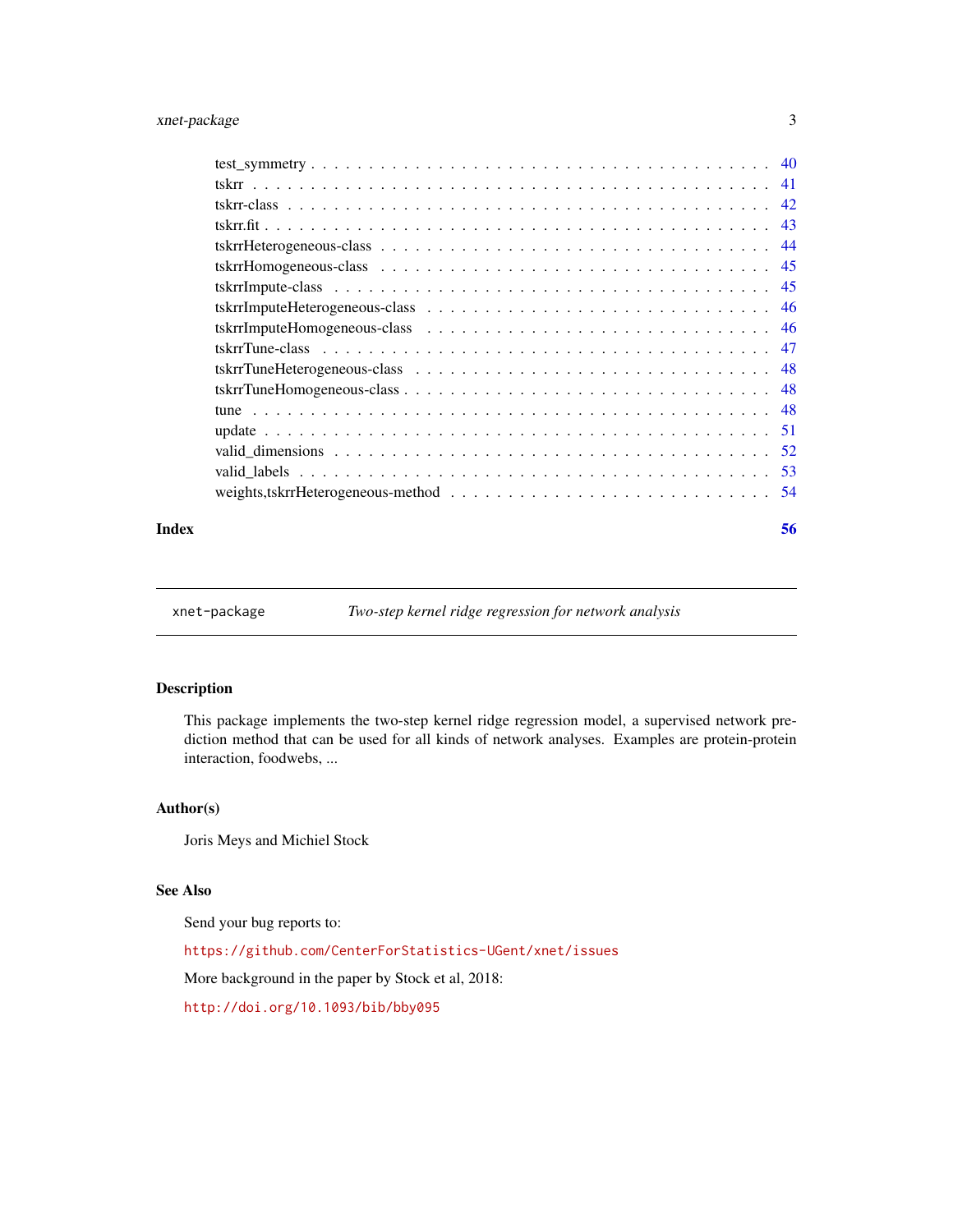test_symmetry . . . . . . . . . . . . . . . . . . . . . . . . . . . . . . . . . . . . . 40
tskrr . . . . . . . . . . . . . . . . . . . . . . . . . . . . . . . . . . . . . . . . . . 41
tskrr-class . . . . . . . . . . . . . . . . . . . . . . . . . . . . . . . . . . . . . . . 42
tskrr.fit . . . . . . . . . . . . . . . . . . . . . . . . . . . . . . . . . . . . . . . . 43
tskrrHeterogeneous-class . . . . . . . . . . . . . . . . . . . . . . . . . . . . . . . 44
tskrrHomogeneous-class . . . . . . . . . . . . . . . . . . . . . . . . . . . . . . . . 45
tskrrImpute-class . . . . . . . . . . . . . . . . . . . . . . . . . . . . . . . . . . . 45
tskrrImputeHeterogeneous-class . . . . . . . . . . . . . . . . . . . . . . . . . . . . 46
tskrrImputeHomogeneous-class . . . . . . . . . . . . . . . . . . . . . . . . . . . . . 46
tskrrTune-class . . . . . . . . . . . . . . . . . . . . . . . . . . . . . . . . . . . . 47
tskrrTuneHeterogeneous-class . . . . . . . . . . . . . . . . . . . . . . . . . . . . . 48
tskrrTuneHomogeneous-class . . . . . . . . . . . . . . . . . . . . . . . . . . . . . . 48
tune . . . . . . . . . . . . . . . . . . . . . . . . . . . . . . . . . . . . . . . . . . 48
update . . . . . . . . . . . . . . . . . . . . . . . . . . . . . . . . . . . . . . . . . 51
valid_dimensions . . . . . . . . . . . . . . . . . . . . . . . . . . . . . . . . . . . 52
valid_labels . . . . . . . . . . . . . . . . . . . . . . . . . . . . . . . . . . . . . . 53
weights,tskrrHeterogeneous-method . . . . . . . . . . . . . . . . . . . . . . . . . . . 54

**Index** **56**

---

`xnet-package` *Two-step kernel ridge regression for network analysis*

---

## Description

This package implements the two-step kernel ridge regression model, a supervised network prediction method that can be used for all kinds of network analyses. Examples are protein-protein interaction, foodwebs, ...

## Author(s)

Joris Meys and Michiel Stock

## See Also

Send your bug reports to:

https://github.com/CenterForStatistics-UGent/xnet/issues

More background in the paper by Stock et al, 2018:

http://doi.org/10.1093/bib/bby095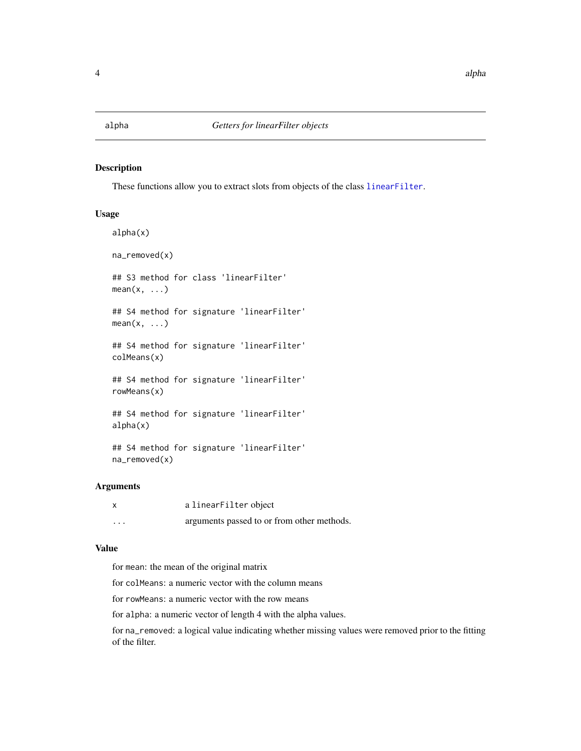# alpha — *Getters for linearFilter objects*

## Description

These functions allow you to extract slots from objects of the class `linearFilter`.

## Usage

```
alpha(x)

na_removed(x)

## S3 method for class 'linearFilter'
mean(x, ...)

## S4 method for signature 'linearFilter'
mean(x, ...)

## S4 method for signature 'linearFilter'
colMeans(x)

## S4 method for signature 'linearFilter'
rowMeans(x)

## S4 method for signature 'linearFilter'
alpha(x)

## S4 method for signature 'linearFilter'
na_removed(x)
```

## Arguments

| | |
|---|---|
| `x` | a `linearFilter` object |
| `...` | arguments passed to or from other methods. |

## Value

for `mean`: the mean of the original matrix

for `colMeans`: a numeric vector with the column means

for `rowMeans`: a numeric vector with the row means

for `alpha`: a numeric vector of length 4 with the alpha values.

for `na_removed`: a logical value indicating whether missing values were removed prior to the fitting of the filter.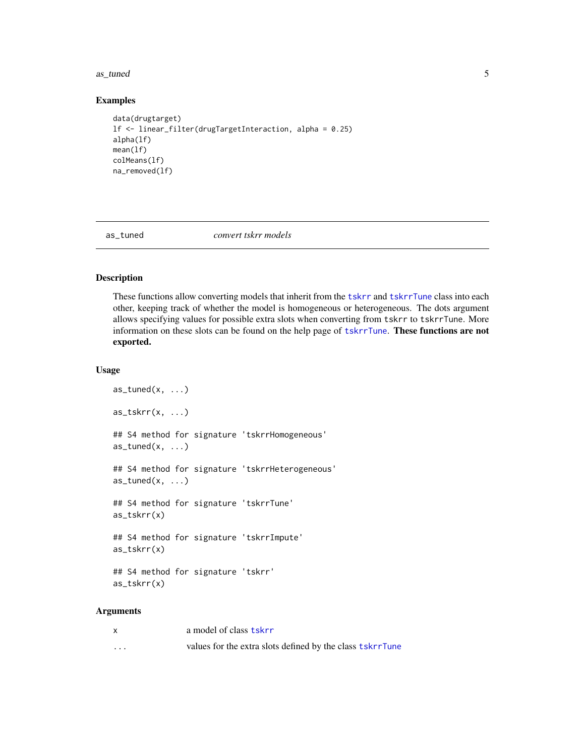## Examples

```
data(drugtarget)
lf <- linear_filter(drugTargetInteraction, alpha = 0.25)
alpha(lf)
mean(lf)
colMeans(lf)
na_removed(lf)
```

---

as_tuned *convert tskrr models*

---

## Description

These functions allow converting models that inherit from the tskrr and tskrrTune class into each other, keeping track of whether the model is homogeneous or heterogeneous. The dots argument allows specifying values for possible extra slots when converting from tskrr to tskrrTune. More information on these slots can be found on the help page of tskrrTune. **These functions are not exported.**

## Usage

```
as_tuned(x, ...)

as_tskrr(x, ...)

## S4 method for signature 'tskrrHomogeneous'
as_tuned(x, ...)

## S4 method for signature 'tskrrHeterogeneous'
as_tuned(x, ...)

## S4 method for signature 'tskrrTune'
as_tskrr(x)

## S4 method for signature 'tskrrImpute'
as_tskrr(x)

## S4 method for signature 'tskrr'
as_tskrr(x)
```

## Arguments

| | |
|---|---|
| x | a model of class tskrr |
| ... | values for the extra slots defined by the class tskrrTune |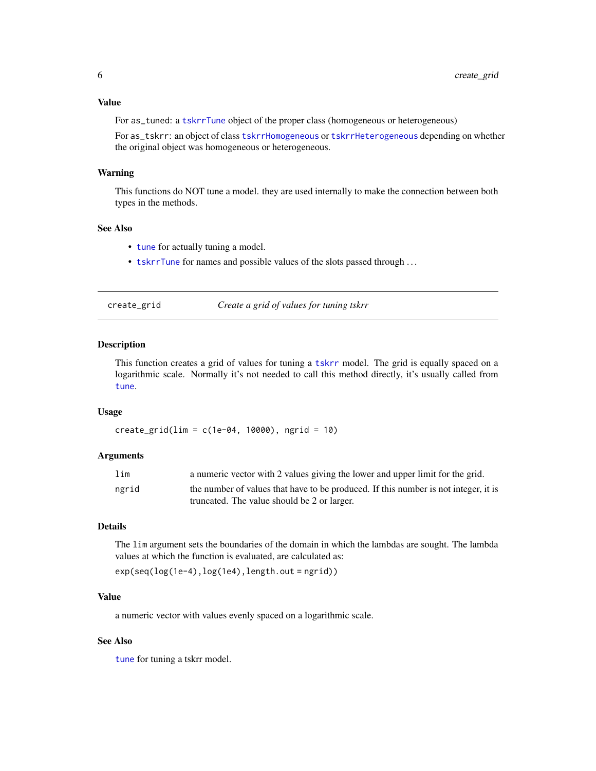### Value

For `as_tuned`: a `tskrrTune` object of the proper class (homogeneous or heterogeneous)

For `as_tskrr`: an object of class `tskrrHomogeneous` or `tskrrHeterogeneous` depending on whether the original object was homogeneous or heterogeneous.

### Warning

This functions do NOT tune a model. they are used internally to make the connection between both types in the methods.

### See Also

- `tune` for actually tuning a model.
- `tskrrTune` for names and possible values of the slots passed through ...

---

## create_grid — *Create a grid of values for tuning tskrr*

### Description

This function creates a grid of values for tuning a `tskrr` model. The grid is equally spaced on a logarithmic scale. Normally it's not needed to call this method directly, it's usually called from `tune`.

### Usage

```
create_grid(lim = c(1e-04, 10000), ngrid = 10)
```

### Arguments

| | |
|---|---|
| `lim` | a numeric vector with 2 values giving the lower and upper limit for the grid. |
| `ngrid` | the number of values that have to be produced. If this number is not integer, it is truncated. The value should be 2 or larger. |

### Details

The `lim` argument sets the boundaries of the domain in which the lambdas are sought. The lambda values at which the function is evaluated, are calculated as:

`exp(seq(log(1e-4),log(1e4),length.out = ngrid))`

### Value

a numeric vector with values evenly spaced on a logarithmic scale.

### See Also

`tune` for tuning a tskrr model.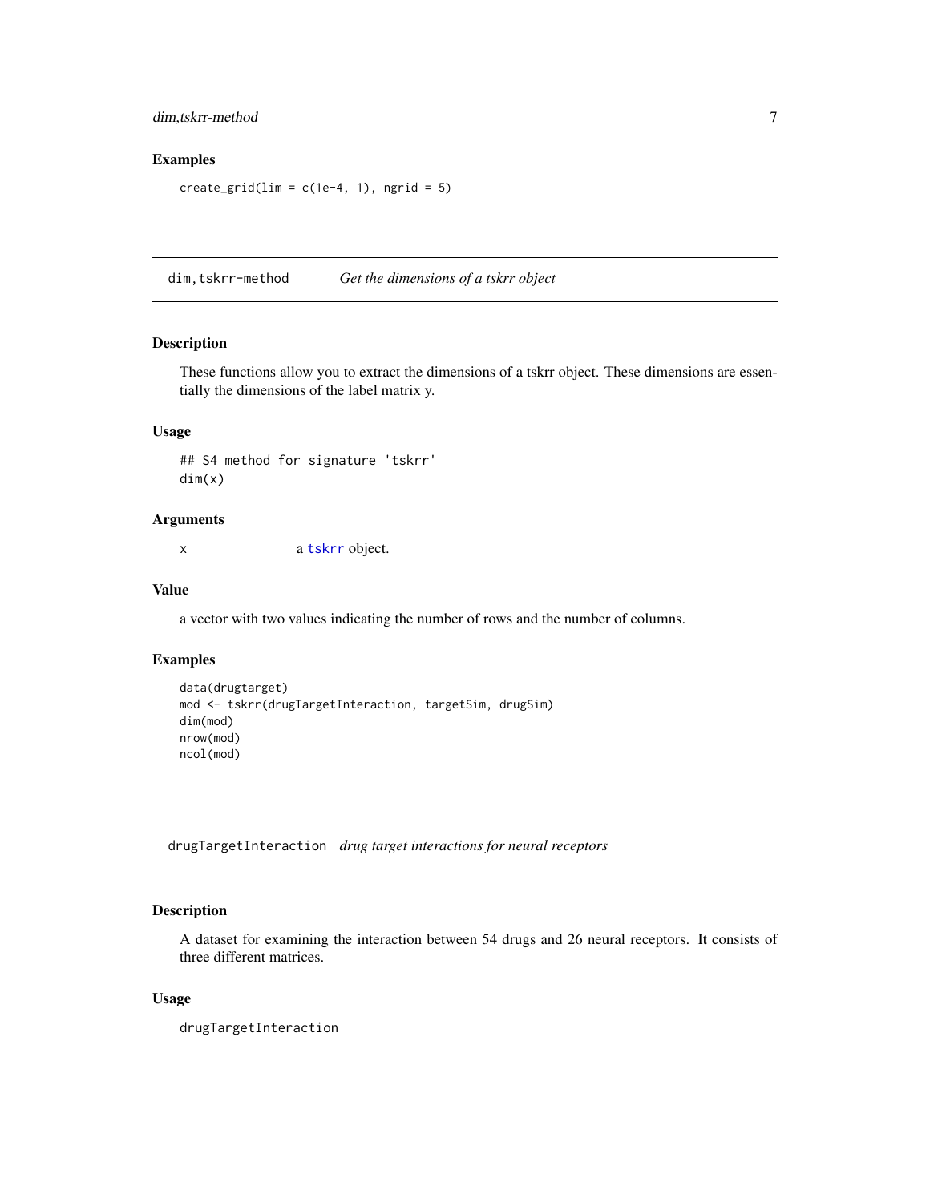### Examples

```
create_grid(lim = c(1e-4, 1), ngrid = 5)
```

---

## dim,tskrr-method *Get the dimensions of a tskrr object*

### Description

These functions allow you to extract the dimensions of a tskrr object. These dimensions are essentially the dimensions of the label matrix y.

### Usage

```
## S4 method for signature 'tskrr'
dim(x)
```

### Arguments

| | |
|---|---|
| x | a `tskrr` object. |

### Value

a vector with two values indicating the number of rows and the number of columns.

### Examples

```
data(drugtarget)
mod <- tskrr(drugTargetInteraction, targetSim, drugSim)
dim(mod)
nrow(mod)
ncol(mod)
```

---

## drugTargetInteraction *drug target interactions for neural receptors*

### Description

A dataset for examining the interaction between 54 drugs and 26 neural receptors. It consists of three different matrices.

### Usage

```
drugTargetInteraction
```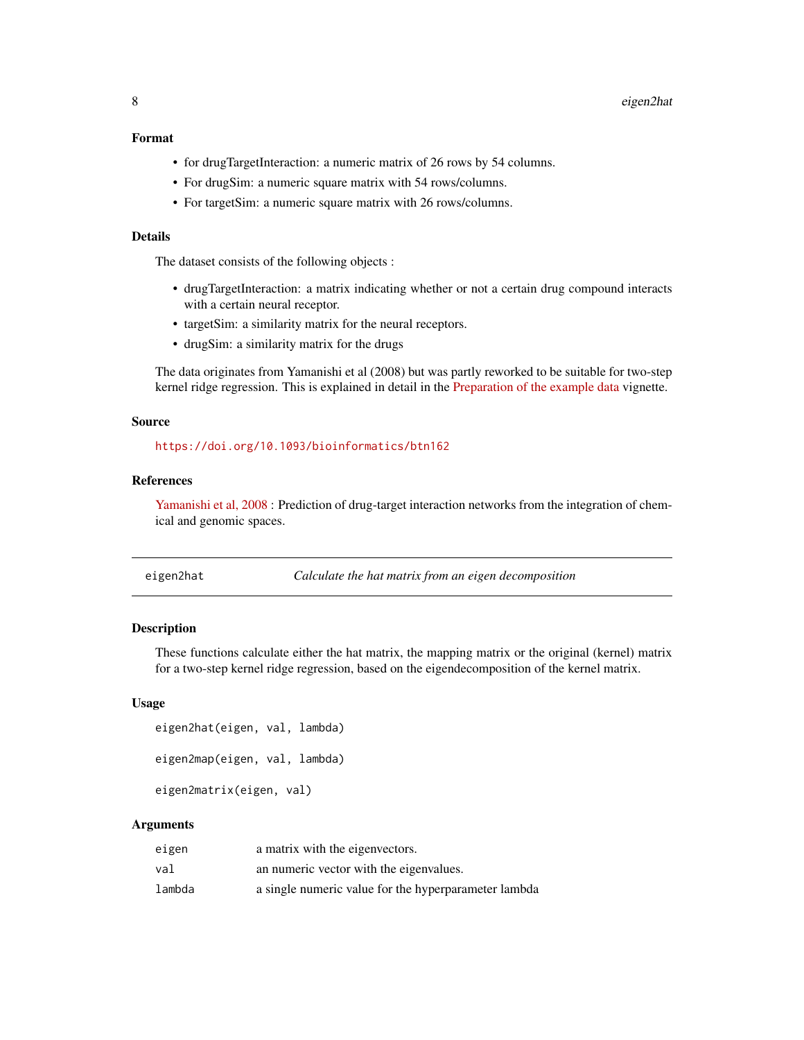### Format

- for drugTargetInteraction: a numeric matrix of 26 rows by 54 columns.
- For drugSim: a numeric square matrix with 54 rows/columns.
- For targetSim: a numeric square matrix with 26 rows/columns.

### Details

The dataset consists of the following objects :

- drugTargetInteraction: a matrix indicating whether or not a certain drug compound interacts with a certain neural receptor.
- targetSim: a similarity matrix for the neural receptors.
- drugSim: a similarity matrix for the drugs

The data originates from Yamanishi et al (2008) but was partly reworked to be suitable for two-step kernel ridge regression. This is explained in detail in the Preparation of the example data vignette.

### Source

https://doi.org/10.1093/bioinformatics/btn162

### References

Yamanishi et al, 2008 : Prediction of drug-target interaction networks from the integration of chemical and genomic spaces.

---

## eigen2hat — *Calculate the hat matrix from an eigen decomposition*

---

### Description

These functions calculate either the hat matrix, the mapping matrix or the original (kernel) matrix for a two-step kernel ridge regression, based on the eigendecomposition of the kernel matrix.

### Usage

```
eigen2hat(eigen, val, lambda)

eigen2map(eigen, val, lambda)

eigen2matrix(eigen, val)
```

### Arguments

| | |
|---|---|
| eigen | a matrix with the eigenvectors. |
| val | an numeric vector with the eigenvalues. |
| lambda | a single numeric value for the hyperparameter lambda |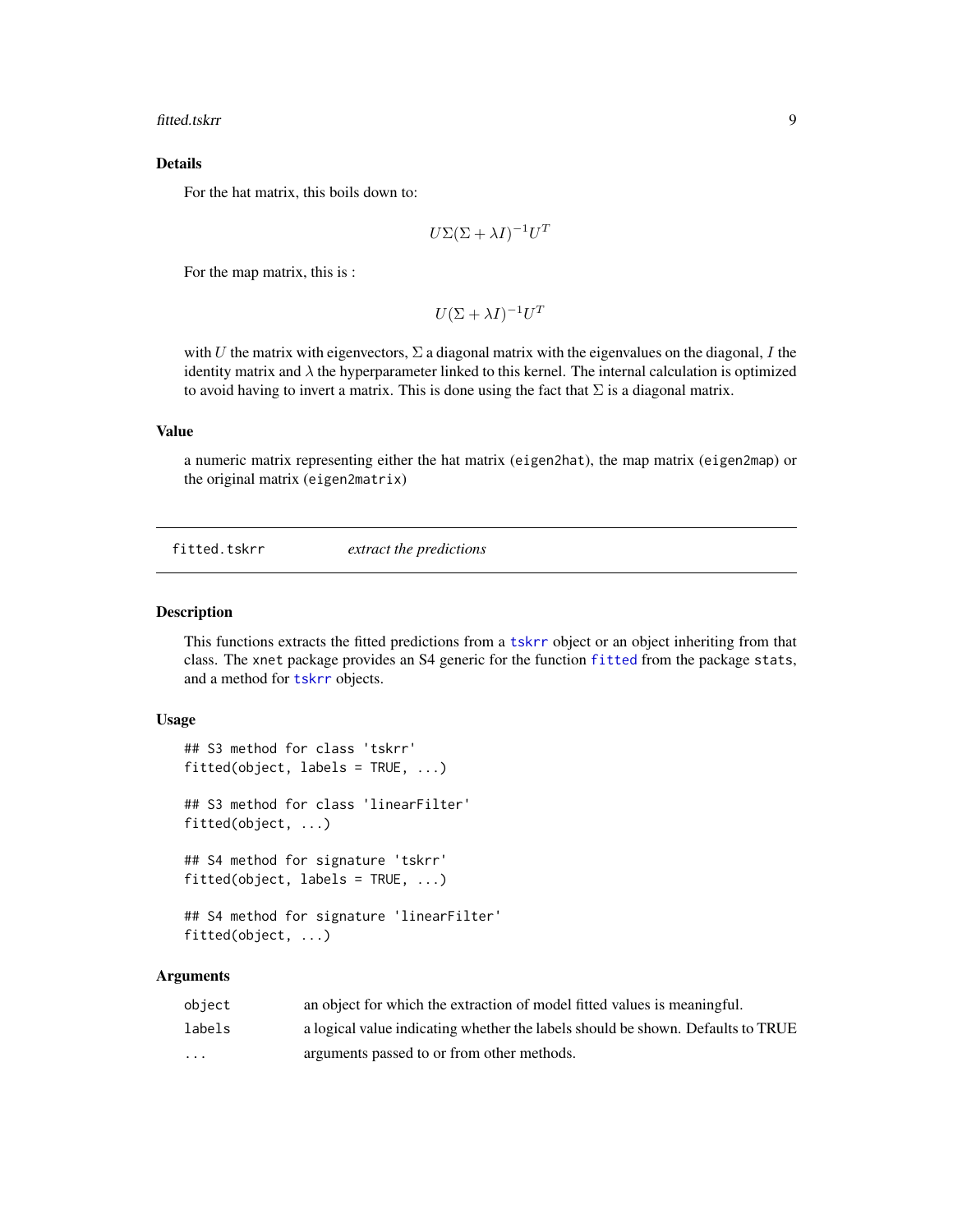### Details

For the hat matrix, this boils down to:

$$U\Sigma(\Sigma + \lambda I)^{-1}U^T$$

For the map matrix, this is :

$$U(\Sigma + \lambda I)^{-1}U^T$$

with $U$ the matrix with eigenvectors, $\Sigma$ a diagonal matrix with the eigenvalues on the diagonal, $I$ the identity matrix and $\lambda$ the hyperparameter linked to this kernel. The internal calculation is optimized to avoid having to invert a matrix. This is done using the fact that $\Sigma$ is a diagonal matrix.

### Value

a numeric matrix representing either the hat matrix (`eigen2hat`), the map matrix (`eigen2map`) or the original matrix (`eigen2matrix`)

---

## `fitted.tskrr` — *extract the predictions*

---

### Description

This functions extracts the fitted predictions from a `tskrr` object or an object inheriting from that class. The `xnet` package provides an S4 generic for the function `fitted` from the package `stats`, and a method for `tskrr` objects.

### Usage

```
## S3 method for class 'tskrr'
fitted(object, labels = TRUE, ...)

## S3 method for class 'linearFilter'
fitted(object, ...)

## S4 method for signature 'tskrr'
fitted(object, labels = TRUE, ...)

## S4 method for signature 'linearFilter'
fitted(object, ...)
```

### Arguments

| | |
|---|---|
| `object` | an object for which the extraction of model fitted values is meaningful. |
| `labels` | a logical value indicating whether the labels should be shown. Defaults to TRUE |
| `...` | arguments passed to or from other methods. |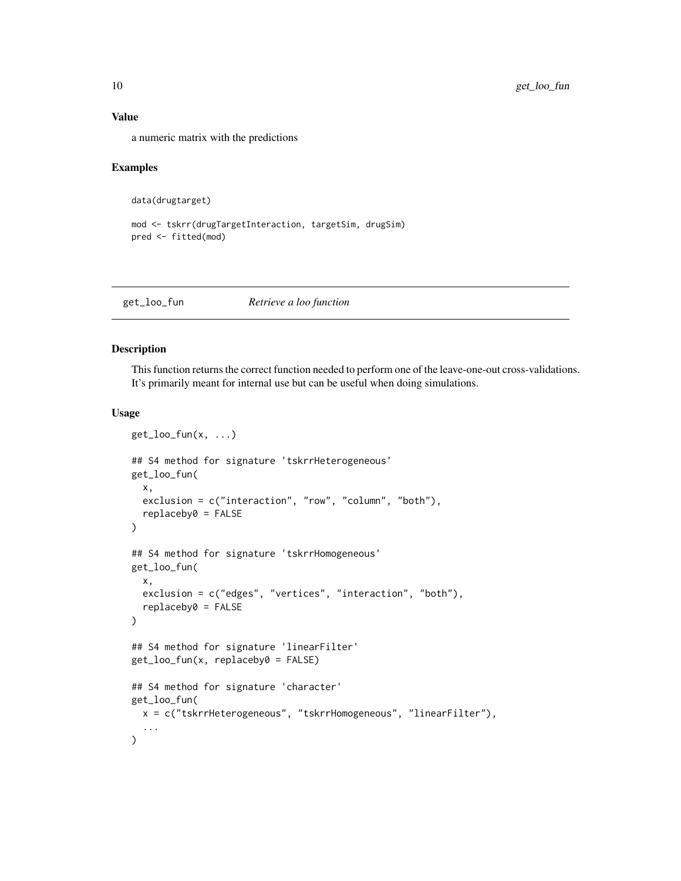## Value

a numeric matrix with the predictions

## Examples

```
data(drugtarget)

mod <- tskrr(drugTargetInteraction, targetSim, drugSim)
pred <- fitted(mod)
```

---

# get_loo_fun *Retrieve a loo function*

---

## Description

This function returns the correct function needed to perform one of the leave-one-out cross-validations. It's primarily meant for internal use but can be useful when doing simulations.

## Usage

```
get_loo_fun(x, ...)

## S4 method for signature 'tskrrHeterogeneous'
get_loo_fun(
  x,
  exclusion = c("interaction", "row", "column", "both"),
  replaceby0 = FALSE
)

## S4 method for signature 'tskrrHomogeneous'
get_loo_fun(
  x,
  exclusion = c("edges", "vertices", "interaction", "both"),
  replaceby0 = FALSE
)

## S4 method for signature 'linearFilter'
get_loo_fun(x, replaceby0 = FALSE)

## S4 method for signature 'character'
get_loo_fun(
  x = c("tskrrHeterogeneous", "tskrrHomogeneous", "linearFilter"),
  ...
)
```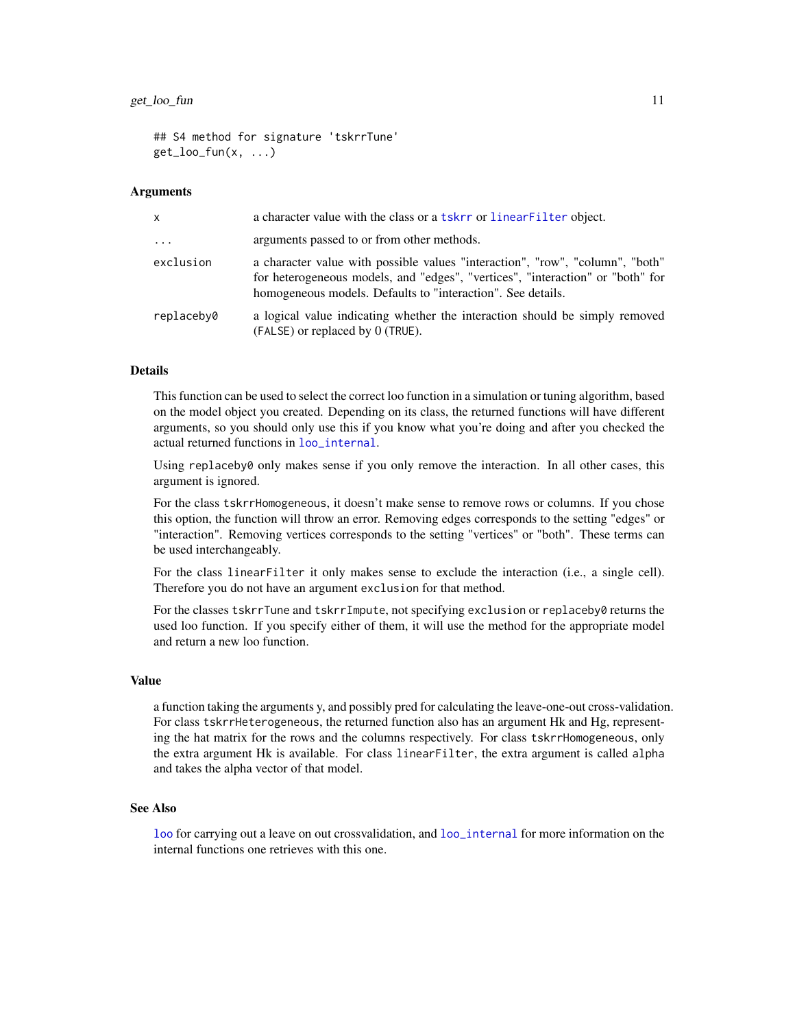```
## S4 method for signature 'tskrrTune'
get_loo_fun(x, ...)
```

### Arguments

| | |
|---|---|
| x | a character value with the class or a tskrr or linearFilter object. |
| ... | arguments passed to or from other methods. |
| exclusion | a character value with possible values "interaction", "row", "column", "both" for heterogeneous models, and "edges", "vertices", "interaction" or "both" for homogeneous models. Defaults to "interaction". See details. |
| replaceby0 | a logical value indicating whether the interaction should be simply removed (FALSE) or replaced by 0 (TRUE). |

### Details

This function can be used to select the correct loo function in a simulation or tuning algorithm, based on the model object you created. Depending on its class, the returned functions will have different arguments, so you should only use this if you know what you're doing and after you checked the actual returned functions in loo_internal.

Using replaceby0 only makes sense if you only remove the interaction. In all other cases, this argument is ignored.

For the class tskrrHomogeneous, it doesn't make sense to remove rows or columns. If you chose this option, the function will throw an error. Removing edges corresponds to the setting "edges" or "interaction". Removing vertices corresponds to the setting "vertices" or "both". These terms can be used interchangeably.

For the class linearFilter it only makes sense to exclude the interaction (i.e., a single cell). Therefore you do not have an argument exclusion for that method.

For the classes tskrrTune and tskrrImpute, not specifying exclusion or replaceby0 returns the used loo function. If you specify either of them, it will use the method for the appropriate model and return a new loo function.

### Value

a function taking the arguments y, and possibly pred for calculating the leave-one-out cross-validation. For class tskrrHeterogeneous, the returned function also has an argument Hk and Hg, representing the hat matrix for the rows and the columns respectively. For class tskrrHomogeneous, only the extra argument Hk is available. For class linearFilter, the extra argument is called alpha and takes the alpha vector of that model.

### See Also

loo for carrying out a leave on out crossvalidation, and loo_internal for more information on the internal functions one retrieves with this one.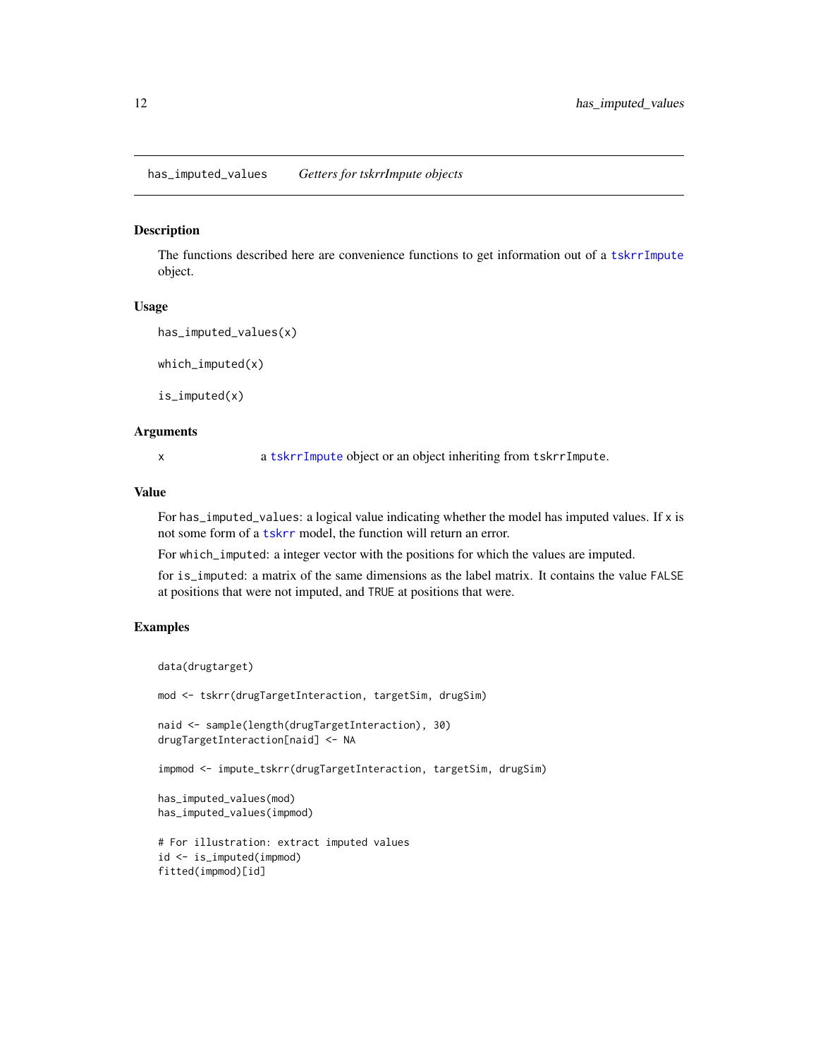## has_imputed_values *Getters for tskrrImpute objects*

### Description

The functions described here are convenience functions to get information out of a tskrrImpute object.

### Usage

```
has_imputed_values(x)

which_imputed(x)

is_imputed(x)
```

### Arguments

x a tskrrImpute object or an object inheriting from tskrrImpute.

### Value

For has_imputed_values: a logical value indicating whether the model has imputed values. If x is not some form of a tskrr model, the function will return an error.

For which_imputed: a integer vector with the positions for which the values are imputed.

for is_imputed: a matrix of the same dimensions as the label matrix. It contains the value FALSE at positions that were not imputed, and TRUE at positions that were.

### Examples

```
data(drugtarget)

mod <- tskrr(drugTargetInteraction, targetSim, drugSim)

naid <- sample(length(drugTargetInteraction), 30)
drugTargetInteraction[naid] <- NA

impmod <- impute_tskrr(drugTargetInteraction, targetSim, drugSim)

has_imputed_values(mod)
has_imputed_values(impmod)

# For illustration: extract imputed values
id <- is_imputed(impmod)
fitted(impmod)[id]
```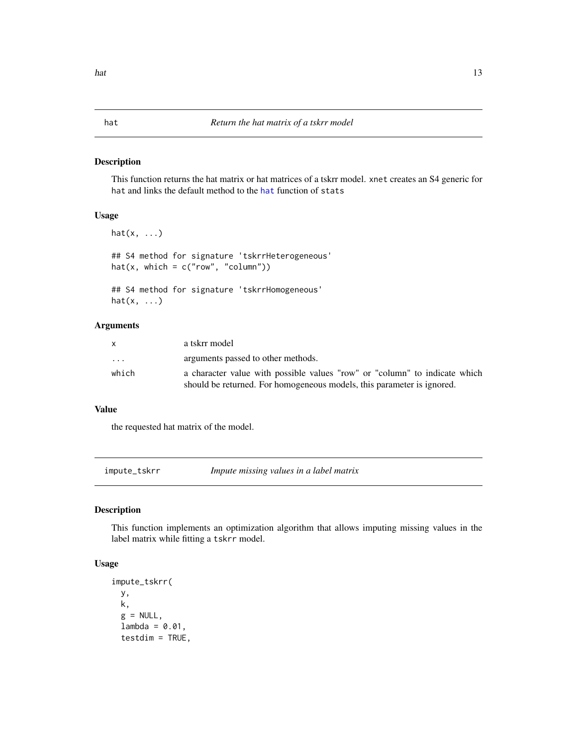## hat — *Return the hat matrix of a tskrr model*

### Description

This function returns the hat matrix or hat matrices of a tskrr model. `xnet` creates an S4 generic for `hat` and links the default method to the `hat` function of `stats`

### Usage

```
hat(x, ...)

## S4 method for signature 'tskrrHeterogeneous'
hat(x, which = c("row", "column"))

## S4 method for signature 'tskrrHomogeneous'
hat(x, ...)
```

### Arguments

| | |
|---|---|
| `x` | a tskrr model |
| `...` | arguments passed to other methods. |
| `which` | a character value with possible values "row" or "column" to indicate which should be returned. For homogeneous models, this parameter is ignored. |

### Value

the requested hat matrix of the model.

## impute_tskrr — *Impute missing values in a label matrix*

### Description

This function implements an optimization algorithm that allows imputing missing values in the label matrix while fitting a `tskrr` model.

### Usage

```
impute_tskrr(
  y,
  k,
  g = NULL,
  lambda = 0.01,
  testdim = TRUE,
```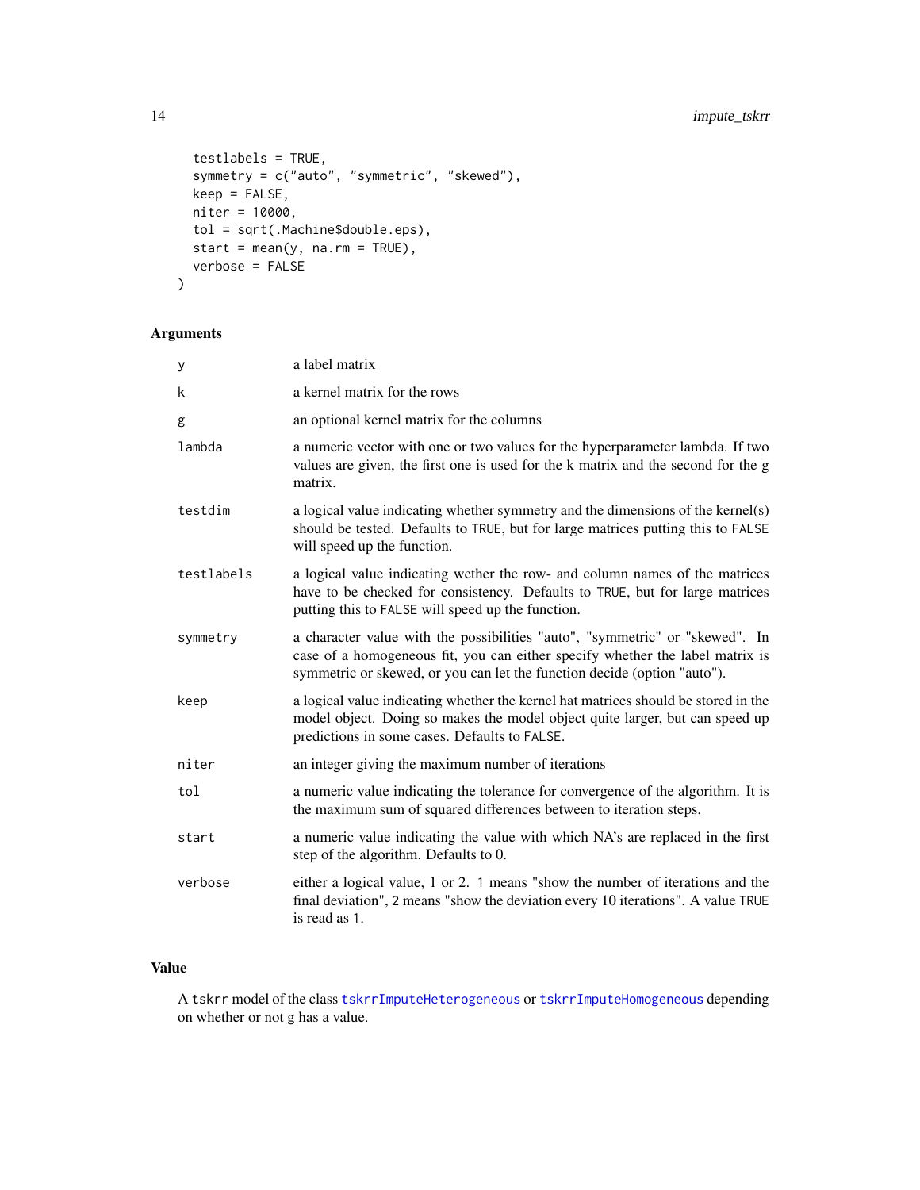```
  testlabels = TRUE,
  symmetry = c("auto", "symmetric", "skewed"),
  keep = FALSE,
  niter = 10000,
  tol = sqrt(.Machine$double.eps),
  start = mean(y, na.rm = TRUE),
  verbose = FALSE
)
```

## Arguments

| | |
|---|---|
| `y` | a label matrix |
| `k` | a kernel matrix for the rows |
| `g` | an optional kernel matrix for the columns |
| `lambda` | a numeric vector with one or two values for the hyperparameter lambda. If two values are given, the first one is used for the k matrix and the second for the g matrix. |
| `testdim` | a logical value indicating whether symmetry and the dimensions of the kernel(s) should be tested. Defaults to `TRUE`, but for large matrices putting this to `FALSE` will speed up the function. |
| `testlabels` | a logical value indicating wether the row- and column names of the matrices have to be checked for consistency. Defaults to `TRUE`, but for large matrices putting this to `FALSE` will speed up the function. |
| `symmetry` | a character value with the possibilities "auto", "symmetric" or "skewed". In case of a homogeneous fit, you can either specify whether the label matrix is symmetric or skewed, or you can let the function decide (option "auto"). |
| `keep` | a logical value indicating whether the kernel hat matrices should be stored in the model object. Doing so makes the model object quite larger, but can speed up predictions in some cases. Defaults to `FALSE`. |
| `niter` | an integer giving the maximum number of iterations |
| `tol` | a numeric value indicating the tolerance for convergence of the algorithm. It is the maximum sum of squared differences between to iteration steps. |
| `start` | a numeric value indicating the value with which NA's are replaced in the first step of the algorithm. Defaults to 0. |
| `verbose` | either a logical value, 1 or 2. `1` means "show the number of iterations and the final deviation", `2` means "show the deviation every 10 iterations". A value `TRUE` is read as `1`. |

## Value

A `tskrr` model of the class `tskrrImputeHeterogeneous` or `tskrrImputeHomogeneous` depending on whether or not g has a value.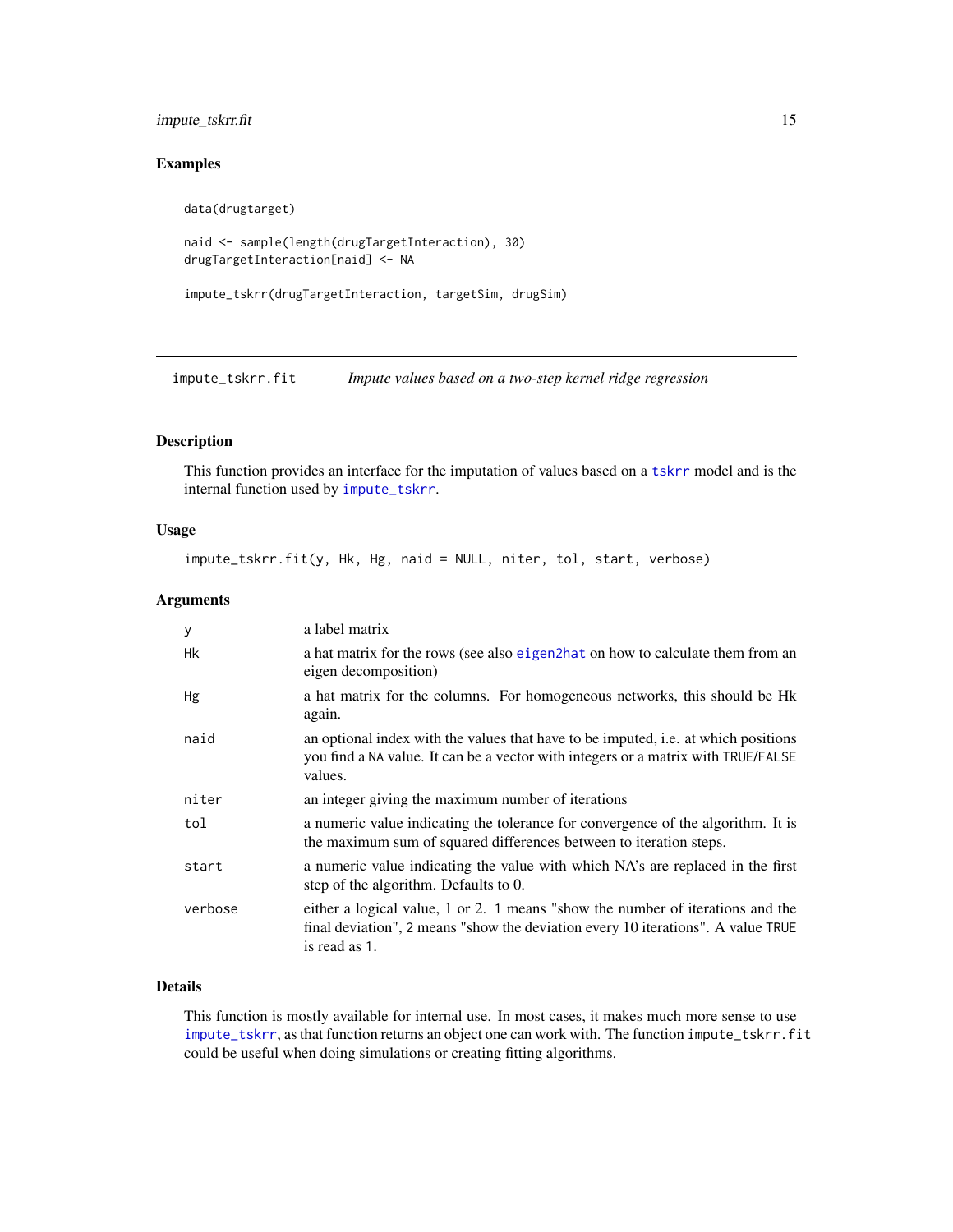## Examples

```
data(drugtarget)

naid <- sample(length(drugTargetInteraction), 30)
drugTargetInteraction[naid] <- NA

impute_tskrr(drugTargetInteraction, targetSim, drugSim)
```

---

impute_tskrr.fit — *Impute values based on a two-step kernel ridge regression*

---

## Description

This function provides an interface for the imputation of values based on a tskrr model and is the internal function used by impute_tskrr.

## Usage

```
impute_tskrr.fit(y, Hk, Hg, naid = NULL, niter, tol, start, verbose)
```

## Arguments

| | |
|---|---|
| y | a label matrix |
| Hk | a hat matrix for the rows (see also eigen2hat on how to calculate them from an eigen decomposition) |
| Hg | a hat matrix for the columns. For homogeneous networks, this should be Hk again. |
| naid | an optional index with the values that have to be imputed, i.e. at which positions you find a NA value. It can be a vector with integers or a matrix with TRUE/FALSE values. |
| niter | an integer giving the maximum number of iterations |
| tol | a numeric value indicating the tolerance for convergence of the algorithm. It is the maximum sum of squared differences between to iteration steps. |
| start | a numeric value indicating the value with which NA's are replaced in the first step of the algorithm. Defaults to 0. |
| verbose | either a logical value, 1 or 2. 1 means "show the number of iterations and the final deviation", 2 means "show the deviation every 10 iterations". A value TRUE is read as 1. |

## Details

This function is mostly available for internal use. In most cases, it makes much more sense to use impute_tskrr, as that function returns an object one can work with. The function impute_tskrr.fit could be useful when doing simulations or creating fitting algorithms.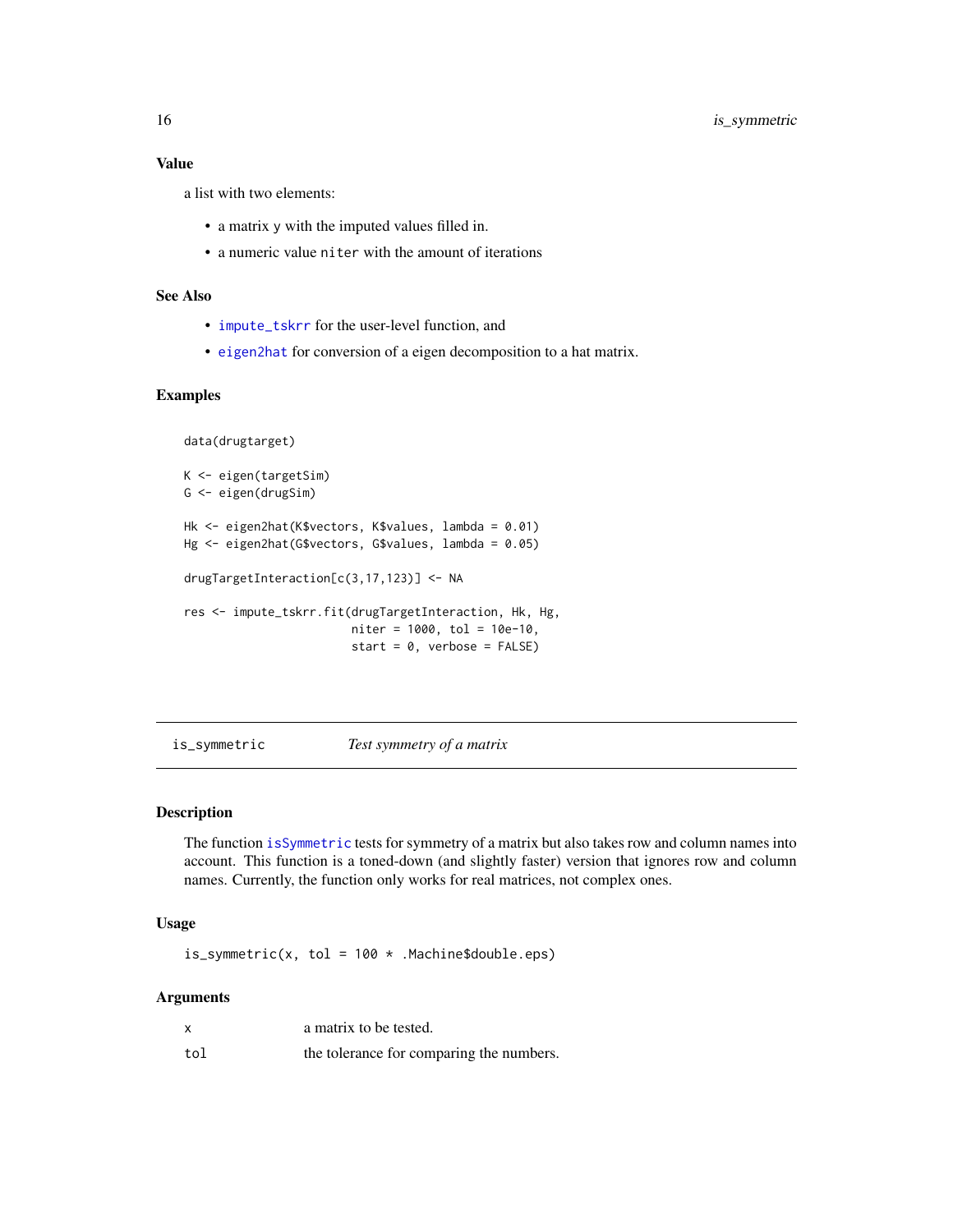### Value

a list with two elements:

- a matrix y with the imputed values filled in.
- a numeric value niter with the amount of iterations

### See Also

- impute_tskrr for the user-level function, and
- eigen2hat for conversion of a eigen decomposition to a hat matrix.

### Examples

```
data(drugtarget)

K <- eigen(targetSim)
G <- eigen(drugSim)

Hk <- eigen2hat(K$vectors, K$values, lambda = 0.01)
Hg <- eigen2hat(G$vectors, G$values, lambda = 0.05)

drugTargetInteraction[c(3,17,123)] <- NA

res <- impute_tskrr.fit(drugTargetInteraction, Hk, Hg,
                        niter = 1000, tol = 10e-10,
                        start = 0, verbose = FALSE)
```

---

## is_symmetric *Test symmetry of a matrix*

### Description

The function isSymmetric tests for symmetry of a matrix but also takes row and column names into account. This function is a toned-down (and slightly faster) version that ignores row and column names. Currently, the function only works for real matrices, not complex ones.

### Usage

```
is_symmetric(x, tol = 100 * .Machine$double.eps)
```

### Arguments

| | |
|---|---|
| x | a matrix to be tested. |
| tol | the tolerance for comparing the numbers. |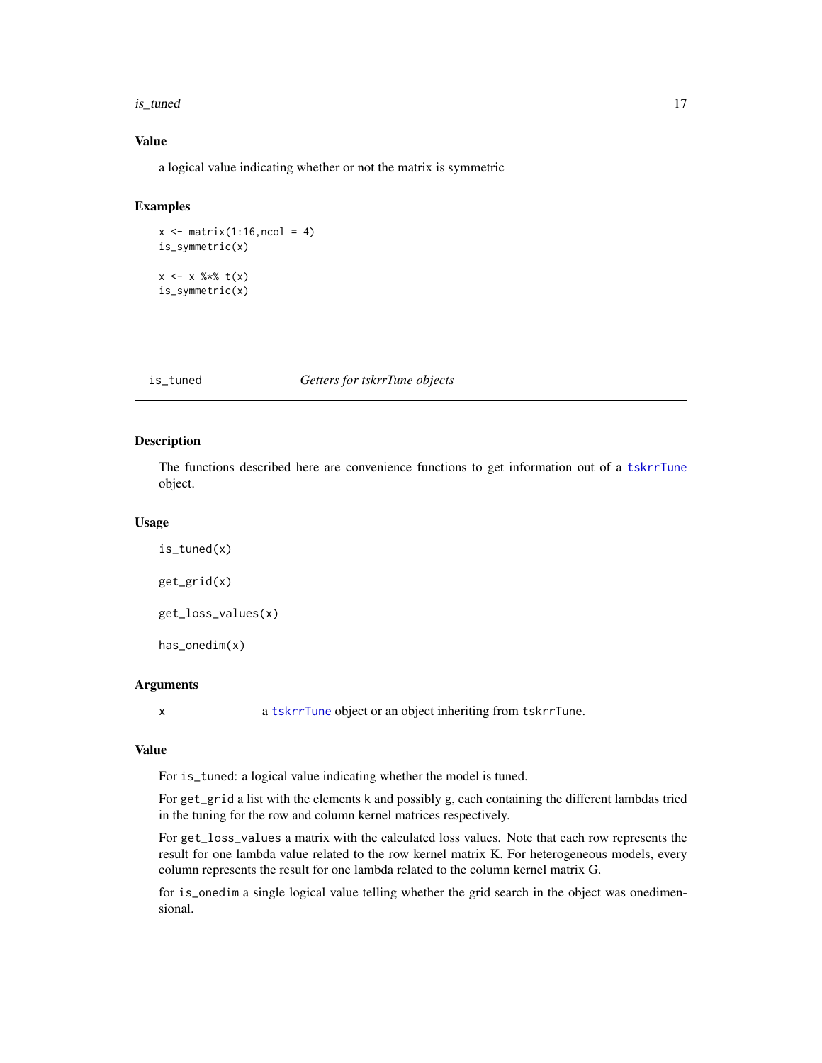### Value

a logical value indicating whether or not the matrix is symmetric

### Examples

```
x <- matrix(1:16,ncol = 4)
is_symmetric(x)

x <- x %*% t(x)
is_symmetric(x)
```

## is_tuned *Getters for tskrrTune objects*

### Description

The functions described here are convenience functions to get information out of a tskrrTune object.

### Usage

```
is_tuned(x)

get_grid(x)

get_loss_values(x)

has_onedim(x)
```

### Arguments

x a tskrrTune object or an object inheriting from tskrrTune.

### Value

For is_tuned: a logical value indicating whether the model is tuned.

For get_grid a list with the elements k and possibly g, each containing the different lambdas tried in the tuning for the row and column kernel matrices respectively.

For get_loss_values a matrix with the calculated loss values. Note that each row represents the result for one lambda value related to the row kernel matrix K. For heterogeneous models, every column represents the result for one lambda related to the column kernel matrix G.

for is_onedim a single logical value telling whether the grid search in the object was onedimensional.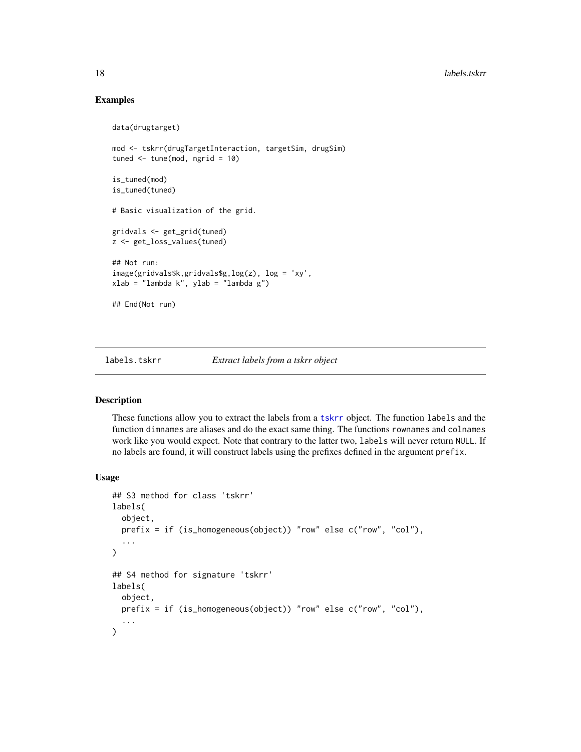### Examples

```
data(drugtarget)

mod <- tskrr(drugTargetInteraction, targetSim, drugSim)
tuned <- tune(mod, ngrid = 10)

is_tuned(mod)
is_tuned(tuned)

# Basic visualization of the grid.

gridvals <- get_grid(tuned)
z <- get_loss_values(tuned)

## Not run:
image(gridvals$k,gridvals$g,log(z), log = 'xy',
xlab = "lambda k", ylab = "lambda g")

## End(Not run)
```

---

## labels.tskrr — *Extract labels from a tskrr object*

### Description

These functions allow you to extract the labels from a tskrr object. The function `labels` and the function `dimnames` are aliases and do the exact same thing. The functions `rownames` and `colnames` work like you would expect. Note that contrary to the latter two, `labels` will never return `NULL`. If no labels are found, it will construct labels using the prefixes defined in the argument `prefix`.

### Usage

```
## S3 method for class 'tskrr'
labels(
  object,
  prefix = if (is_homogeneous(object)) "row" else c("row", "col"),
  ...
)

## S4 method for signature 'tskrr'
labels(
  object,
  prefix = if (is_homogeneous(object)) "row" else c("row", "col"),
  ...
)
```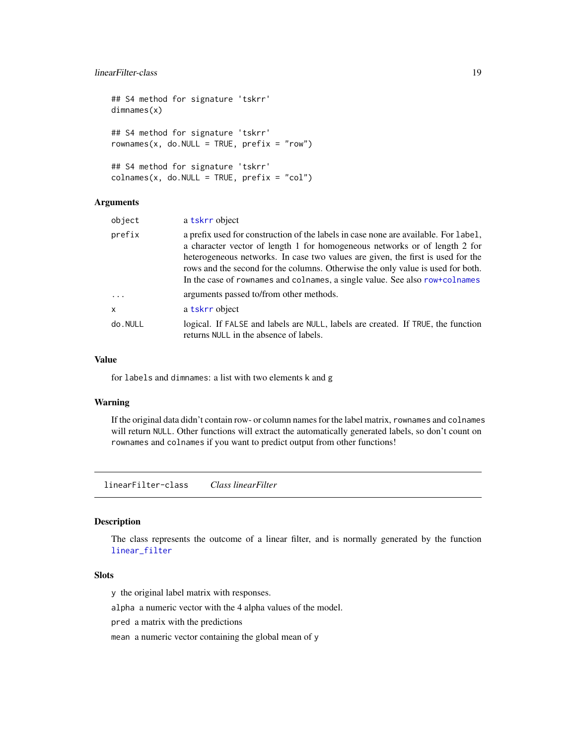```
## S4 method for signature 'tskrr'
dimnames(x)

## S4 method for signature 'tskrr'
rownames(x, do.NULL = TRUE, prefix = "row")

## S4 method for signature 'tskrr'
colnames(x, do.NULL = TRUE, prefix = "col")
```

### Arguments

| | |
|---|---|
| object | a tskrr object |
| prefix | a prefix used for construction of the labels in case none are available. For label, a character vector of length 1 for homogeneous networks or of length 2 for heterogeneous networks. In case two values are given, the first is used for the rows and the second for the columns. Otherwise the only value is used for both. In the case of rownames and colnames, a single value. See also row+colnames |
| ... | arguments passed to/from other methods. |
| x | a tskrr object |
| do.NULL | logical. If FALSE and labels are NULL, labels are created. If TRUE, the function returns NULL in the absence of labels. |

### Value

for labels and dimnames: a list with two elements k and g

### Warning

If the original data didn't contain row- or column names for the label matrix, rownames and colnames will return NULL. Other functions will extract the automatically generated labels, so don't count on rownames and colnames if you want to predict output from other functions!

---

## linearFilter-class    *Class linearFilter*

### Description

The class represents the outcome of a linear filter, and is normally generated by the function linear_filter

### Slots

y the original label matrix with responses.

alpha a numeric vector with the 4 alpha values of the model.

pred a matrix with the predictions

mean a numeric vector containing the global mean of y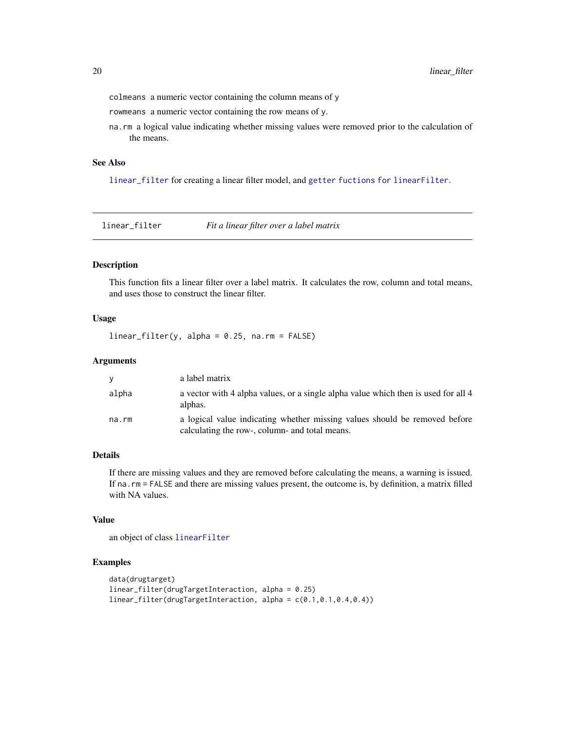colmeans a numeric vector containing the column means of y

rowmeans a numeric vector containing the row means of y.

na.rm a logical value indicating whether missing values were removed prior to the calculation of the means.

### See Also

linear_filter for creating a linear filter model, and getter fuctions for linearFilter.

---

## linear_filter *Fit a linear filter over a label matrix*

---

### Description

This function fits a linear filter over a label matrix. It calculates the row, column and total means, and uses those to construct the linear filter.

### Usage

```
linear_filter(y, alpha = 0.25, na.rm = FALSE)
```

### Arguments

| | |
|---|---|
| y | a label matrix |
| alpha | a vector with 4 alpha values, or a single alpha value which then is used for all 4 alphas. |
| na.rm | a logical value indicating whether missing values should be removed before calculating the row-, column- and total means. |

### Details

If there are missing values and they are removed before calculating the means, a warning is issued. If na.rm = FALSE and there are missing values present, the outcome is, by definition, a matrix filled with NA values.

### Value

an object of class linearFilter

### Examples

```
data(drugtarget)
linear_filter(drugTargetInteraction, alpha = 0.25)
linear_filter(drugTargetInteraction, alpha = c(0.1,0.1,0.4,0.4))
```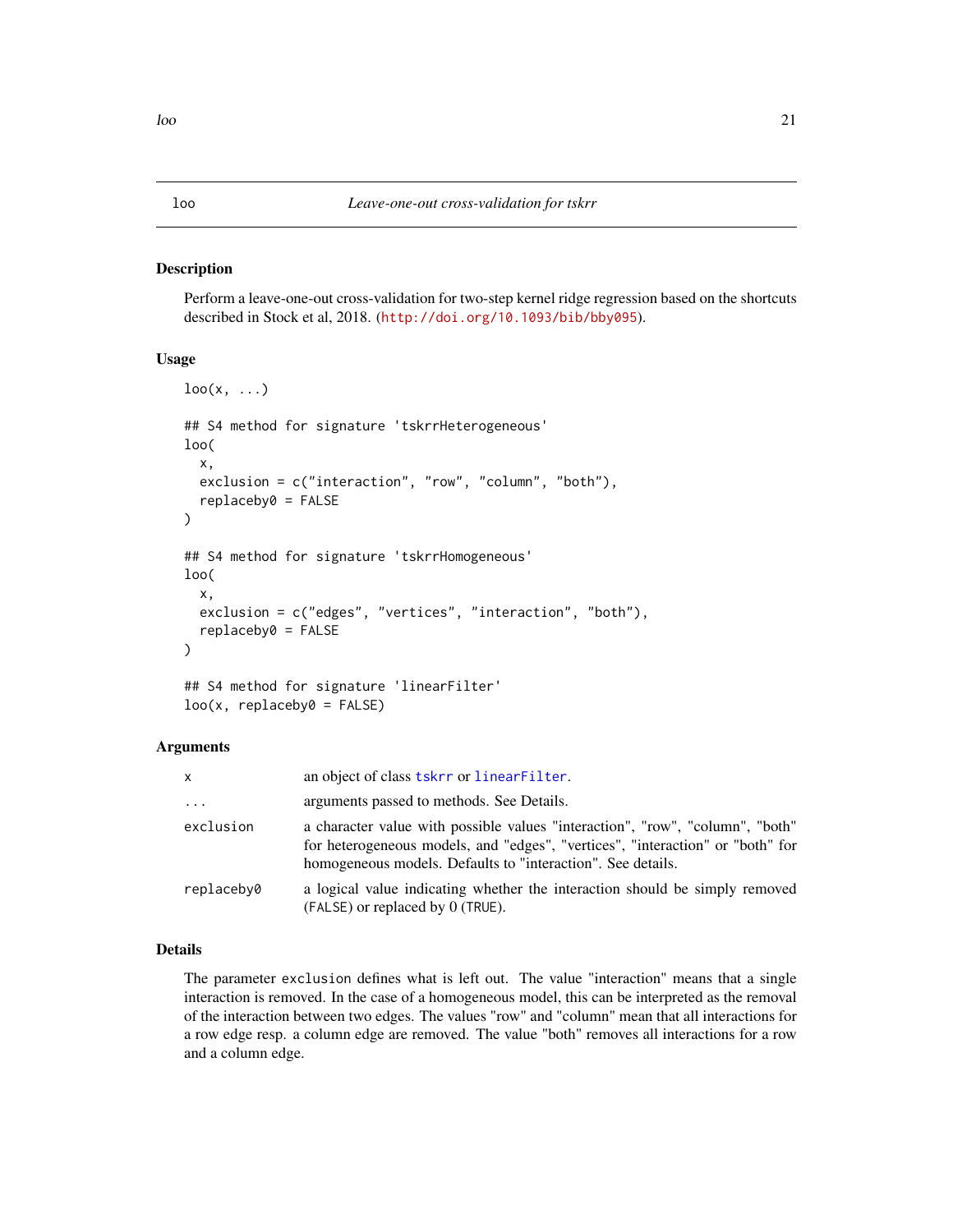## loo — *Leave-one-out cross-validation for tskrr*

### Description

Perform a leave-one-out cross-validation for two-step kernel ridge regression based on the shortcuts described in Stock et al, 2018. (http://doi.org/10.1093/bib/bby095).

### Usage

```
loo(x, ...)

## S4 method for signature 'tskrrHeterogeneous'
loo(
  x,
  exclusion = c("interaction", "row", "column", "both"),
  replaceby0 = FALSE
)

## S4 method for signature 'tskrrHomogeneous'
loo(
  x,
  exclusion = c("edges", "vertices", "interaction", "both"),
  replaceby0 = FALSE
)

## S4 method for signature 'linearFilter'
loo(x, replaceby0 = FALSE)
```

### Arguments

| | |
|---|---|
| `x` | an object of class `tskrr` or `linearFilter`. |
| `...` | arguments passed to methods. See Details. |
| `exclusion` | a character value with possible values "interaction", "row", "column", "both" for heterogeneous models, and "edges", "vertices", "interaction" or "both" for homogeneous models. Defaults to "interaction". See details. |
| `replaceby0` | a logical value indicating whether the interaction should be simply removed (`FALSE`) or replaced by 0 (`TRUE`). |

### Details

The parameter `exclusion` defines what is left out. The value "interaction" means that a single interaction is removed. In the case of a homogeneous model, this can be interpreted as the removal of the interaction between two edges. The values "row" and "column" mean that all interactions for a row edge resp. a column edge are removed. The value "both" removes all interactions for a row and a column edge.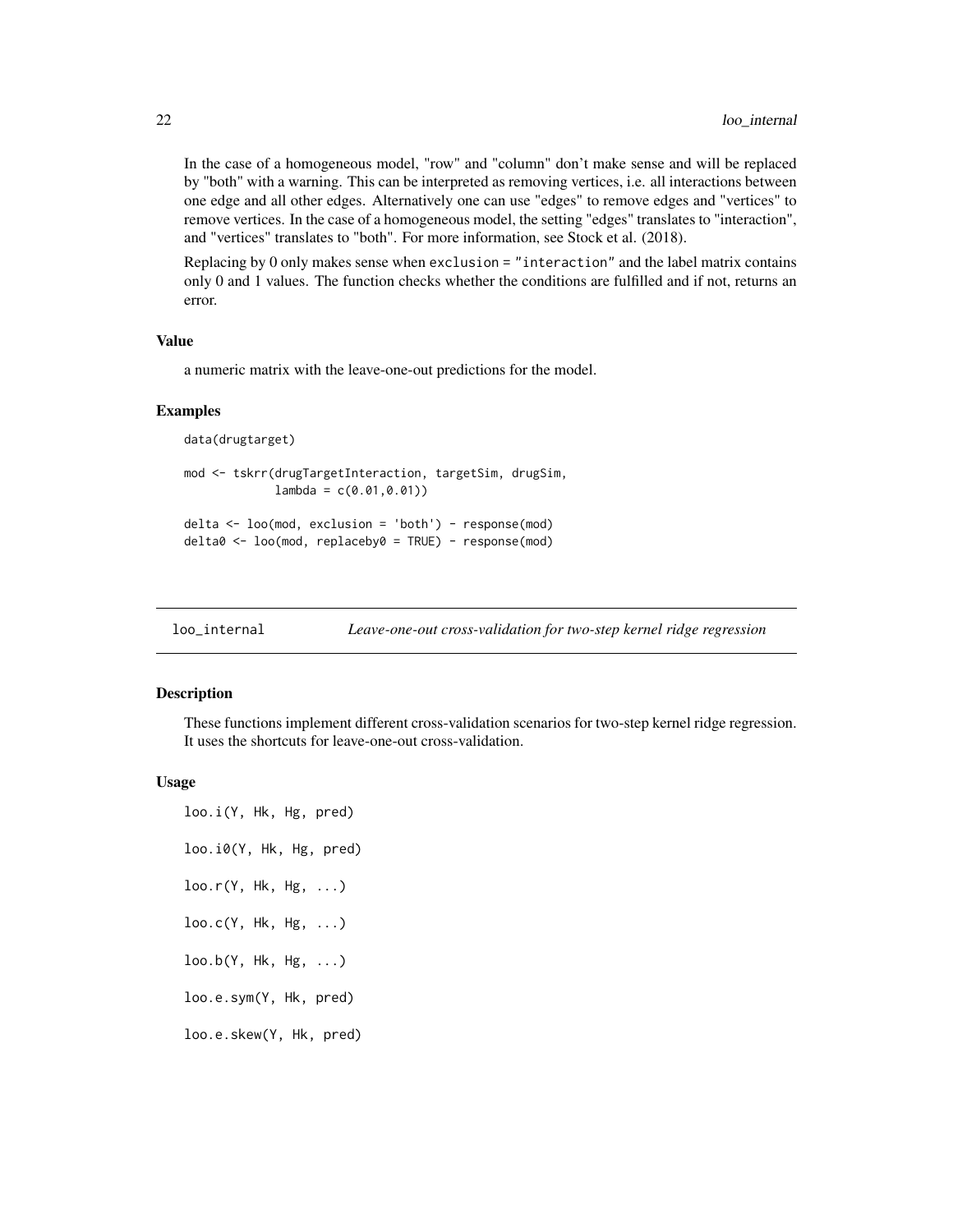In the case of a homogeneous model, "row" and "column" don't make sense and will be replaced by "both" with a warning. This can be interpreted as removing vertices, i.e. all interactions between one edge and all other edges. Alternatively one can use "edges" to remove edges and "vertices" to remove vertices. In the case of a homogeneous model, the setting "edges" translates to "interaction", and "vertices" translates to "both". For more information, see Stock et al. (2018).

Replacing by 0 only makes sense when `exclusion = "interaction"` and the label matrix contains only 0 and 1 values. The function checks whether the conditions are fulfilled and if not, returns an error.

### Value

a numeric matrix with the leave-one-out predictions for the model.

### Examples

```
data(drugtarget)

mod <- tskrr(drugTargetInteraction, targetSim, drugSim,
             lambda = c(0.01,0.01))

delta <- loo(mod, exclusion = 'both') - response(mod)
delta0 <- loo(mod, replaceby0 = TRUE) - response(mod)
```

---

## loo_internal — *Leave-one-out cross-validation for two-step kernel ridge regression*

### Description

These functions implement different cross-validation scenarios for two-step kernel ridge regression. It uses the shortcuts for leave-one-out cross-validation.

### Usage

```
loo.i(Y, Hk, Hg, pred)

loo.i0(Y, Hk, Hg, pred)

loo.r(Y, Hk, Hg, ...)

loo.c(Y, Hk, Hg, ...)

loo.b(Y, Hk, Hg, ...)

loo.e.sym(Y, Hk, pred)

loo.e.skew(Y, Hk, pred)
```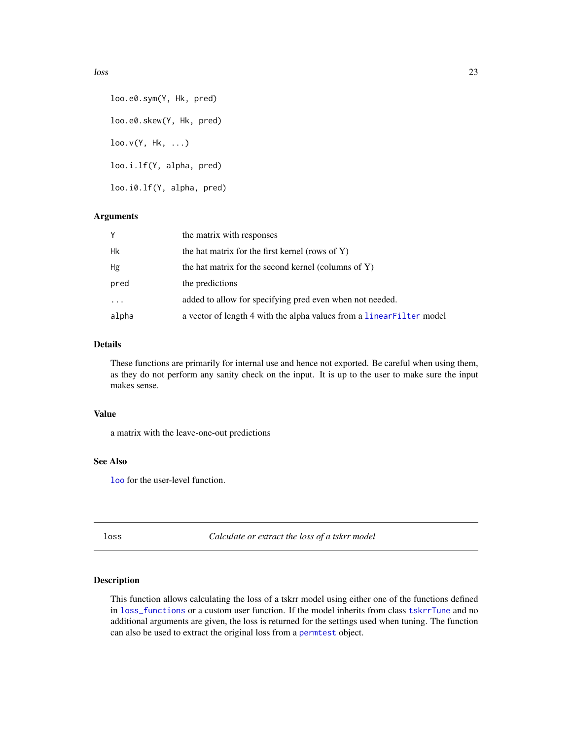```
loo.e0.sym(Y, Hk, pred)

loo.e0.skew(Y, Hk, pred)

loo.v(Y, Hk, ...)

loo.i.lf(Y, alpha, pred)

loo.i0.lf(Y, alpha, pred)
```

### Arguments

| | |
|---|---|
| `Y` | the matrix with responses |
| `Hk` | the hat matrix for the first kernel (rows of Y) |
| `Hg` | the hat matrix for the second kernel (columns of Y) |
| `pred` | the predictions |
| `...` | added to allow for specifying pred even when not needed. |
| `alpha` | a vector of length 4 with the alpha values from a `linearFilter` model |

### Details

These functions are primarily for internal use and hence not exported. Be careful when using them, as they do not perform any sanity check on the input. It is up to the user to make sure the input makes sense.

### Value

a matrix with the leave-one-out predictions

### See Also

`loo` for the user-level function.

---

## loss — *Calculate or extract the loss of a tskrr model*

### Description

This function allows calculating the loss of a tskrr model using either one of the functions defined in `loss_functions` or a custom user function. If the model inherits from class `tskrrTune` and no additional arguments are given, the loss is returned for the settings used when tuning. The function can also be used to extract the original loss from a `permtest` object.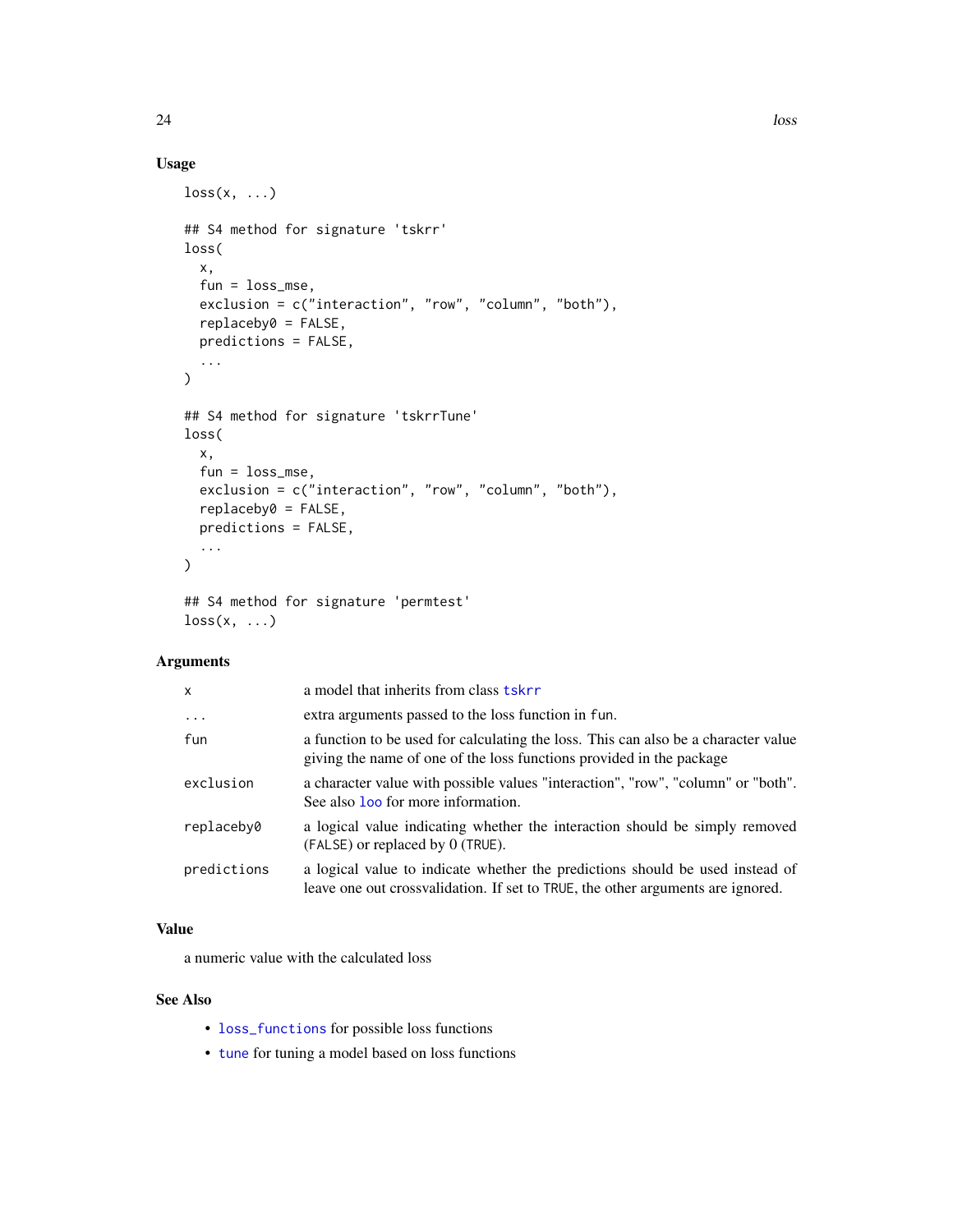## Usage

```
loss(x, ...)

## S4 method for signature 'tskrr'
loss(
  x,
  fun = loss_mse,
  exclusion = c("interaction", "row", "column", "both"),
  replaceby0 = FALSE,
  predictions = FALSE,
  ...
)

## S4 method for signature 'tskrrTune'
loss(
  x,
  fun = loss_mse,
  exclusion = c("interaction", "row", "column", "both"),
  replaceby0 = FALSE,
  predictions = FALSE,
  ...
)

## S4 method for signature 'permtest'
loss(x, ...)
```

## Arguments

| | |
|---|---|
| `x` | a model that inherits from class `tskrr` |
| `...` | extra arguments passed to the loss function in `fun`. |
| `fun` | a function to be used for calculating the loss. This can also be a character value giving the name of one of the loss functions provided in the package |
| `exclusion` | a character value with possible values "interaction", "row", "column" or "both". See also `loo` for more information. |
| `replaceby0` | a logical value indicating whether the interaction should be simply removed (`FALSE`) or replaced by 0 (`TRUE`). |
| `predictions` | a logical value to indicate whether the predictions should be used instead of leave one out crossvalidation. If set to `TRUE`, the other arguments are ignored. |

## Value

a numeric value with the calculated loss

## See Also

- `loss_functions` for possible loss functions
- `tune` for tuning a model based on loss functions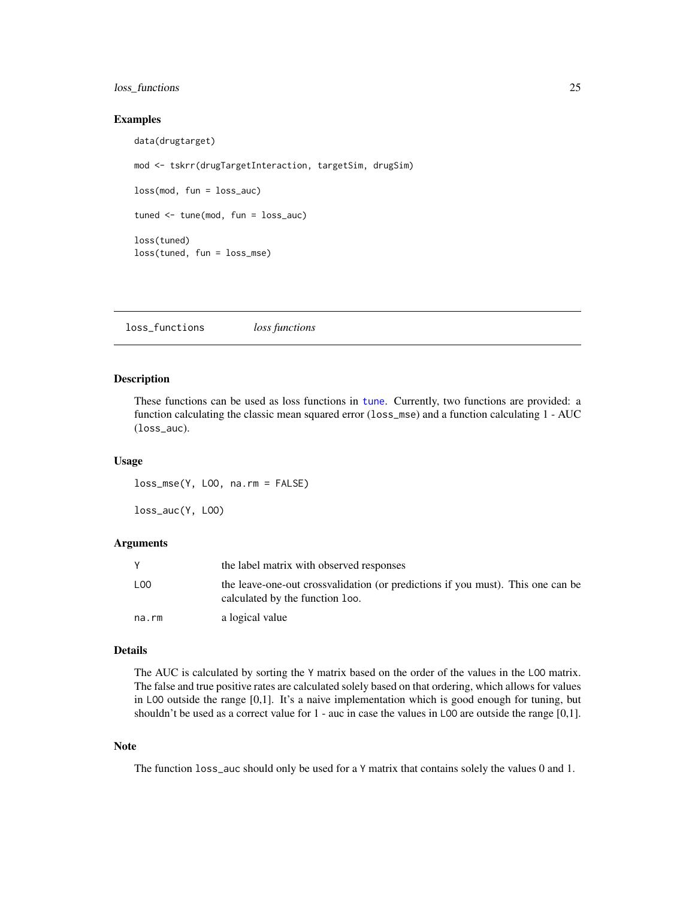## Examples

```
data(drugtarget)

mod <- tskrr(drugTargetInteraction, targetSim, drugSim)

loss(mod, fun = loss_auc)

tuned <- tune(mod, fun = loss_auc)

loss(tuned)
loss(tuned, fun = loss_mse)
```

---

# loss_functions *loss functions*

---

## Description

These functions can be used as loss functions in tune. Currently, two functions are provided: a function calculating the classic mean squared error (loss_mse) and a function calculating 1 - AUC (loss_auc).

## Usage

```
loss_mse(Y, LOO, na.rm = FALSE)

loss_auc(Y, LOO)
```

## Arguments

| | |
|---|---|
| Y | the label matrix with observed responses |
| LOO | the leave-one-out crossvalidation (or predictions if you must). This one can be calculated by the function loo. |
| na.rm | a logical value |

## Details

The AUC is calculated by sorting the Y matrix based on the order of the values in the LOO matrix. The false and true positive rates are calculated solely based on that ordering, which allows for values in LOO outside the range [0,1]. It's a naive implementation which is good enough for tuning, but shouldn't be used as a correct value for 1 - auc in case the values in LOO are outside the range [0,1].

## Note

The function loss_auc should only be used for a Y matrix that contains solely the values 0 and 1.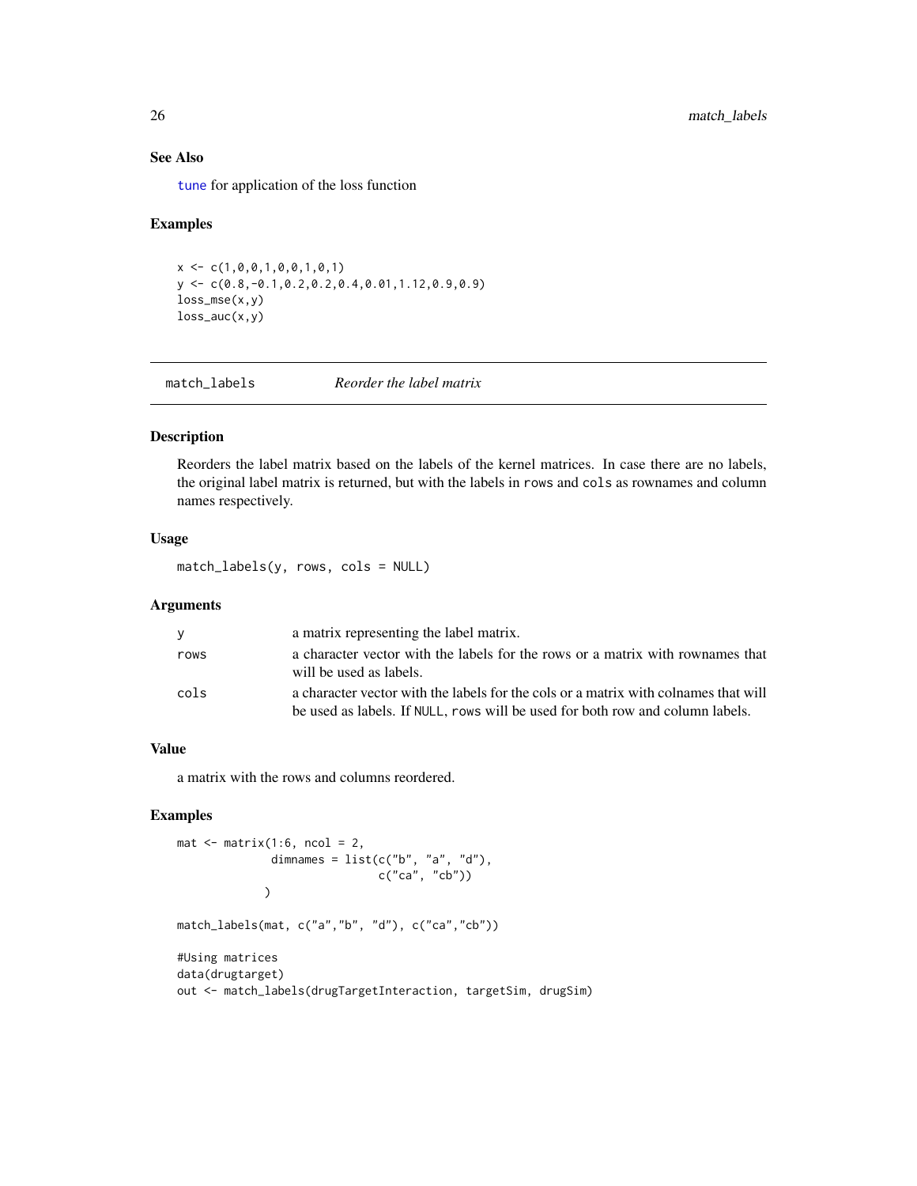## See Also

tune for application of the loss function

## Examples

```
x <- c(1,0,0,1,0,0,1,0,1)
y <- c(0.8,-0.1,0.2,0.2,0.4,0.01,1.12,0.9,0.9)
loss_mse(x,y)
loss_auc(x,y)
```

---

# match_labels *Reorder the label matrix*

## Description

Reorders the label matrix based on the labels of the kernel matrices. In case there are no labels, the original label matrix is returned, but with the labels in rows and cols as rownames and column names respectively.

## Usage

```
match_labels(y, rows, cols = NULL)
```

## Arguments

| | |
|---|---|
| y | a matrix representing the label matrix. |
| rows | a character vector with the labels for the rows or a matrix with rownames that will be used as labels. |
| cols | a character vector with the labels for the cols or a matrix with colnames that will be used as labels. If NULL, rows will be used for both row and column labels. |

## Value

a matrix with the rows and columns reordered.

## Examples

```
mat <- matrix(1:6, ncol = 2,
              dimnames = list(c("b", "a", "d"),
                              c("ca", "cb"))
             )

match_labels(mat, c("a","b", "d"), c("ca","cb"))

#Using matrices
data(drugtarget)
out <- match_labels(drugTargetInteraction, targetSim, drugSim)
```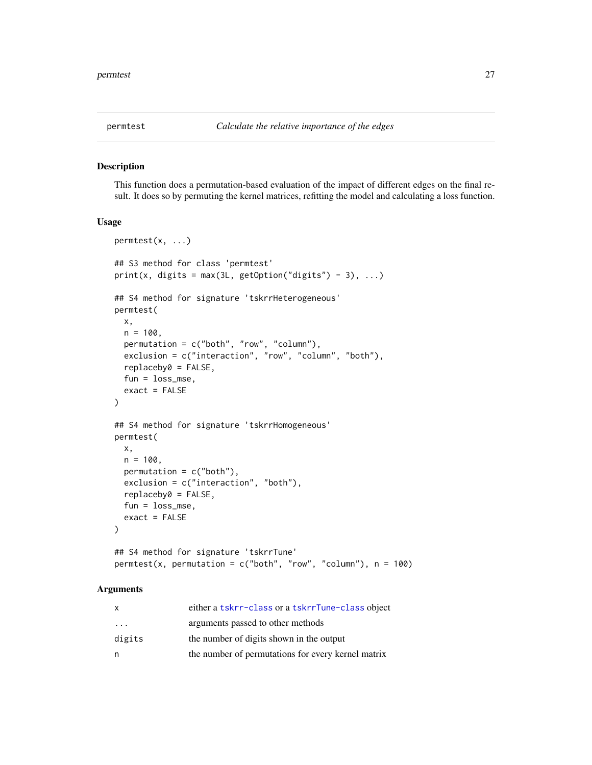## permtest    *Calculate the relative importance of the edges*

### Description

This function does a permutation-based evaluation of the impact of different edges on the final result. It does so by permuting the kernel matrices, refitting the model and calculating a loss function.

### Usage

```
permtest(x, ...)

## S3 method for class 'permtest'
print(x, digits = max(3L, getOption("digits") - 3), ...)

## S4 method for signature 'tskrrHeterogeneous'
permtest(
  x,
  n = 100,
  permutation = c("both", "row", "column"),
  exclusion = c("interaction", "row", "column", "both"),
  replaceby0 = FALSE,
  fun = loss_mse,
  exact = FALSE
)

## S4 method for signature 'tskrrHomogeneous'
permtest(
  x,
  n = 100,
  permutation = c("both"),
  exclusion = c("interaction", "both"),
  replaceby0 = FALSE,
  fun = loss_mse,
  exact = FALSE
)

## S4 method for signature 'tskrrTune'
permtest(x, permutation = c("both", "row", "column"), n = 100)
```

### Arguments

| | |
|---|---|
| x | either a `tskrr-class` or a `tskrrTune-class` object |
| ... | arguments passed to other methods |
| digits | the number of digits shown in the output |
| n | the number of permutations for every kernel matrix |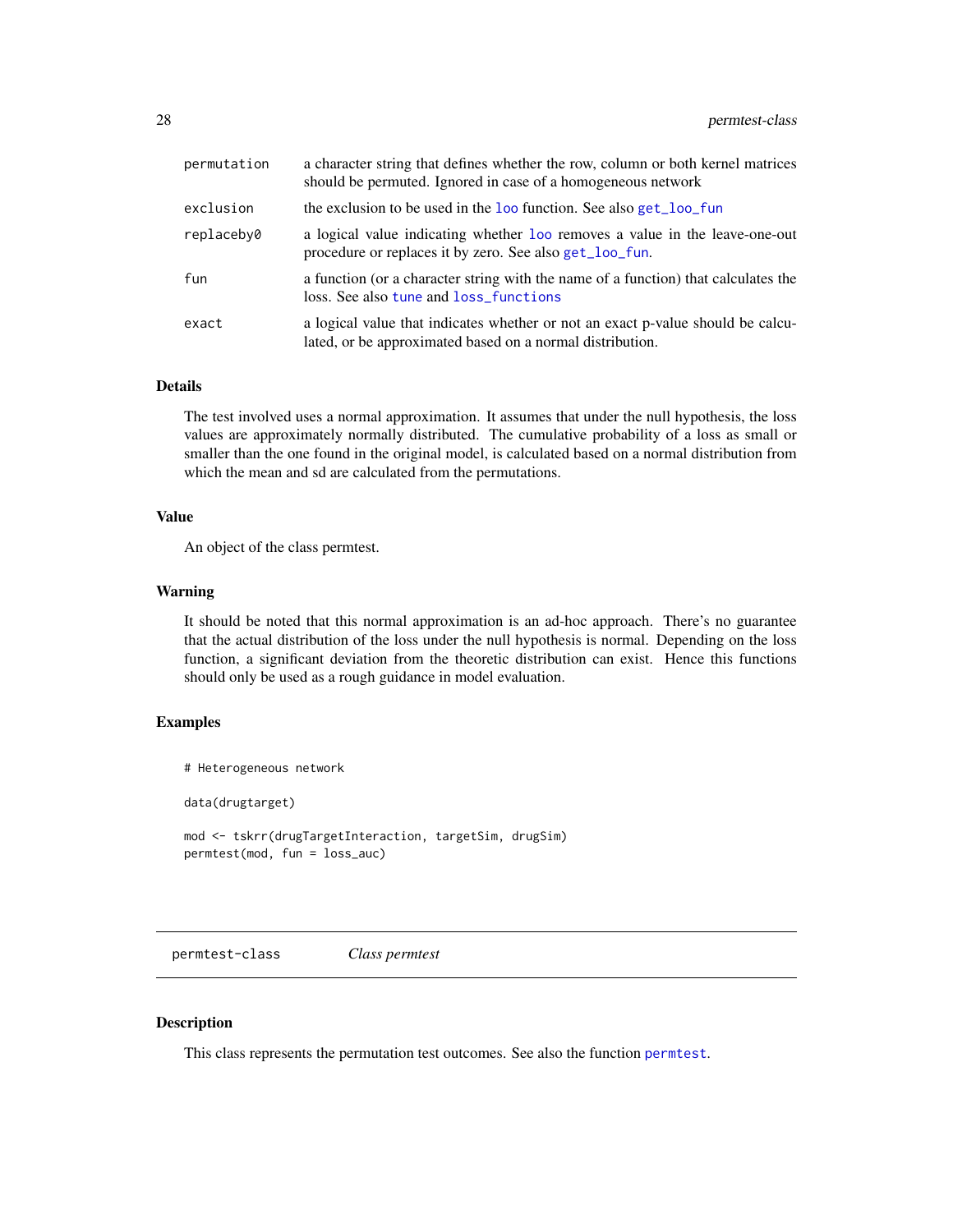| | |
|---|---|
| permutation | a character string that defines whether the row, column or both kernel matrices should be permuted. Ignored in case of a homogeneous network |
| exclusion | the exclusion to be used in the loo function. See also get_loo_fun |
| replaceby0 | a logical value indicating whether loo removes a value in the leave-one-out procedure or replaces it by zero. See also get_loo_fun. |
| fun | a function (or a character string with the name of a function) that calculates the loss. See also tune and loss_functions |
| exact | a logical value that indicates whether or not an exact p-value should be calculated, or be approximated based on a normal distribution. |

## Details

The test involved uses a normal approximation. It assumes that under the null hypothesis, the loss values are approximately normally distributed. The cumulative probability of a loss as small or smaller than the one found in the original model, is calculated based on a normal distribution from which the mean and sd are calculated from the permutations.

## Value

An object of the class permtest.

## Warning

It should be noted that this normal approximation is an ad-hoc approach. There's no guarantee that the actual distribution of the loss under the null hypothesis is normal. Depending on the loss function, a significant deviation from the theoretic distribution can exist. Hence this functions should only be used as a rough guidance in model evaluation.

## Examples

```
# Heterogeneous network

data(drugtarget)

mod <- tskrr(drugTargetInteraction, targetSim, drugSim)
permtest(mod, fun = loss_auc)
```

---

# permtest-class    *Class permtest*

## Description

This class represents the permutation test outcomes. See also the function permtest.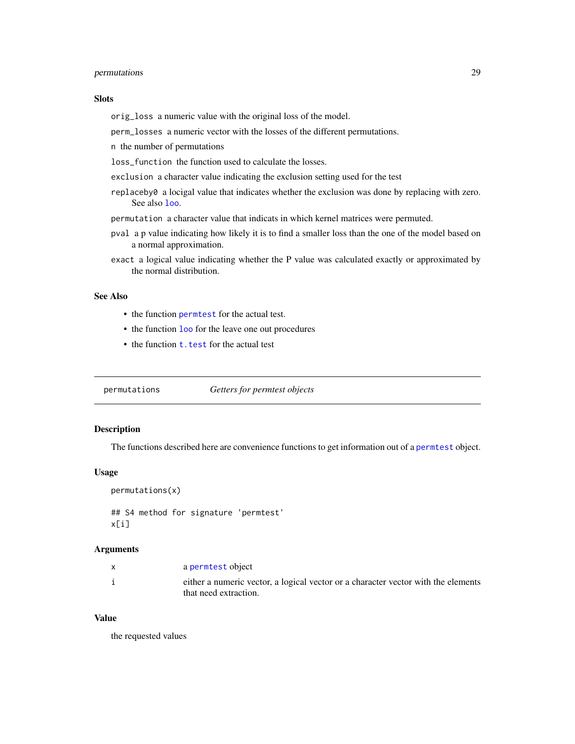### Slots

`orig_loss` a numeric value with the original loss of the model.

`perm_losses` a numeric vector with the losses of the different permutations.

`n` the number of permutations

`loss_function` the function used to calculate the losses.

`exclusion` a character value indicating the exclusion setting used for the test

`replaceby0` a locigal value that indicates whether the exclusion was done by replacing with zero. See also `loo`.

`permutation` a character value that indicats in which kernel matrices were permuted.

`pval` a p value indicating how likely it is to find a smaller loss than the one of the model based on a normal approximation.

`exact` a logical value indicating whether the P value was calculated exactly or approximated by the normal distribution.

### See Also

- the function `permtest` for the actual test.
- the function `loo` for the leave one out procedures
- the function `t.test` for the actual test

---

## permutations — *Getters for permtest objects*

### Description

The functions described here are convenience functions to get information out of a `permtest` object.

### Usage

```
permutations(x)

## S4 method for signature 'permtest'
x[i]
```

### Arguments

| | |
|---|---|
| x | a `permtest` object |
| i | either a numeric vector, a logical vector or a character vector with the elements that need extraction. |

### Value

the requested values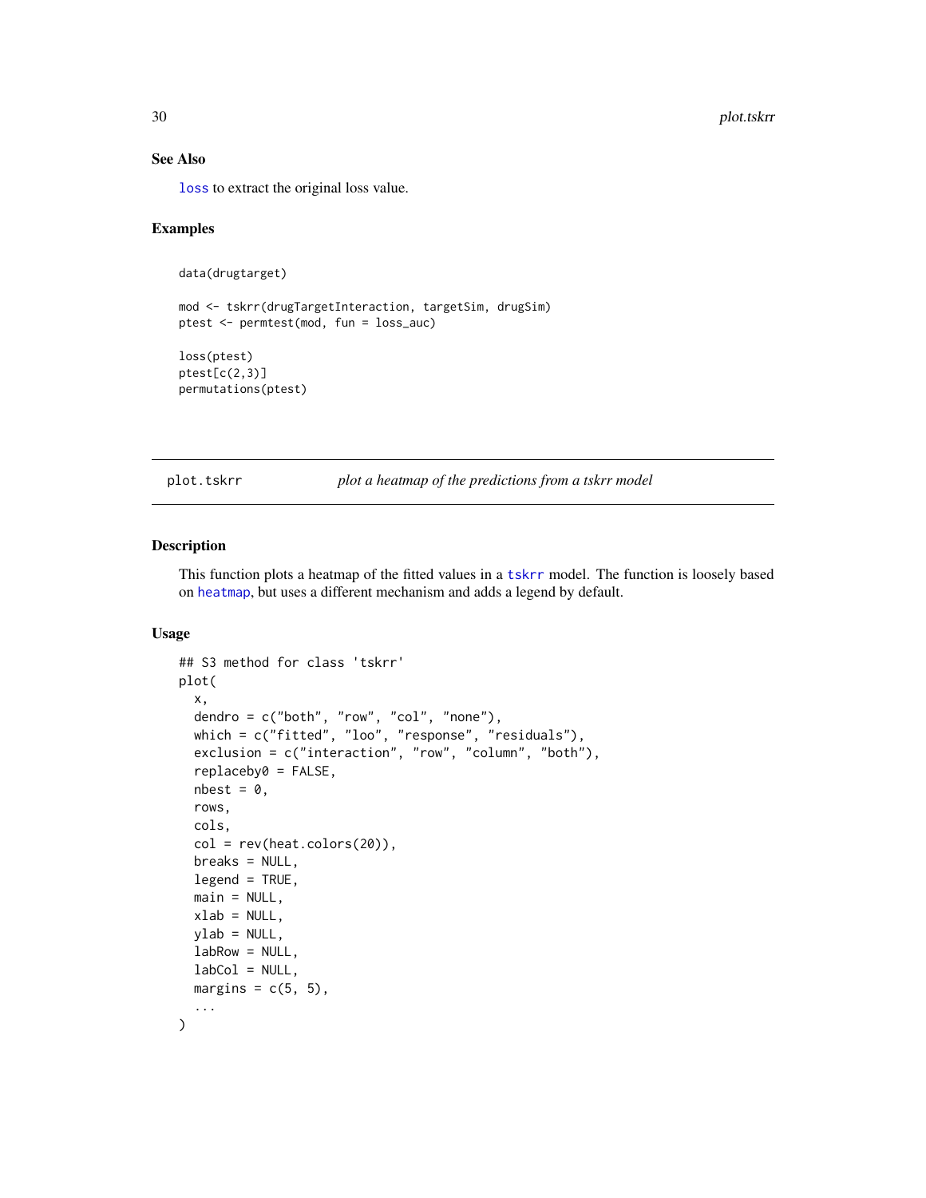### See Also

loss to extract the original loss value.

### Examples

```
data(drugtarget)

mod <- tskrr(drugTargetInteraction, targetSim, drugSim)
ptest <- permtest(mod, fun = loss_auc)

loss(ptest)
ptest[c(2,3)]
permutations(ptest)
```

---

## plot.tskrr — *plot a heatmap of the predictions from a tskrr model*

---

### Description

This function plots a heatmap of the fitted values in a tskrr model. The function is loosely based on heatmap, but uses a different mechanism and adds a legend by default.

### Usage

```
## S3 method for class 'tskrr'
plot(
  x,
  dendro = c("both", "row", "col", "none"),
  which = c("fitted", "loo", "response", "residuals"),
  exclusion = c("interaction", "row", "column", "both"),
  replaceby0 = FALSE,
  nbest = 0,
  rows,
  cols,
  col = rev(heat.colors(20)),
  breaks = NULL,
  legend = TRUE,
  main = NULL,
  xlab = NULL,
  ylab = NULL,
  labRow = NULL,
  labCol = NULL,
  margins = c(5, 5),
  ...
)
```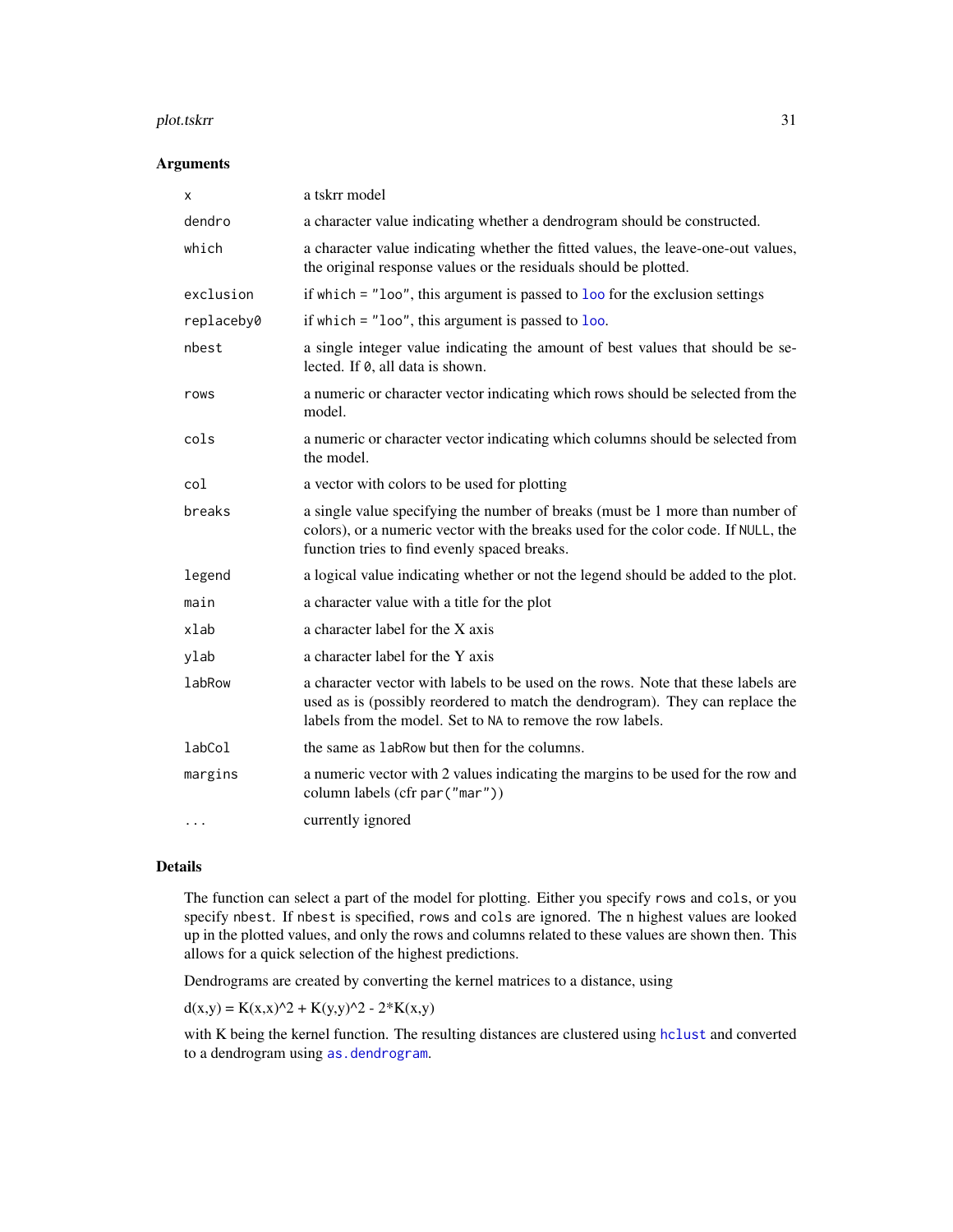## Arguments

| | |
|---|---|
| `x` | a tskrr model |
| `dendro` | a character value indicating whether a dendrogram should be constructed. |
| `which` | a character value indicating whether the fitted values, the leave-one-out values, the original response values or the residuals should be plotted. |
| `exclusion` | if `which = "loo"`, this argument is passed to `loo` for the exclusion settings |
| `replaceby0` | if `which = "loo"`, this argument is passed to `loo`. |
| `nbest` | a single integer value indicating the amount of best values that should be selected. If `0`, all data is shown. |
| `rows` | a numeric or character vector indicating which rows should be selected from the model. |
| `cols` | a numeric or character vector indicating which columns should be selected from the model. |
| `col` | a vector with colors to be used for plotting |
| `breaks` | a single value specifying the number of breaks (must be 1 more than number of colors), or a numeric vector with the breaks used for the color code. If `NULL`, the function tries to find evenly spaced breaks. |
| `legend` | a logical value indicating whether or not the legend should be added to the plot. |
| `main` | a character value with a title for the plot |
| `xlab` | a character label for the X axis |
| `ylab` | a character label for the Y axis |
| `labRow` | a character vector with labels to be used on the rows. Note that these labels are used as is (possibly reordered to match the dendrogram). They can replace the labels from the model. Set to `NA` to remove the row labels. |
| `labCol` | the same as `labRow` but then for the columns. |
| `margins` | a numeric vector with 2 values indicating the margins to be used for the row and column labels (cfr `par("mar")`) |
| `...` | currently ignored |

## Details

The function can select a part of the model for plotting. Either you specify `rows` and `cols`, or you specify `nbest`. If `nbest` is specified, `rows` and `cols` are ignored. The n highest values are looked up in the plotted values, and only the rows and columns related to these values are shown then. This allows for a quick selection of the highest predictions.

Dendrograms are created by converting the kernel matrices to a distance, using

d(x,y) = K(x,x)^2 + K(y,y)^2 - 2*K(x,y)

with K being the kernel function. The resulting distances are clustered using `hclust` and converted to a dendrogram using `as.dendrogram`.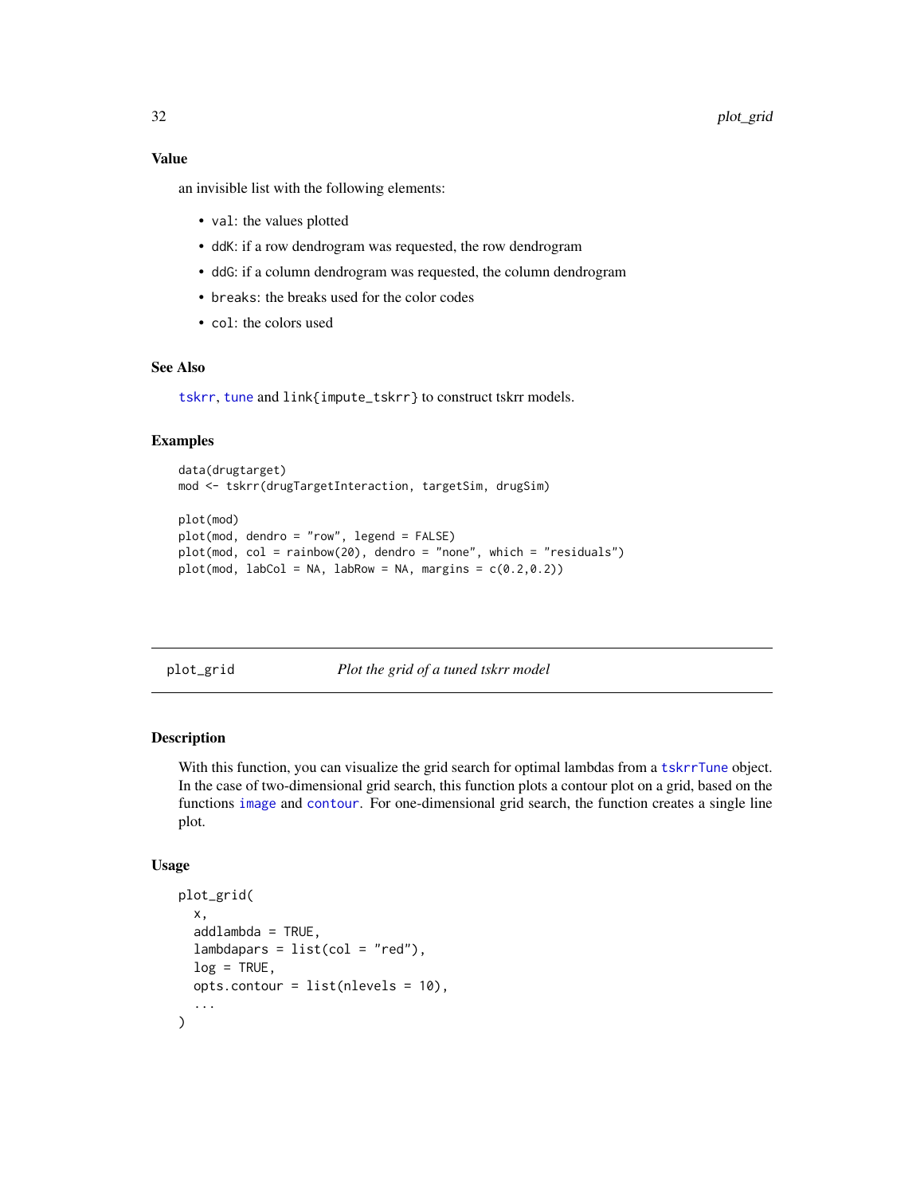### Value

an invisible list with the following elements:

- `val`: the values plotted
- `ddK`: if a row dendrogram was requested, the row dendrogram
- `ddG`: if a column dendrogram was requested, the column dendrogram
- `breaks`: the breaks used for the color codes
- `col`: the colors used

### See Also

`tskrr`, `tune` and `link{impute_tskrr}` to construct tskrr models.

### Examples

```
data(drugtarget)
mod <- tskrr(drugTargetInteraction, targetSim, drugSim)

plot(mod)
plot(mod, dendro = "row", legend = FALSE)
plot(mod, col = rainbow(20), dendro = "none", which = "residuals")
plot(mod, labCol = NA, labRow = NA, margins = c(0.2,0.2))
```

---

## plot_grid *Plot the grid of a tuned tskrr model*

### Description

With this function, you can visualize the grid search for optimal lambdas from a `tskrrTune` object. In the case of two-dimensional grid search, this function plots a contour plot on a grid, based on the functions `image` and `contour`. For one-dimensional grid search, the function creates a single line plot.

### Usage

```
plot_grid(
  x,
  addlambda = TRUE,
  lambdapars = list(col = "red"),
  log = TRUE,
  opts.contour = list(nlevels = 10),
  ...
)
```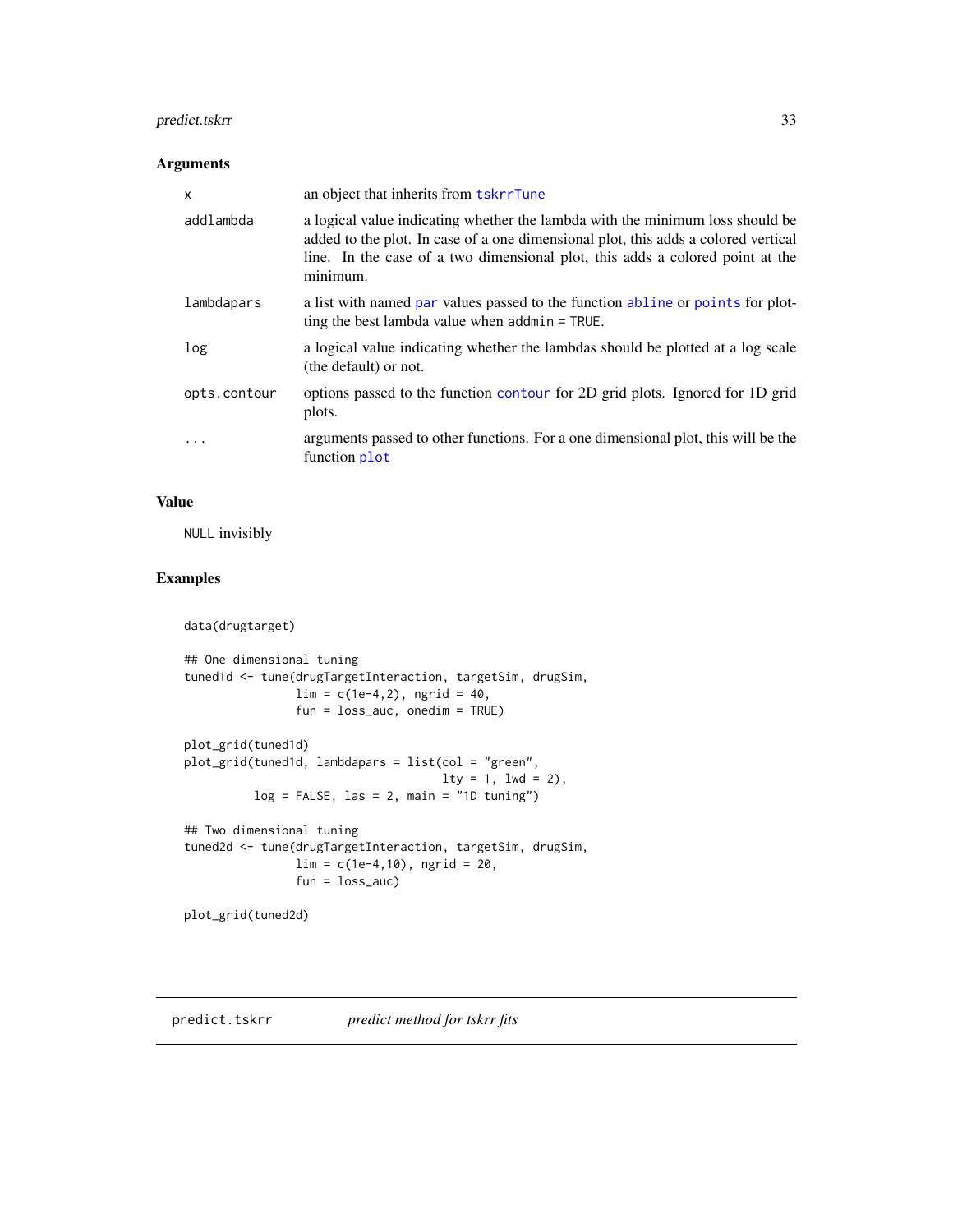### Arguments

| | |
|---|---|
| x | an object that inherits from tskrrTune |
| addlambda | a logical value indicating whether the lambda with the minimum loss should be added to the plot. In case of a one dimensional plot, this adds a colored vertical line. In the case of a two dimensional plot, this adds a colored point at the minimum. |
| lambdapars | a list with named par values passed to the function abline or points for plotting the best lambda value when addmin = TRUE. |
| log | a logical value indicating whether the lambdas should be plotted at a log scale (the default) or not. |
| opts.contour | options passed to the function contour for 2D grid plots. Ignored for 1D grid plots. |
| ... | arguments passed to other functions. For a one dimensional plot, this will be the function plot |

### Value

NULL invisibly

### Examples

```
data(drugtarget)

## One dimensional tuning
tuned1d <- tune(drugTargetInteraction, targetSim, drugSim,
                lim = c(1e-4,2), ngrid = 40,
                fun = loss_auc, onedim = TRUE)

plot_grid(tuned1d)
plot_grid(tuned1d, lambdapars = list(col = "green",
                                     lty = 1, lwd = 2),
          log = FALSE, las = 2, main = "1D tuning")

## Two dimensional tuning
tuned2d <- tune(drugTargetInteraction, targetSim, drugSim,
                lim = c(1e-4,10), ngrid = 20,
                fun = loss_auc)

plot_grid(tuned2d)
```

## predict.tskrr &emsp; *predict method for tskrr fits*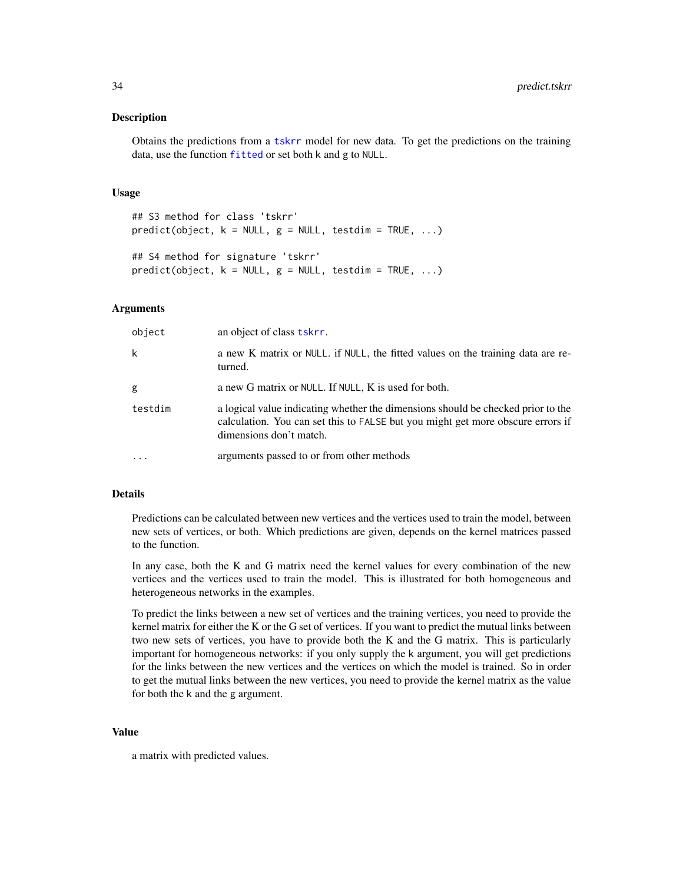## Description

Obtains the predictions from a tskrr model for new data. To get the predictions on the training data, use the function fitted or set both k and g to NULL.

## Usage

```
## S3 method for class 'tskrr'
predict(object, k = NULL, g = NULL, testdim = TRUE, ...)

## S4 method for signature 'tskrr'
predict(object, k = NULL, g = NULL, testdim = TRUE, ...)
```

## Arguments

| | |
|---|---|
| object | an object of class tskrr. |
| k | a new K matrix or NULL. if NULL, the fitted values on the training data are returned. |
| g | a new G matrix or NULL. If NULL, K is used for both. |
| testdim | a logical value indicating whether the dimensions should be checked prior to the calculation. You can set this to FALSE but you might get more obscure errors if dimensions don't match. |
| ... | arguments passed to or from other methods |

## Details

Predictions can be calculated between new vertices and the vertices used to train the model, between new sets of vertices, or both. Which predictions are given, depends on the kernel matrices passed to the function.

In any case, both the K and G matrix need the kernel values for every combination of the new vertices and the vertices used to train the model. This is illustrated for both homogeneous and heterogeneous networks in the examples.

To predict the links between a new set of vertices and the training vertices, you need to provide the kernel matrix for either the K or the G set of vertices. If you want to predict the mutual links between two new sets of vertices, you have to provide both the K and the G matrix. This is particularly important for homogeneous networks: if you only supply the k argument, you will get predictions for the links between the new vertices and the vertices on which the model is trained. So in order to get the mutual links between the new vertices, you need to provide the kernel matrix as the value for both the k and the g argument.

## Value

a matrix with predicted values.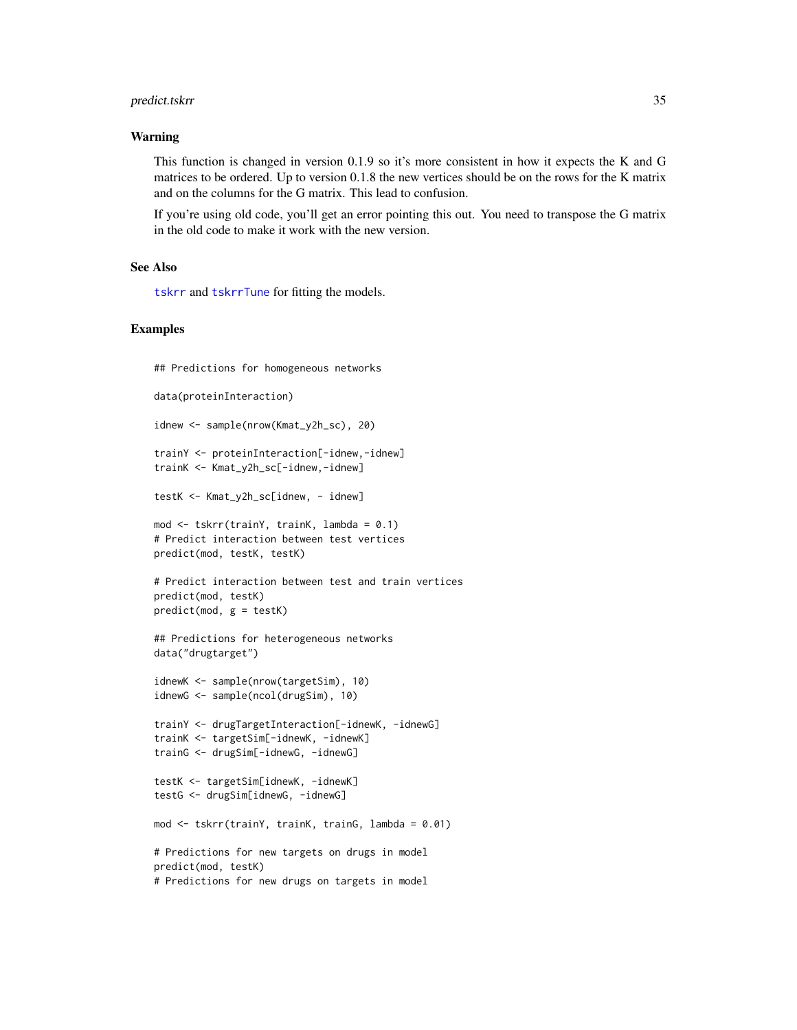### Warning

This function is changed in version 0.1.9 so it's more consistent in how it expects the K and G matrices to be ordered. Up to version 0.1.8 the new vertices should be on the rows for the K matrix and on the columns for the G matrix. This lead to confusion.

If you're using old code, you'll get an error pointing this out. You need to transpose the G matrix in the old code to make it work with the new version.

### See Also

tskrr and tskrrTune for fitting the models.

### Examples

```
## Predictions for homogeneous networks

data(proteinInteraction)

idnew <- sample(nrow(Kmat_y2h_sc), 20)

trainY <- proteinInteraction[-idnew,-idnew]
trainK <- Kmat_y2h_sc[-idnew,-idnew]

testK <- Kmat_y2h_sc[idnew, - idnew]

mod <- tskrr(trainY, trainK, lambda = 0.1)
# Predict interaction between test vertices
predict(mod, testK, testK)

# Predict interaction between test and train vertices
predict(mod, testK)
predict(mod, g = testK)

## Predictions for heterogeneous networks
data("drugtarget")

idnewK <- sample(nrow(targetSim), 10)
idnewG <- sample(ncol(drugSim), 10)

trainY <- drugTargetInteraction[-idnewK, -idnewG]
trainK <- targetSim[-idnewK, -idnewK]
trainG <- drugSim[-idnewG, -idnewG]

testK <- targetSim[idnewK, -idnewK]
testG <- drugSim[idnewG, -idnewG]

mod <- tskrr(trainY, trainK, trainG, lambda = 0.01)

# Predictions for new targets on drugs in model
predict(mod, testK)
# Predictions for new drugs on targets in model
```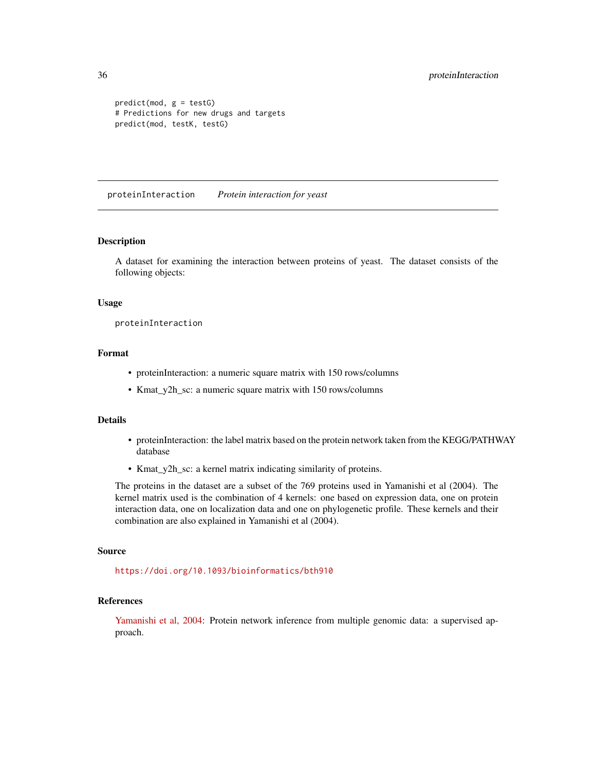```
predict(mod, g = testG)
# Predictions for new drugs and targets
predict(mod, testK, testG)
```

## proteinInteraction *Protein interaction for yeast*

### Description

A dataset for examining the interaction between proteins of yeast. The dataset consists of the following objects:

### Usage

```
proteinInteraction
```

### Format

- proteinInteraction: a numeric square matrix with 150 rows/columns
- Kmat_y2h_sc: a numeric square matrix with 150 rows/columns

### Details

- proteinInteraction: the label matrix based on the protein network taken from the KEGG/PATHWAY database
- Kmat_y2h_sc: a kernel matrix indicating similarity of proteins.

The proteins in the dataset are a subset of the 769 proteins used in Yamanishi et al (2004). The kernel matrix used is the combination of 4 kernels: one based on expression data, one on protein interaction data, one on localization data and one on phylogenetic profile. These kernels and their combination are also explained in Yamanishi et al (2004).

### Source

https://doi.org/10.1093/bioinformatics/bth910

### References

Yamanishi et al, 2004: Protein network inference from multiple genomic data: a supervised approach.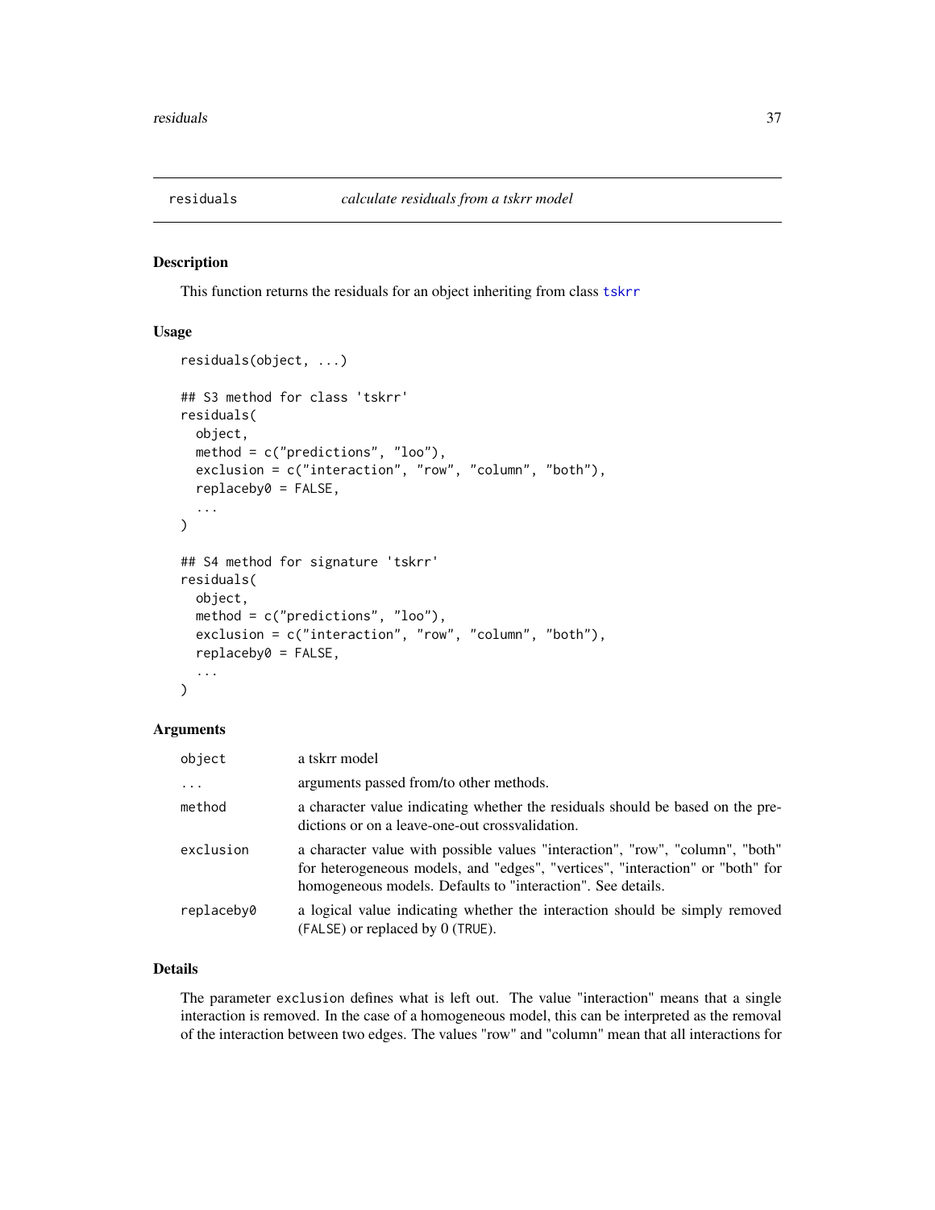## residuals *calculate residuals from a tskrr model*

### Description

This function returns the residuals for an object inheriting from class tskrr

### Usage

```
residuals(object, ...)

## S3 method for class 'tskrr'
residuals(
  object,
  method = c("predictions", "loo"),
  exclusion = c("interaction", "row", "column", "both"),
  replaceby0 = FALSE,
  ...
)

## S4 method for signature 'tskrr'
residuals(
  object,
  method = c("predictions", "loo"),
  exclusion = c("interaction", "row", "column", "both"),
  replaceby0 = FALSE,
  ...
)
```

### Arguments

| | |
|---|---|
| `object` | a tskrr model |
| `...` | arguments passed from/to other methods. |
| `method` | a character value indicating whether the residuals should be based on the predictions or on a leave-one-out crossvalidation. |
| `exclusion` | a character value with possible values "interaction", "row", "column", "both" for heterogeneous models, and "edges", "vertices", "interaction" or "both" for homogeneous models. Defaults to "interaction". See details. |
| `replaceby0` | a logical value indicating whether the interaction should be simply removed (`FALSE`) or replaced by 0 (`TRUE`). |

### Details

The parameter `exclusion` defines what is left out. The value "interaction" means that a single interaction is removed. In the case of a homogeneous model, this can be interpreted as the removal of the interaction between two edges. The values "row" and "column" mean that all interactions for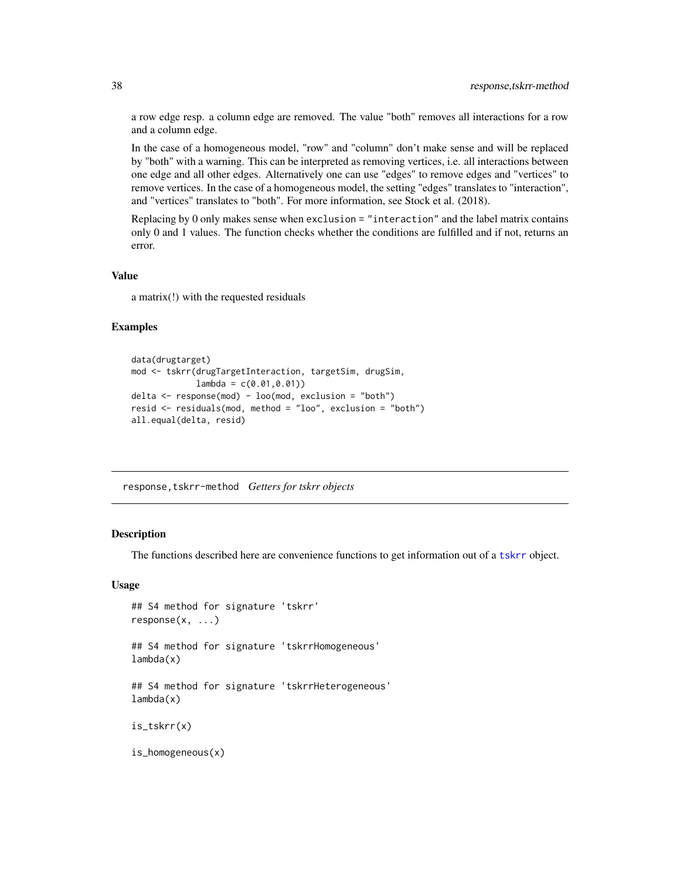a row edge resp. a column edge are removed. The value "both" removes all interactions for a row and a column edge.

In the case of a homogeneous model, "row" and "column" don't make sense and will be replaced by "both" with a warning. This can be interpreted as removing vertices, i.e. all interactions between one edge and all other edges. Alternatively one can use "edges" to remove edges and "vertices" to remove vertices. In the case of a homogeneous model, the setting "edges" translates to "interaction", and "vertices" translates to "both". For more information, see Stock et al. (2018).

Replacing by 0 only makes sense when `exclusion = "interaction"` and the label matrix contains only 0 and 1 values. The function checks whether the conditions are fulfilled and if not, returns an error.

### Value

a matrix(!) with the requested residuals

### Examples

```
data(drugtarget)
mod <- tskrr(drugTargetInteraction, targetSim, drugSim,
             lambda = c(0.01,0.01))
delta <- response(mod) - loo(mod, exclusion = "both")
resid <- residuals(mod, method = "loo", exclusion = "both")
all.equal(delta, resid)
```

---

## response,tskrr-method *Getters for tskrr objects*

---

### Description

The functions described here are convenience functions to get information out of a `tskrr` object.

### Usage

```
## S4 method for signature 'tskrr'
response(x, ...)

## S4 method for signature 'tskrrHomogeneous'
lambda(x)

## S4 method for signature 'tskrrHeterogeneous'
lambda(x)

is_tskrr(x)

is_homogeneous(x)
```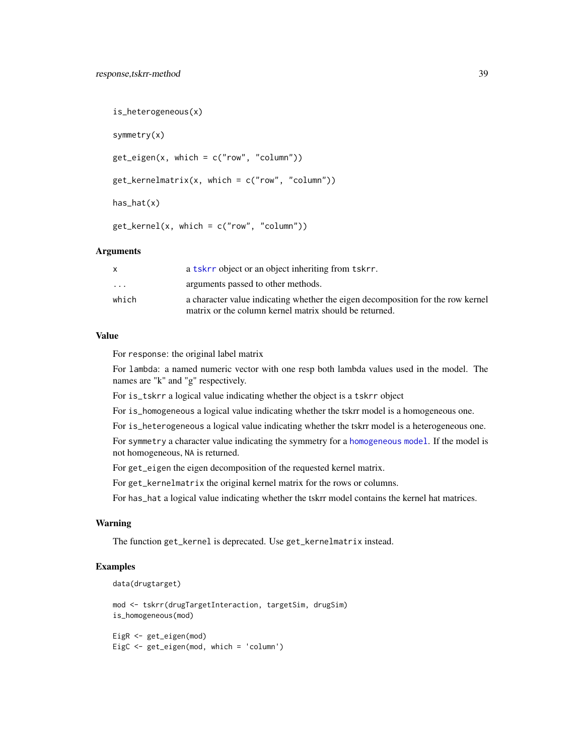```
is_heterogeneous(x)

symmetry(x)

get_eigen(x, which = c("row", "column"))

get_kernelmatrix(x, which = c("row", "column"))

has_hat(x)

get_kernel(x, which = c("row", "column"))
```

### Arguments

| | |
|---|---|
| x | a tskrr object or an object inheriting from tskrr. |
| ... | arguments passed to other methods. |
| which | a character value indicating whether the eigen decomposition for the row kernel matrix or the column kernel matrix should be returned. |

### Value

For response: the original label matrix

For lambda: a named numeric vector with one resp both lambda values used in the model. The names are "k" and "g" respectively.

For is_tskrr a logical value indicating whether the object is a tskrr object

For is_homogeneous a logical value indicating whether the tskrr model is a homogeneous one.

For is_heterogeneous a logical value indicating whether the tskrr model is a heterogeneous one.

For symmetry a character value indicating the symmetry for a homogeneous model. If the model is not homogeneous, NA is returned.

For get_eigen the eigen decomposition of the requested kernel matrix.

For get_kernelmatrix the original kernel matrix for the rows or columns.

For has_hat a logical value indicating whether the tskrr model contains the kernel hat matrices.

### Warning

The function get_kernel is deprecated. Use get_kernelmatrix instead.

### Examples

```
data(drugtarget)

mod <- tskrr(drugTargetInteraction, targetSim, drugSim)
is_homogeneous(mod)

EigR <- get_eigen(mod)
EigC <- get_eigen(mod, which = 'column')
```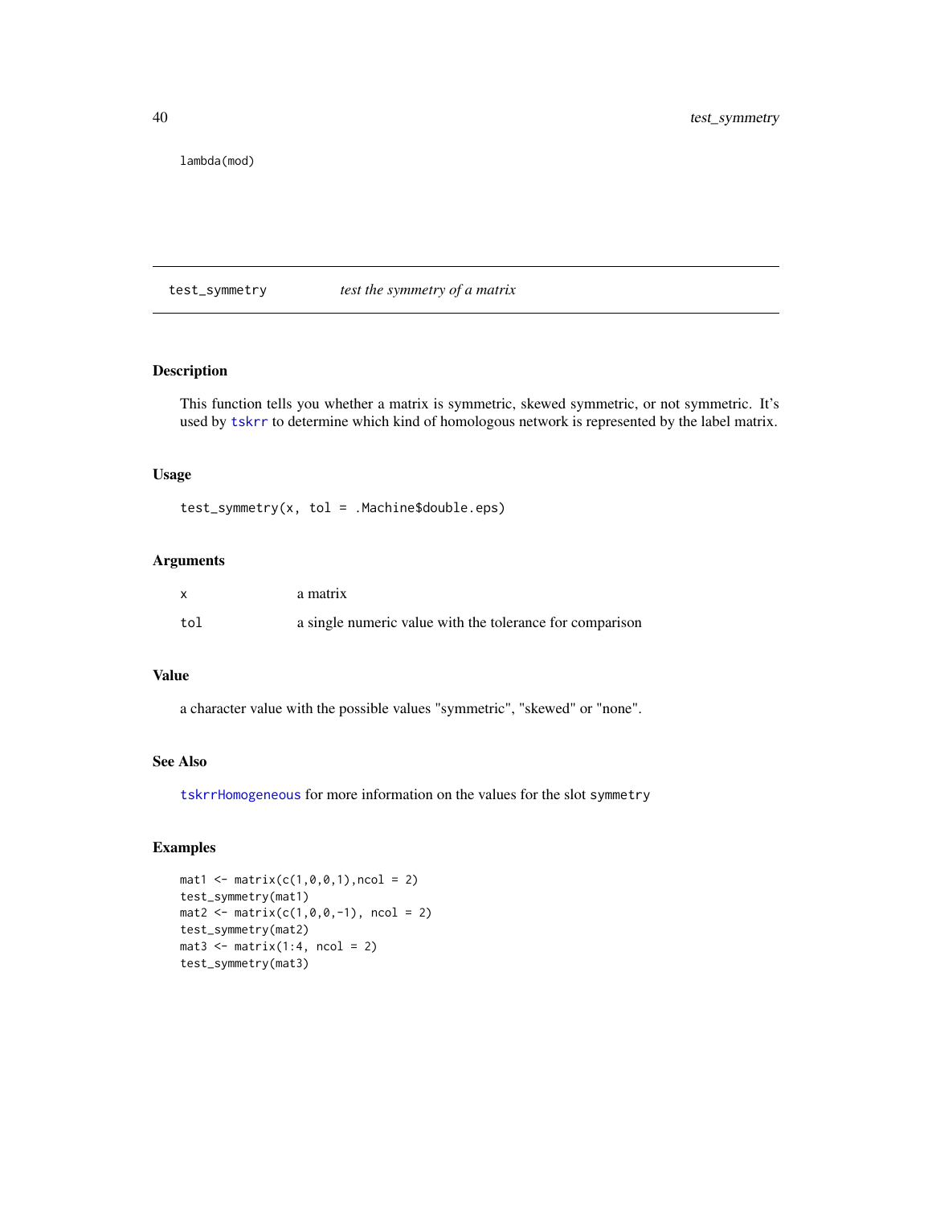```
lambda(mod)
```

---

## test_symmetry *test the symmetry of a matrix*

### Description

This function tells you whether a matrix is symmetric, skewed symmetric, or not symmetric. It's used by `tskrr` to determine which kind of homologous network is represented by the label matrix.

### Usage

```
test_symmetry(x, tol = .Machine$double.eps)
```

### Arguments

| | |
|---|---|
| `x` | a matrix |
| `tol` | a single numeric value with the tolerance for comparison |

### Value

a character value with the possible values "symmetric", "skewed" or "none".

### See Also

`tskrrHomogeneous` for more information on the values for the slot `symmetry`

### Examples

```
mat1 <- matrix(c(1,0,0,1),ncol = 2)
test_symmetry(mat1)
mat2 <- matrix(c(1,0,0,-1), ncol = 2)
test_symmetry(mat2)
mat3 <- matrix(1:4, ncol = 2)
test_symmetry(mat3)
```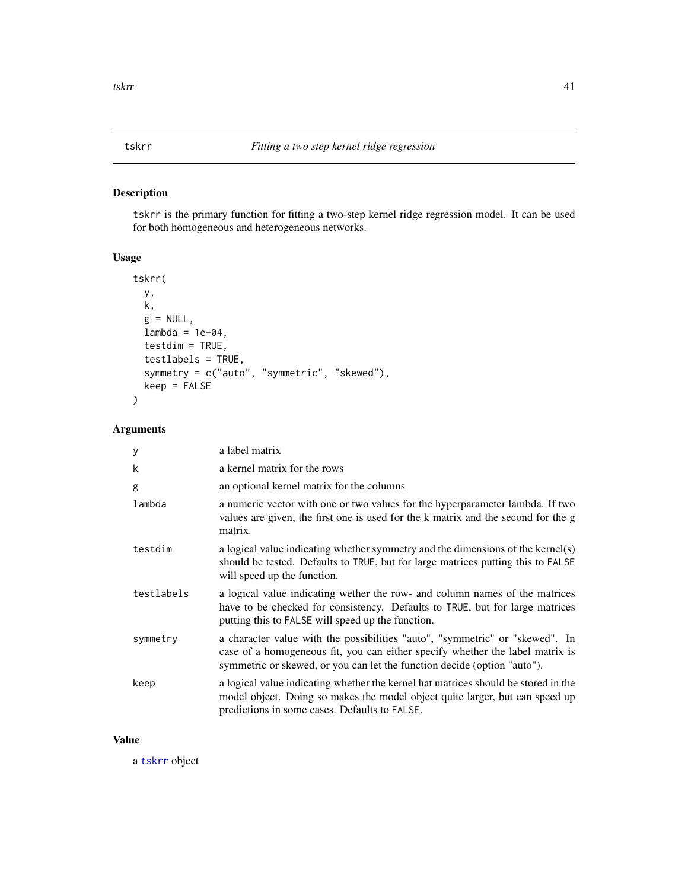# tskrr — *Fitting a two step kernel ridge regression*

## Description

tskrr is the primary function for fitting a two-step kernel ridge regression model. It can be used for both homogeneous and heterogeneous networks.

## Usage

```
tskrr(
  y,
  k,
  g = NULL,
  lambda = 1e-04,
  testdim = TRUE,
  testlabels = TRUE,
  symmetry = c("auto", "symmetric", "skewed"),
  keep = FALSE
)
```

## Arguments

| | |
|---|---|
| y | a label matrix |
| k | a kernel matrix for the rows |
| g | an optional kernel matrix for the columns |
| lambda | a numeric vector with one or two values for the hyperparameter lambda. If two values are given, the first one is used for the k matrix and the second for the g matrix. |
| testdim | a logical value indicating whether symmetry and the dimensions of the kernel(s) should be tested. Defaults to TRUE, but for large matrices putting this to FALSE will speed up the function. |
| testlabels | a logical value indicating wether the row- and column names of the matrices have to be checked for consistency. Defaults to TRUE, but for large matrices putting this to FALSE will speed up the function. |
| symmetry | a character value with the possibilities "auto", "symmetric" or "skewed". In case of a homogeneous fit, you can either specify whether the label matrix is symmetric or skewed, or you can let the function decide (option "auto"). |
| keep | a logical value indicating whether the kernel hat matrices should be stored in the model object. Doing so makes the model object quite larger, but can speed up predictions in some cases. Defaults to FALSE. |

## Value

a tskrr object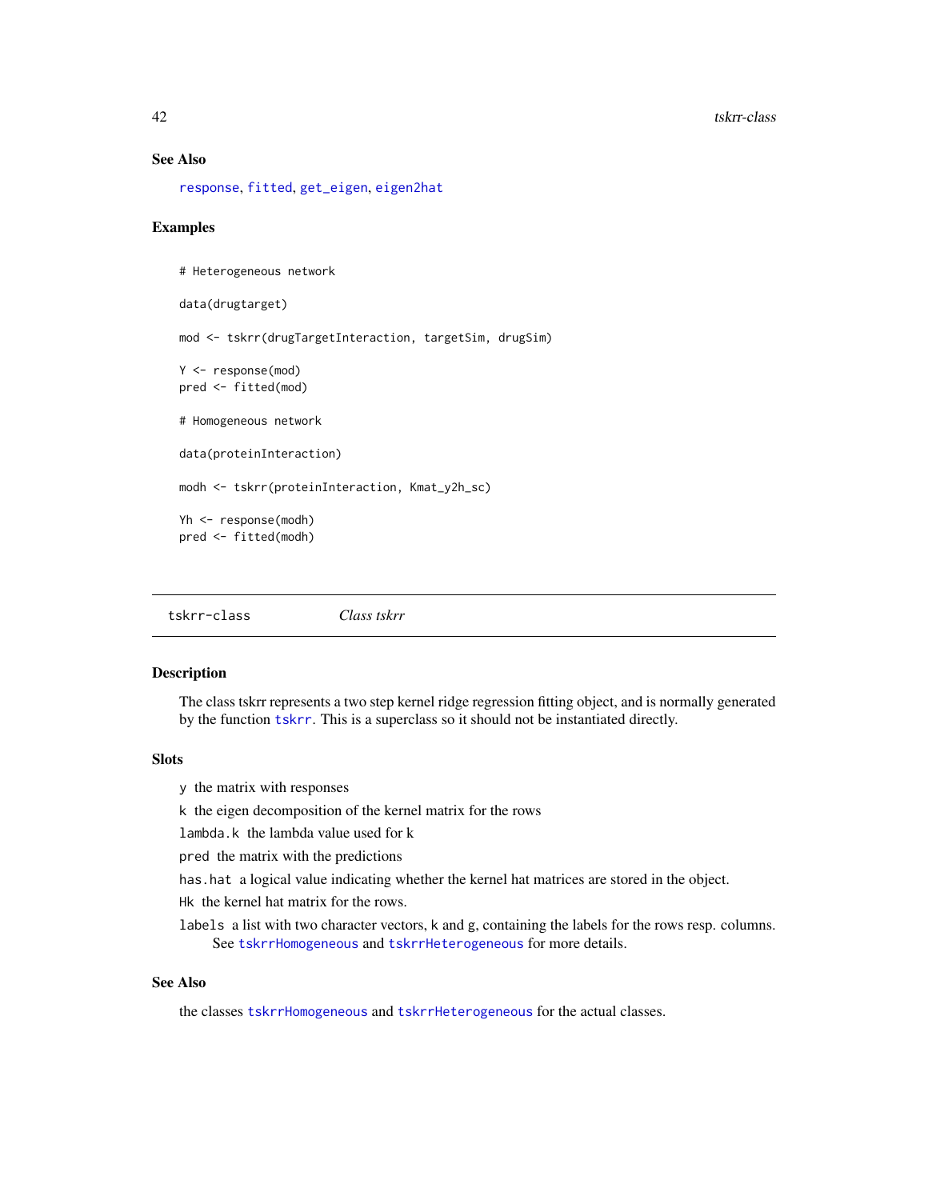### See Also

response, fitted, get_eigen, eigen2hat

### Examples

```
# Heterogeneous network

data(drugtarget)

mod <- tskrr(drugTargetInteraction, targetSim, drugSim)

Y <- response(mod)
pred <- fitted(mod)

# Homogeneous network

data(proteinInteraction)

modh <- tskrr(proteinInteraction, Kmat_y2h_sc)

Yh <- response(modh)
pred <- fitted(modh)
```

---

## tskrr-class *Class tskrr*

### Description

The class tskrr represents a two step kernel ridge regression fitting object, and is normally generated by the function tskrr. This is a superclass so it should not be instantiated directly.

### Slots

- `y` the matrix with responses
- `k` the eigen decomposition of the kernel matrix for the rows
- `lambda.k` the lambda value used for k
- `pred` the matrix with the predictions
- `has.hat` a logical value indicating whether the kernel hat matrices are stored in the object.
- `Hk` the kernel hat matrix for the rows.
- `labels` a list with two character vectors, `k` and `g`, containing the labels for the rows resp. columns. See tskrrHomogeneous and tskrrHeterogeneous for more details.

### See Also

the classes tskrrHomogeneous and tskrrHeterogeneous for the actual classes.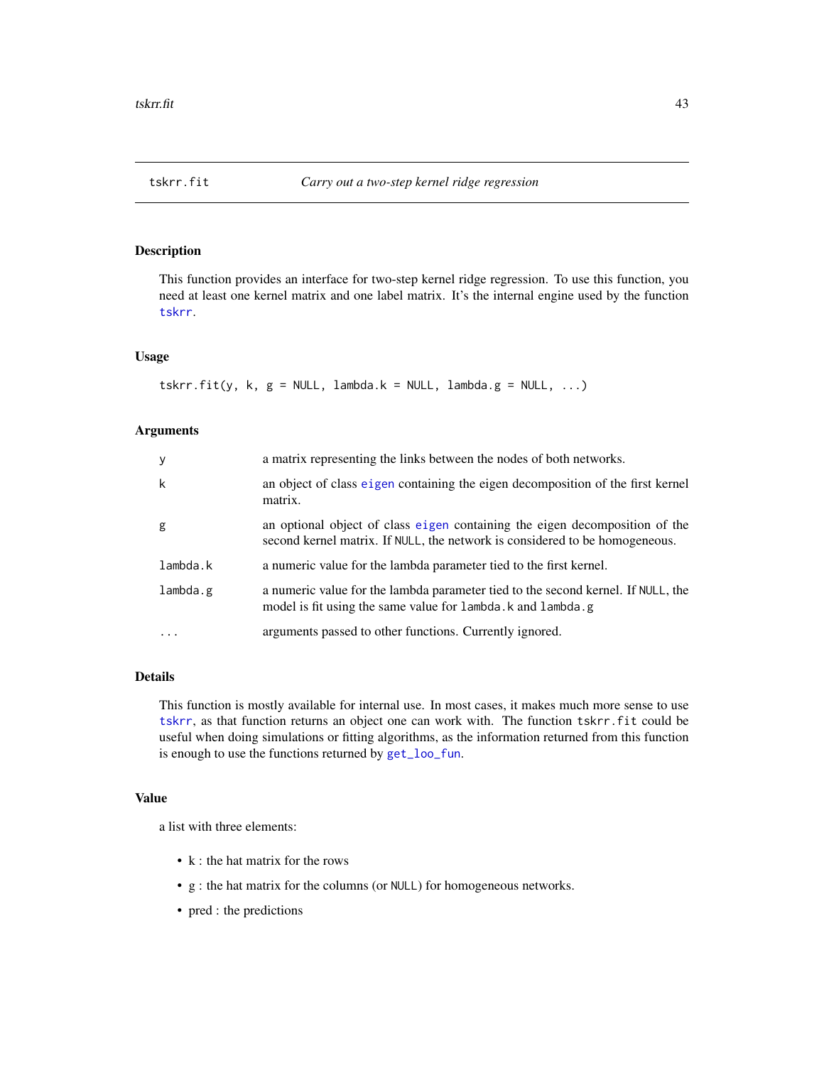# tskrr.fit — *Carry out a two-step kernel ridge regression*

## Description

This function provides an interface for two-step kernel ridge regression. To use this function, you need at least one kernel matrix and one label matrix. It's the internal engine used by the function tskrr.

## Usage

```
tskrr.fit(y, k, g = NULL, lambda.k = NULL, lambda.g = NULL, ...)
```

## Arguments

| Argument | Description |
|---|---|
| y | a matrix representing the links between the nodes of both networks. |
| k | an object of class eigen containing the eigen decomposition of the first kernel matrix. |
| g | an optional object of class eigen containing the eigen decomposition of the second kernel matrix. If NULL, the network is considered to be homogeneous. |
| lambda.k | a numeric value for the lambda parameter tied to the first kernel. |
| lambda.g | a numeric value for the lambda parameter tied to the second kernel. If NULL, the model is fit using the same value for lambda.k and lambda.g |
| ... | arguments passed to other functions. Currently ignored. |

## Details

This function is mostly available for internal use. In most cases, it makes much more sense to use tskrr, as that function returns an object one can work with. The function tskrr.fit could be useful when doing simulations or fitting algorithms, as the information returned from this function is enough to use the functions returned by get_loo_fun.

## Value

a list with three elements:

- k : the hat matrix for the rows
- g : the hat matrix for the columns (or NULL) for homogeneous networks.
- pred : the predictions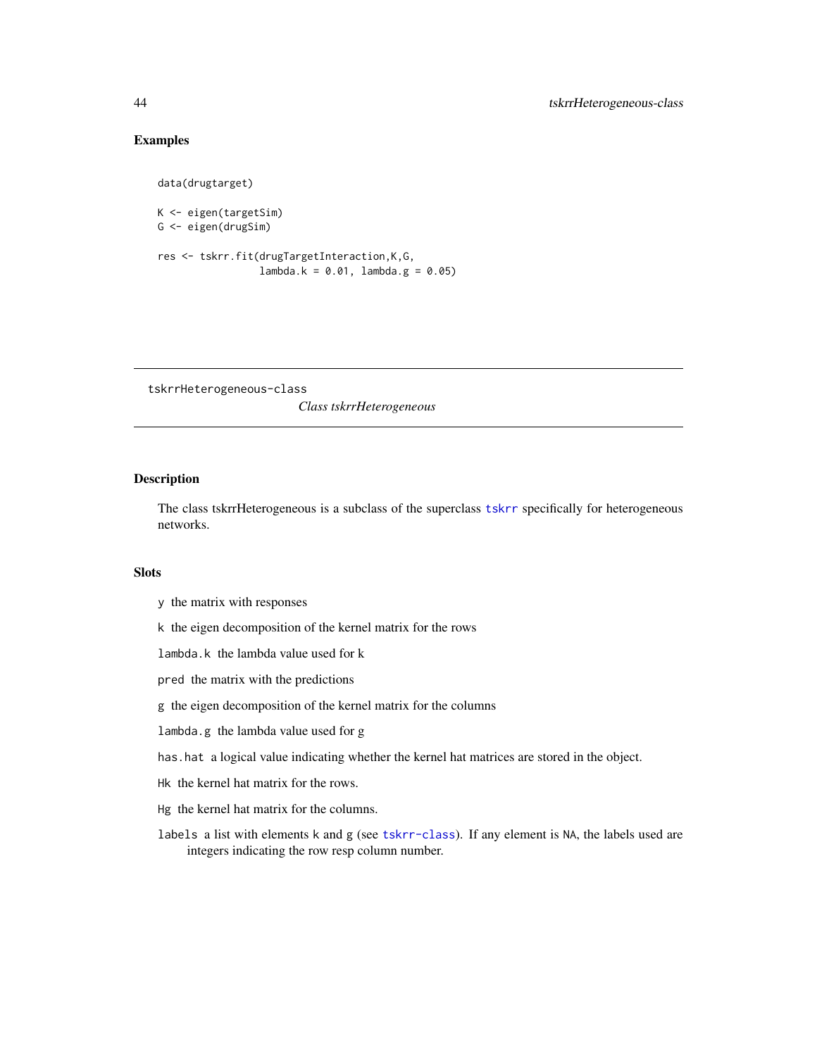## Examples

```
data(drugtarget)

K <- eigen(targetSim)
G <- eigen(drugSim)

res <- tskrr.fit(drugTargetInteraction,K,G,
                 lambda.k = 0.01, lambda.g = 0.05)
```

---

`tskrrHeterogeneous-class` *Class tskrrHeterogeneous*

---

## Description

The class tskrrHeterogeneous is a subclass of the superclass `tskrr` specifically for heterogeneous networks.

## Slots

- `y` the matrix with responses
- `k` the eigen decomposition of the kernel matrix for the rows
- `lambda.k` the lambda value used for k
- `pred` the matrix with the predictions
- `g` the eigen decomposition of the kernel matrix for the columns
- `lambda.g` the lambda value used for g
- `has.hat` a logical value indicating whether the kernel hat matrices are stored in the object.
- `Hk` the kernel hat matrix for the rows.
- `Hg` the kernel hat matrix for the columns.
- `labels` a list with elements `k` and `g` (see `tskrr-class`). If any element is `NA`, the labels used are integers indicating the row resp column number.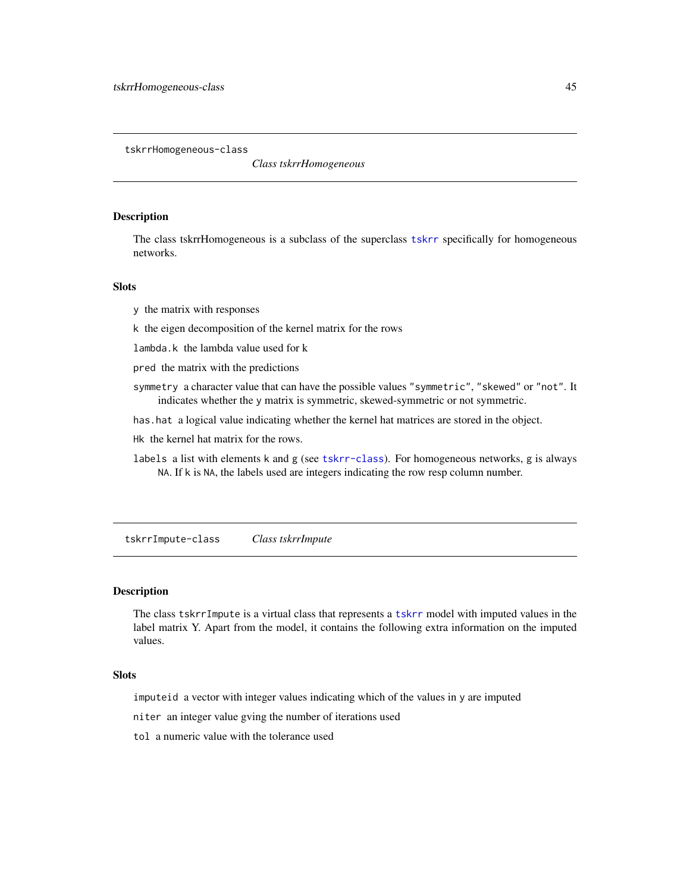## tskrrHomogeneous-class

*Class tskrrHomogeneous*

### Description

The class tskrrHomogeneous is a subclass of the superclass tskrr specifically for homogeneous networks.

### Slots

`y` the matrix with responses

`k` the eigen decomposition of the kernel matrix for the rows

`lambda.k` the lambda value used for k

`pred` the matrix with the predictions

`symmetry` a character value that can have the possible values "symmetric", "skewed" or "not". It indicates whether the y matrix is symmetric, skewed-symmetric or not symmetric.

`has.hat` a logical value indicating whether the kernel hat matrices are stored in the object.

`Hk` the kernel hat matrix for the rows.

`labels` a list with elements k and g (see tskrr-class). For homogeneous networks, g is always NA. If k is NA, the labels used are integers indicating the row resp column number.

## tskrrImpute-class

*Class tskrrImpute*

### Description

The class `tskrrImpute` is a virtual class that represents a tskrr model with imputed values in the label matrix Y. Apart from the model, it contains the following extra information on the imputed values.

### Slots

`imputeid` a vector with integer values indicating which of the values in y are imputed

`niter` an integer value gving the number of iterations used

`tol` a numeric value with the tolerance used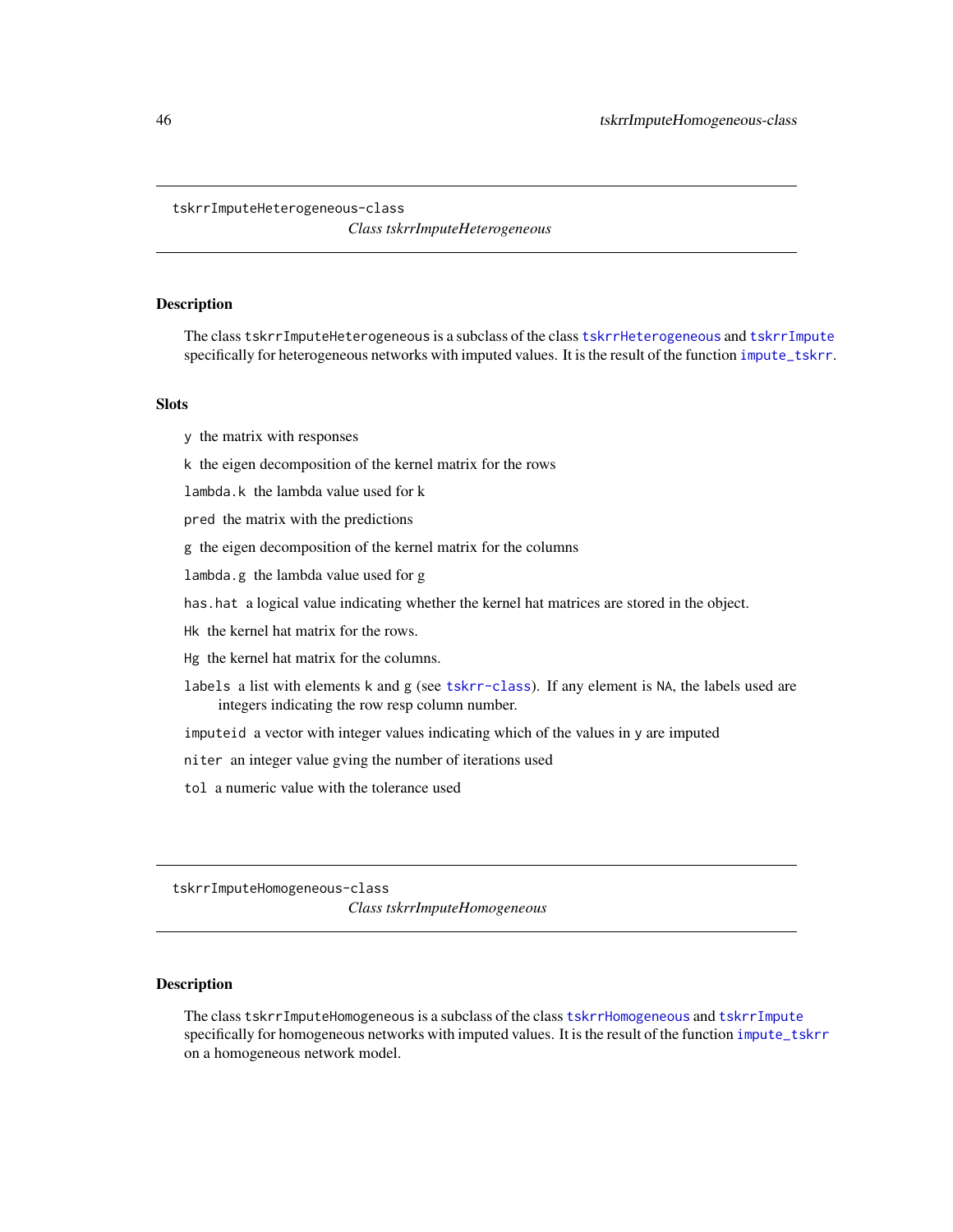## tskrrImputeHeterogeneous-class

*Class tskrrImputeHeterogeneous*

### Description

The class `tskrrImputeHeterogeneous` is a subclass of the class `tskrrHeterogeneous` and `tskrrImpute` specifically for heterogeneous networks with imputed values. It is the result of the function `impute_tskrr`.

### Slots

- `y` the matrix with responses
- `k` the eigen decomposition of the kernel matrix for the rows
- `lambda.k` the lambda value used for k
- `pred` the matrix with the predictions
- `g` the eigen decomposition of the kernel matrix for the columns
- `lambda.g` the lambda value used for g
- `has.hat` a logical value indicating whether the kernel hat matrices are stored in the object.
- `Hk` the kernel hat matrix for the rows.
- `Hg` the kernel hat matrix for the columns.
- `labels` a list with elements `k` and `g` (see `tskrr-class`). If any element is `NA`, the labels used are integers indicating the row resp column number.
- `imputeid` a vector with integer values indicating which of the values in `y` are imputed
- `niter` an integer value gving the number of iterations used
- `tol` a numeric value with the tolerance used

## tskrrImputeHomogeneous-class

*Class tskrrImputeHomogeneous*

### Description

The class `tskrrImputeHomogeneous` is a subclass of the class `tskrrHomogeneous` and `tskrrImpute` specifically for homogeneous networks with imputed values. It is the result of the function `impute_tskrr` on a homogeneous network model.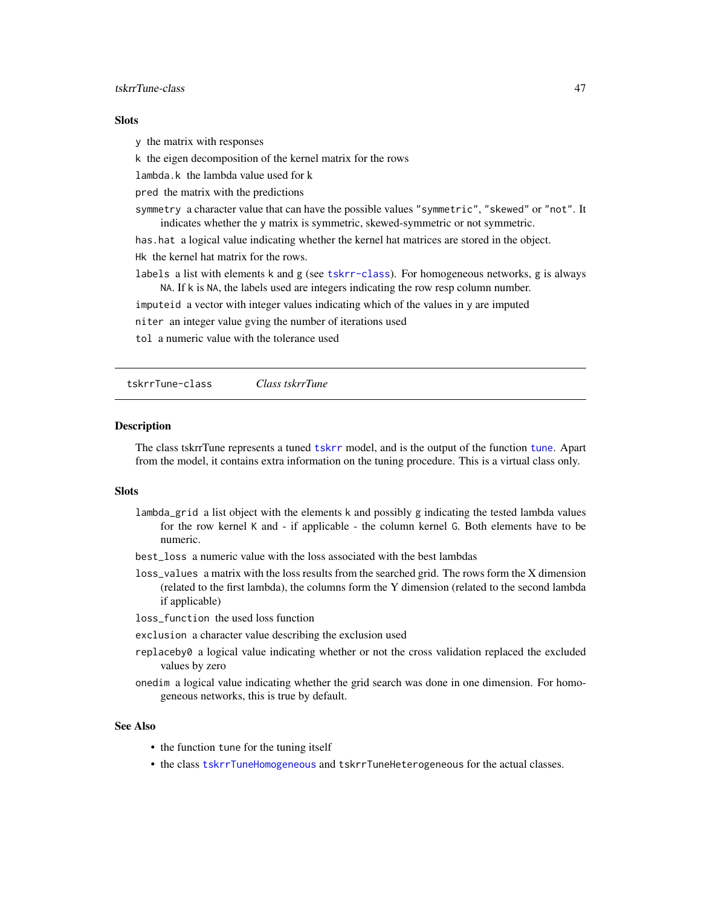### Slots

- `y` the matrix with responses
- `k` the eigen decomposition of the kernel matrix for the rows
- `lambda.k` the lambda value used for k
- `pred` the matrix with the predictions
- `symmetry` a character value that can have the possible values `"symmetric"`, `"skewed"` or `"not"`. It indicates whether the `y` matrix is symmetric, skewed-symmetric or not symmetric.
- `has.hat` a logical value indicating whether the kernel hat matrices are stored in the object.
- `Hk` the kernel hat matrix for the rows.
- `labels` a list with elements `k` and `g` (see `tskrr-class`). For homogeneous networks, `g` is always `NA`. If `k` is `NA`, the labels used are integers indicating the row resp column number.
- `imputeid` a vector with integer values indicating which of the values in `y` are imputed
- `niter` an integer value gving the number of iterations used
- `tol` a numeric value with the tolerance used

---

`tskrrTune-class` *Class tskrrTune*

---

### Description

The class tskrrTune represents a tuned `tskrr` model, and is the output of the function `tune`. Apart from the model, it contains extra information on the tuning procedure. This is a virtual class only.

### Slots

- `lambda_grid` a list object with the elements `k` and possibly `g` indicating the tested lambda values for the row kernel `K` and - if applicable - the column kernel `G`. Both elements have to be numeric.
- `best_loss` a numeric value with the loss associated with the best lambdas
- `loss_values` a matrix with the loss results from the searched grid. The rows form the X dimension (related to the first lambda), the columns form the Y dimension (related to the second lambda if applicable)
- `loss_function` the used loss function
- `exclusion` a character value describing the exclusion used
- `replaceby0` a logical value indicating whether or not the cross validation replaced the excluded values by zero
- `onedim` a logical value indicating whether the grid search was done in one dimension. For homogeneous networks, this is true by default.

### See Also

- the function `tune` for the tuning itself
- the class `tskrrTuneHomogeneous` and `tskrrTuneHeterogeneous` for the actual classes.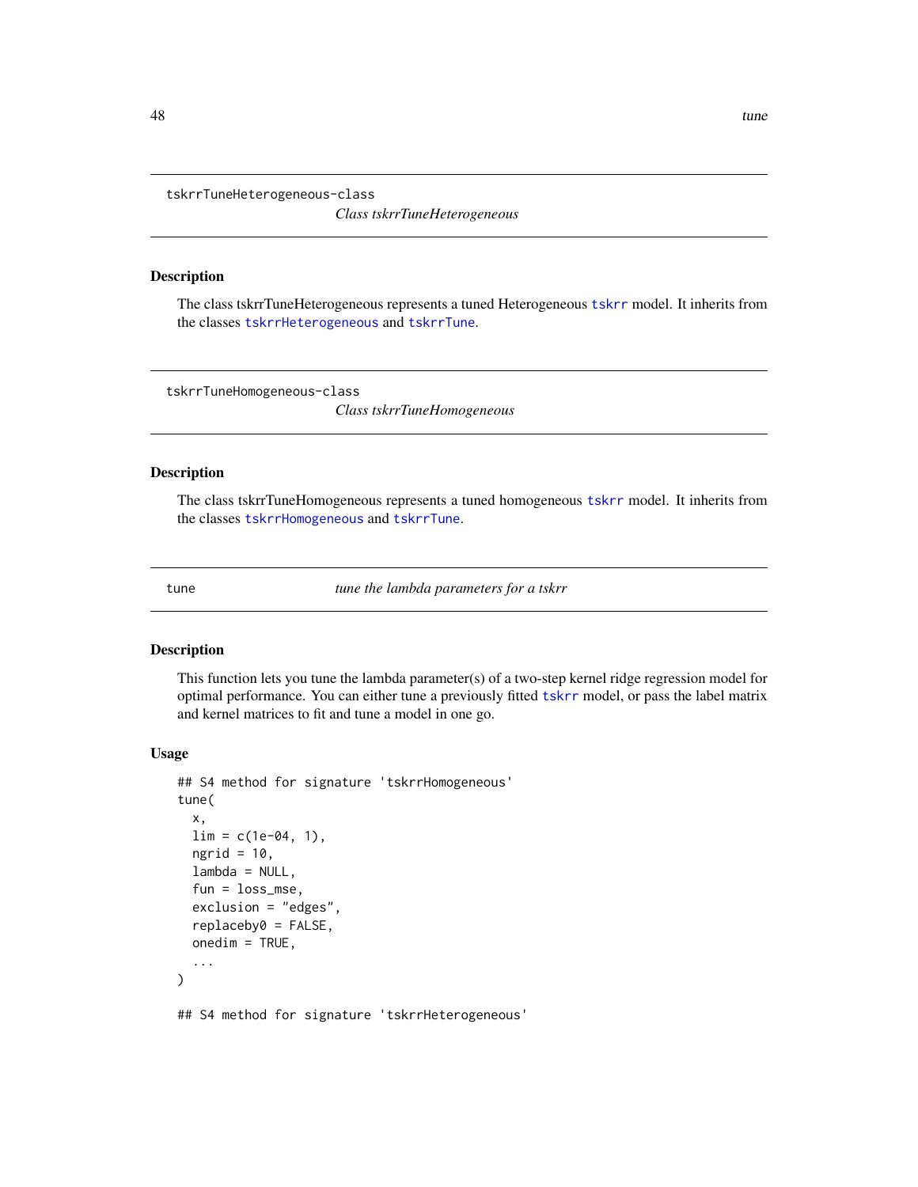## tskrrTuneHeterogeneous-class    *Class tskrrTuneHeterogeneous*

### Description

The class tskrrTuneHeterogeneous represents a tuned Heterogeneous tskrr model. It inherits from the classes tskrrHeterogeneous and tskrrTune.

## tskrrTuneHomogeneous-class    *Class tskrrTuneHomogeneous*

### Description

The class tskrrTuneHomogeneous represents a tuned homogeneous tskrr model. It inherits from the classes tskrrHomogeneous and tskrrTune.

## tune    *tune the lambda parameters for a tskrr*

### Description

This function lets you tune the lambda parameter(s) of a two-step kernel ridge regression model for optimal performance. You can either tune a previously fitted tskrr model, or pass the label matrix and kernel matrices to fit and tune a model in one go.

### Usage

```
## S4 method for signature 'tskrrHomogeneous'
tune(
  x,
  lim = c(1e-04, 1),
  ngrid = 10,
  lambda = NULL,
  fun = loss_mse,
  exclusion = "edges",
  replaceby0 = FALSE,
  onedim = TRUE,
  ...
)

## S4 method for signature 'tskrrHeterogeneous'
```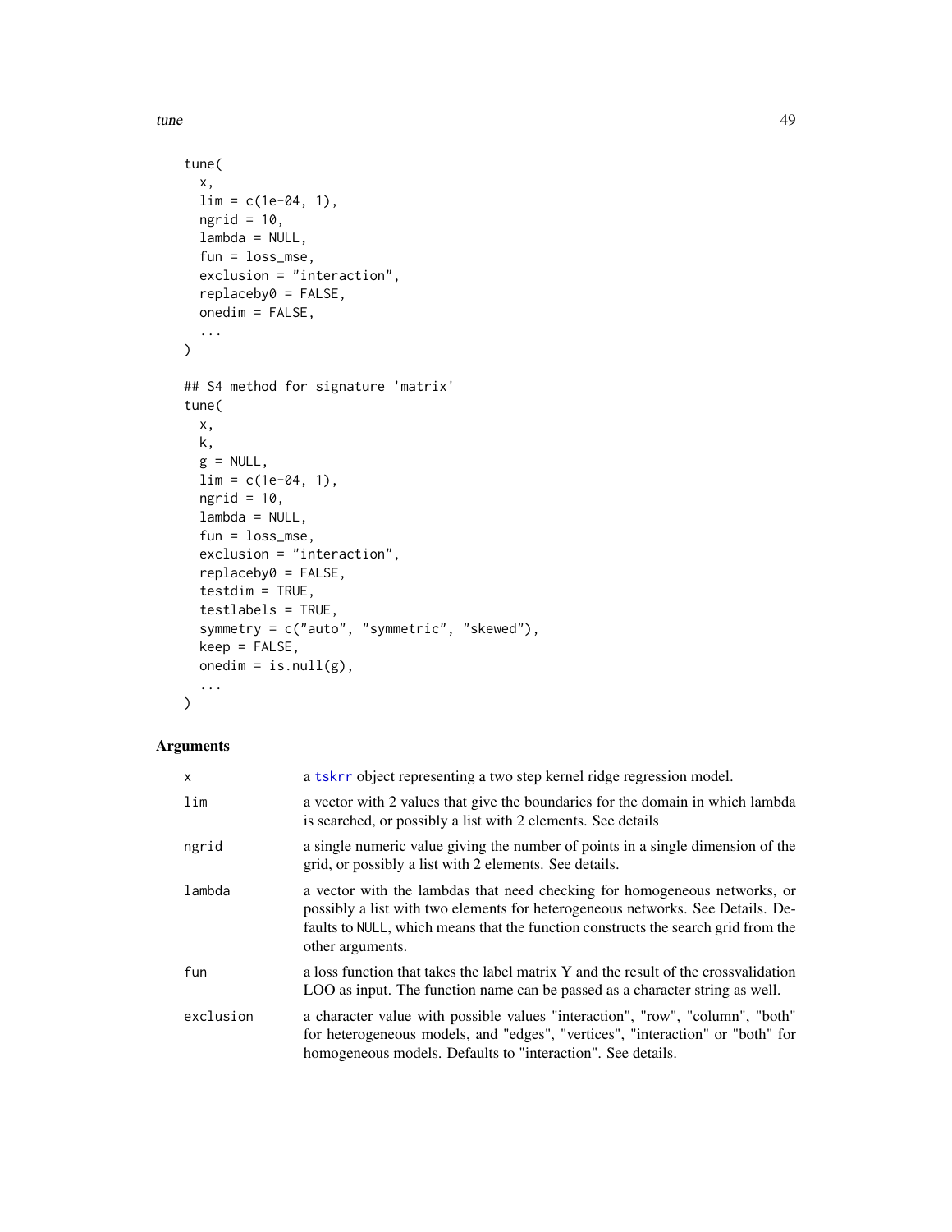```
tune(
  x,
  lim = c(1e-04, 1),
  ngrid = 10,
  lambda = NULL,
  fun = loss_mse,
  exclusion = "interaction",
  replaceby0 = FALSE,
  onedim = FALSE,
  ...
)

## S4 method for signature 'matrix'
tune(
  x,
  k,
  g = NULL,
  lim = c(1e-04, 1),
  ngrid = 10,
  lambda = NULL,
  fun = loss_mse,
  exclusion = "interaction",
  replaceby0 = FALSE,
  testdim = TRUE,
  testlabels = TRUE,
  symmetry = c("auto", "symmetric", "skewed"),
  keep = FALSE,
  onedim = is.null(g),
  ...
)
```

## Arguments

| | |
|---|---|
| `x` | a `tskrr` object representing a two step kernel ridge regression model. |
| `lim` | a vector with 2 values that give the boundaries for the domain in which lambda is searched, or possibly a list with 2 elements. See details |
| `ngrid` | a single numeric value giving the number of points in a single dimension of the grid, or possibly a list with 2 elements. See details. |
| `lambda` | a vector with the lambdas that need checking for homogeneous networks, or possibly a list with two elements for heterogeneous networks. See Details. Defaults to `NULL`, which means that the function constructs the search grid from the other arguments. |
| `fun` | a loss function that takes the label matrix Y and the result of the crossvalidation LOO as input. The function name can be passed as a character string as well. |
| `exclusion` | a character value with possible values "interaction", "row", "column", "both" for heterogeneous models, and "edges", "vertices", "interaction" or "both" for homogeneous models. Defaults to "interaction". See details. |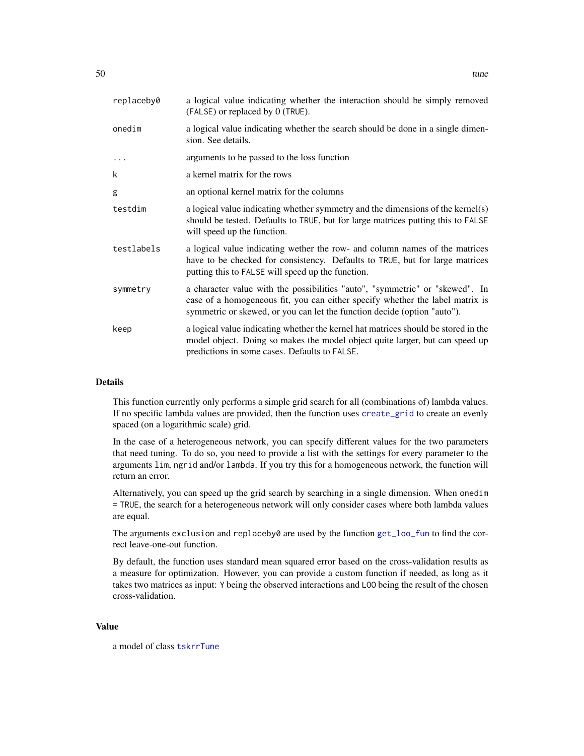| | |
|---|---|
| `replaceby0` | a logical value indicating whether the interaction should be simply removed (`FALSE`) or replaced by 0 (`TRUE`). |
| `onedim` | a logical value indicating whether the search should be done in a single dimension. See details. |
| `...` | arguments to be passed to the loss function |
| `k` | a kernel matrix for the rows |
| `g` | an optional kernel matrix for the columns |
| `testdim` | a logical value indicating whether symmetry and the dimensions of the kernel(s) should be tested. Defaults to `TRUE`, but for large matrices putting this to `FALSE` will speed up the function. |
| `testlabels` | a logical value indicating wether the row- and column names of the matrices have to be checked for consistency. Defaults to `TRUE`, but for large matrices putting this to `FALSE` will speed up the function. |
| `symmetry` | a character value with the possibilities "auto", "symmetric" or "skewed". In case of a homogeneous fit, you can either specify whether the label matrix is symmetric or skewed, or you can let the function decide (option "auto"). |
| `keep` | a logical value indicating whether the kernel hat matrices should be stored in the model object. Doing so makes the model object quite larger, but can speed up predictions in some cases. Defaults to `FALSE`. |

## Details

This function currently only performs a simple grid search for all (combinations of) lambda values. If no specific lambda values are provided, then the function uses `create_grid` to create an evenly spaced (on a logarithmic scale) grid.

In the case of a heterogeneous network, you can specify different values for the two parameters that need tuning. To do so, you need to provide a list with the settings for every parameter to the arguments `lim`, `ngrid` and/or `lambda`. If you try this for a homogeneous network, the function will return an error.

Alternatively, you can speed up the grid search by searching in a single dimension. When `onedim = TRUE`, the search for a heterogeneous network will only consider cases where both lambda values are equal.

The arguments `exclusion` and `replaceby0` are used by the function `get_loo_fun` to find the correct leave-one-out function.

By default, the function uses standard mean squared error based on the cross-validation results as a measure for optimization. However, you can provide a custom function if needed, as long as it takes two matrices as input: `Y` being the observed interactions and `LOO` being the result of the chosen cross-validation.

## Value

a model of class `tskrrTune`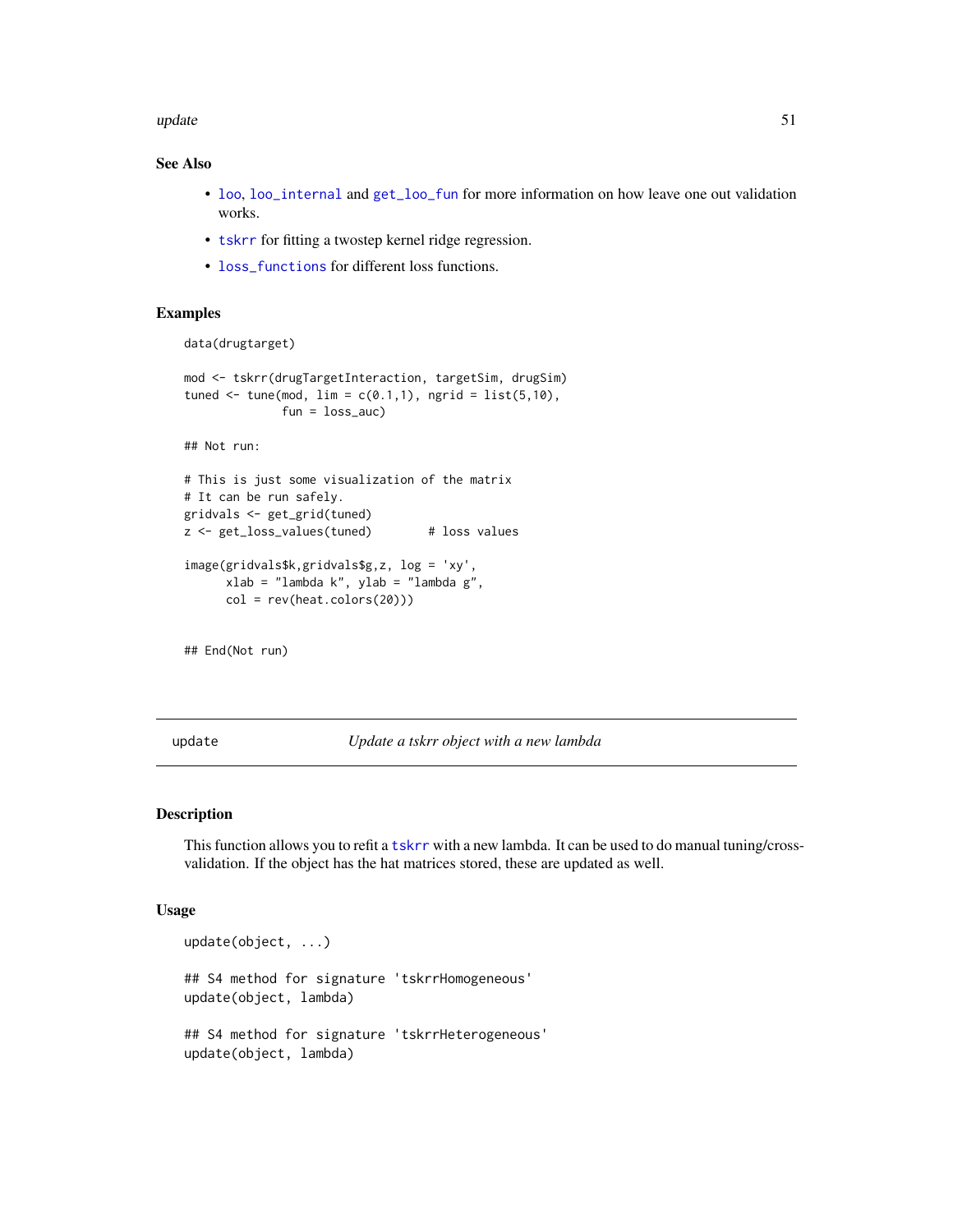## See Also

- loo, loo_internal and get_loo_fun for more information on how leave one out validation works.
- tskrr for fitting a twostep kernel ridge regression.
- loss_functions for different loss functions.

## Examples

```
data(drugtarget)

mod <- tskrr(drugTargetInteraction, targetSim, drugSim)
tuned <- tune(mod, lim = c(0.1,1), ngrid = list(5,10),
              fun = loss_auc)

## Not run:

# This is just some visualization of the matrix
# It can be run safely.
gridvals <- get_grid(tuned)
z <- get_loss_values(tuned)        # loss values

image(gridvals$k,gridvals$g,z, log = 'xy',
      xlab = "lambda k", ylab = "lambda g",
      col = rev(heat.colors(20)))


## End(Not run)
```

---

`update` *Update a tskrr object with a new lambda*

---

## Description

This function allows you to refit a tskrr with a new lambda. It can be used to do manual tuning/cross-validation. If the object has the hat matrices stored, these are updated as well.

## Usage

```
update(object, ...)

## S4 method for signature 'tskrrHomogeneous'
update(object, lambda)

## S4 method for signature 'tskrrHeterogeneous'
update(object, lambda)
```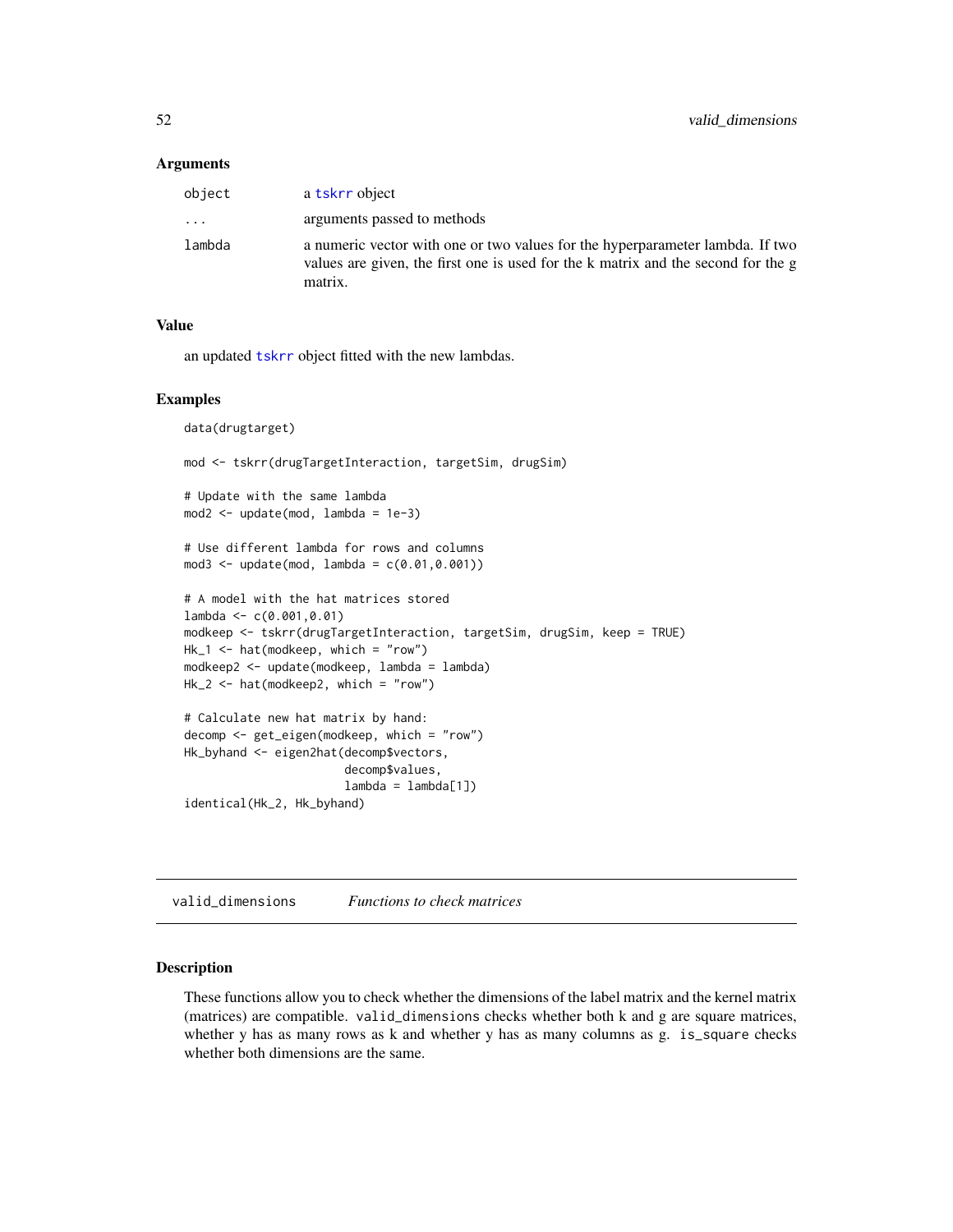## Arguments

| | |
|---|---|
| `object` | a tskrr object |
| `...` | arguments passed to methods |
| `lambda` | a numeric vector with one or two values for the hyperparameter lambda. If two values are given, the first one is used for the k matrix and the second for the g matrix. |

## Value

an updated tskrr object fitted with the new lambdas.

## Examples

```
data(drugtarget)

mod <- tskrr(drugTargetInteraction, targetSim, drugSim)

# Update with the same lambda
mod2 <- update(mod, lambda = 1e-3)

# Use different lambda for rows and columns
mod3 <- update(mod, lambda = c(0.01,0.001))

# A model with the hat matrices stored
lambda <- c(0.001,0.01)
modkeep <- tskrr(drugTargetInteraction, targetSim, drugSim, keep = TRUE)
Hk_1 <- hat(modkeep, which = "row")
modkeep2 <- update(modkeep, lambda = lambda)
Hk_2 <- hat(modkeep2, which = "row")

# Calculate new hat matrix by hand:
decomp <- get_eigen(modkeep, which = "row")
Hk_byhand <- eigen2hat(decomp$vectors,
                       decomp$values,
                       lambda = lambda[1])
identical(Hk_2, Hk_byhand)
```

---

# valid_dimensions *Functions to check matrices*

## Description

These functions allow you to check whether the dimensions of the label matrix and the kernel matrix (matrices) are compatible. `valid_dimensions` checks whether both k and g are square matrices, whether y has as many rows as k and whether y has as many columns as g. `is_square` checks whether both dimensions are the same.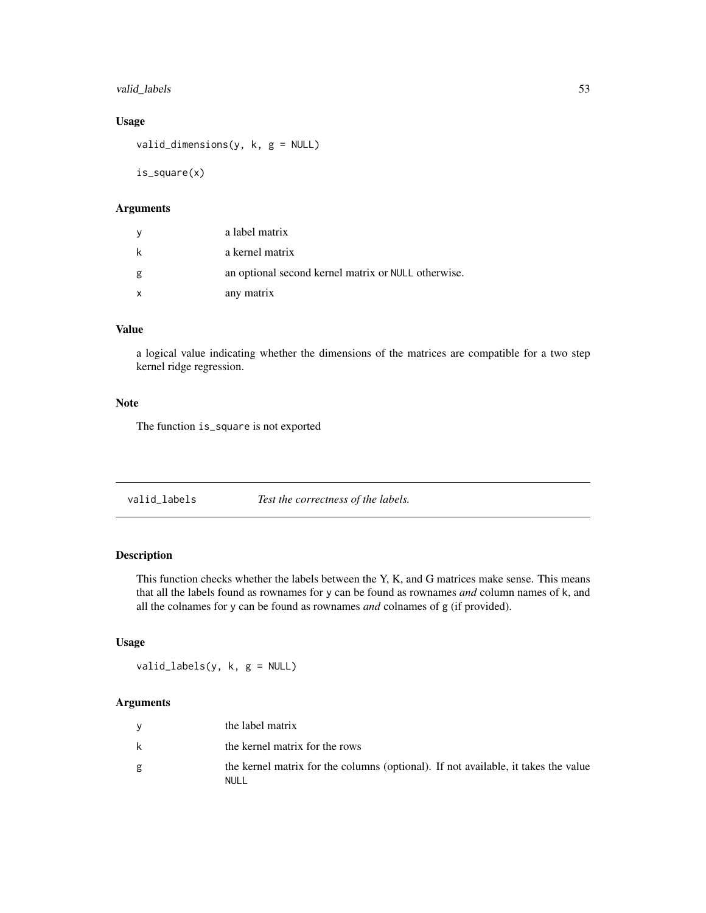## Usage

```
valid_dimensions(y, k, g = NULL)

is_square(x)
```

## Arguments

| | |
|---|---|
| y | a label matrix |
| k | a kernel matrix |
| g | an optional second kernel matrix or NULL otherwise. |
| x | any matrix |

## Value

a logical value indicating whether the dimensions of the matrices are compatible for a two step kernel ridge regression.

## Note

The function is_square is not exported

---

# valid_labels — *Test the correctness of the labels.*

## Description

This function checks whether the labels between the Y, K, and G matrices make sense. This means that all the labels found as rownames for y can be found as rownames *and* column names of k, and all the colnames for y can be found as rownames *and* colnames of g (if provided).

## Usage

```
valid_labels(y, k, g = NULL)
```

## Arguments

| | |
|---|---|
| y | the label matrix |
| k | the kernel matrix for the rows |
| g | the kernel matrix for the columns (optional). If not available, it takes the value NULL |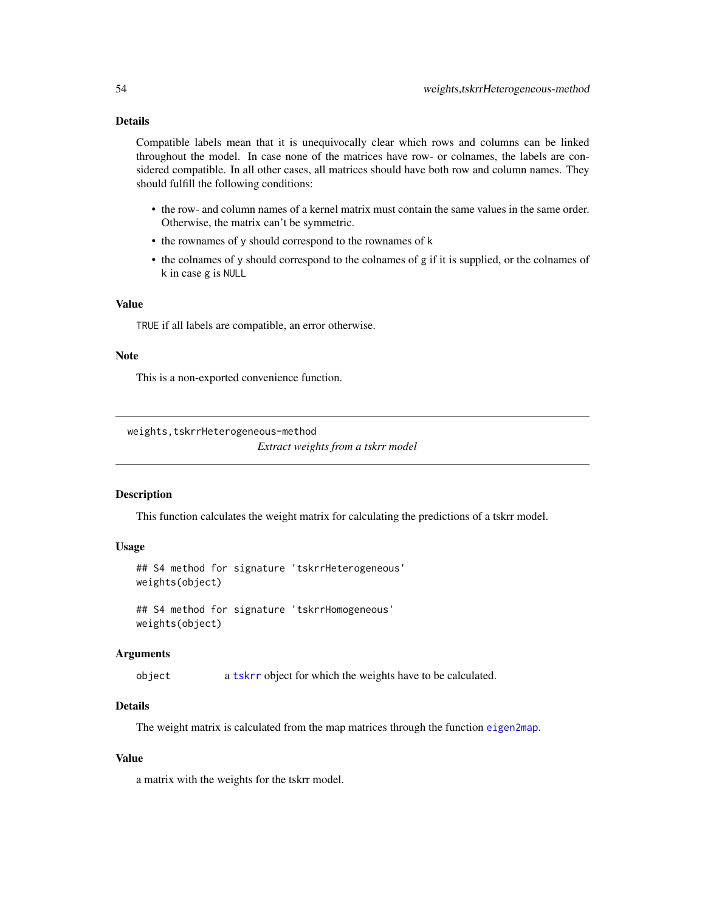### Details

Compatible labels mean that it is unequivocally clear which rows and columns can be linked throughout the model. In case none of the matrices have row- or colnames, the labels are considered compatible. In all other cases, all matrices should have both row and column names. They should fulfill the following conditions:

- the row- and column names of a kernel matrix must contain the same values in the same order. Otherwise, the matrix can't be symmetric.
- the rownames of `y` should correspond to the rownames of `k`
- the colnames of `y` should correspond to the colnames of `g` if it is supplied, or the colnames of `k` in case `g` is `NULL`

### Value

`TRUE` if all labels are compatible, an error otherwise.

### Note

This is a non-exported convenience function.

---

## weights,tskrrHeterogeneous-method

*Extract weights from a tskrr model*

### Description

This function calculates the weight matrix for calculating the predictions of a tskrr model.

### Usage

```
## S4 method for signature 'tskrrHeterogeneous'
weights(object)

## S4 method for signature 'tskrrHomogeneous'
weights(object)
```

### Arguments

| | |
|---|---|
| `object` | a `tskrr` object for which the weights have to be calculated. |

### Details

The weight matrix is calculated from the map matrices through the function `eigen2map`.

### Value

a matrix with the weights for the tskrr model.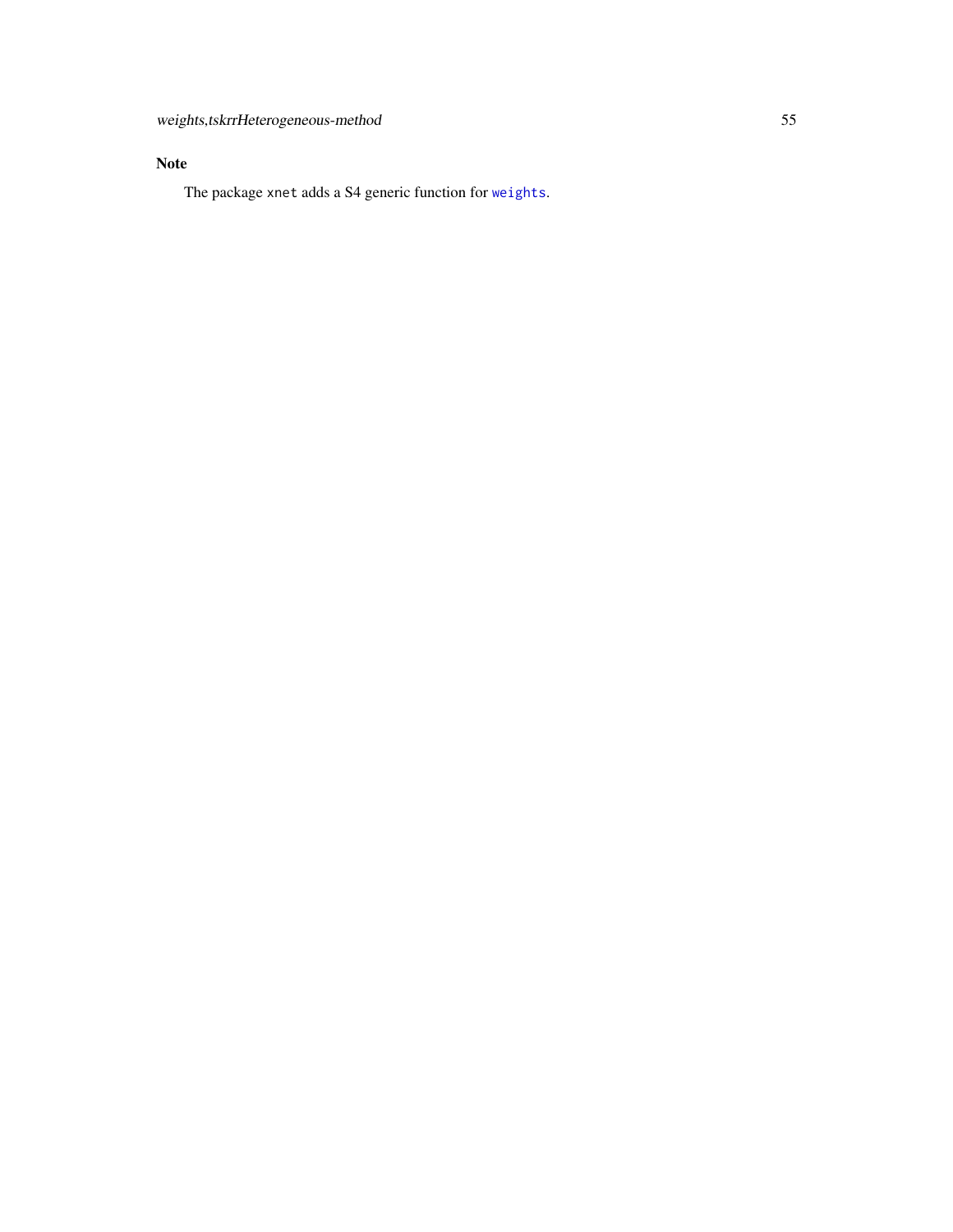## Note

The package `xnet` adds a S4 generic function for `weights`.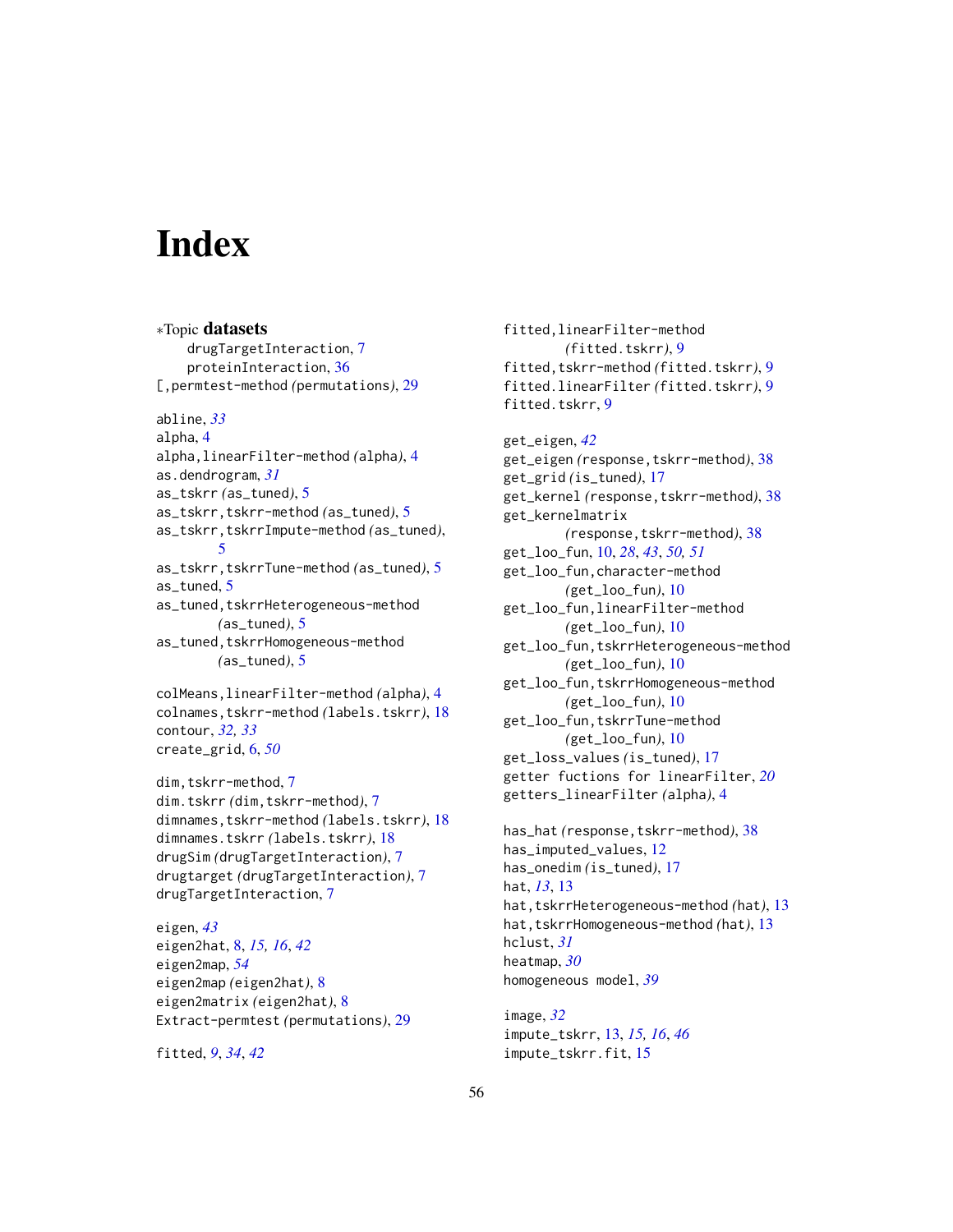# Index

∗Topic **datasets**
  drugTargetInteraction, 7
  proteinInteraction, 36
[,permtest-method *(*permutations*)*, 29

abline, *33*
alpha, 4
alpha,linearFilter-method *(*alpha*)*, 4
as.dendrogram, *31*
as_tskrr *(*as_tuned*)*, 5
as_tskrr,tskrr-method *(*as_tuned*)*, 5
as_tskrr,tskrrImpute-method *(*as_tuned*)*, 5
as_tskrr,tskrrTune-method *(*as_tuned*)*, 5
as_tuned, 5
as_tuned,tskrrHeterogeneous-method *(*as_tuned*)*, 5
as_tuned,tskrrHomogeneous-method *(*as_tuned*)*, 5

colMeans,linearFilter-method *(*alpha*)*, 4
colnames,tskrr-method *(*labels.tskrr*)*, 18
contour, *32, 33*
create_grid, 6, *50*

dim,tskrr-method, 7
dim.tskrr *(*dim,tskrr-method*)*, 7
dimnames,tskrr-method *(*labels.tskrr*)*, 18
dimnames.tskrr *(*labels.tskrr*)*, 18
drugSim *(*drugTargetInteraction*)*, 7
drugtarget *(*drugTargetInteraction*)*, 7
drugTargetInteraction, 7

eigen, *43*
eigen2hat, 8, *15, 16*, *42*
eigen2map, *54*
eigen2map *(*eigen2hat*)*, 8
eigen2matrix *(*eigen2hat*)*, 8
Extract-permtest *(*permutations*)*, 29

fitted, *9*, *34*, *42*
fitted,linearFilter-method *(*fitted.tskrr*)*, 9
fitted,tskrr-method *(*fitted.tskrr*)*, 9
fitted.linearFilter *(*fitted.tskrr*)*, 9
fitted.tskrr, 9

get_eigen, *42*
get_eigen *(*response,tskrr-method*)*, 38
get_grid *(*is_tuned*)*, 17
get_kernel *(*response,tskrr-method*)*, 38
get_kernelmatrix *(*response,tskrr-method*)*, 38
get_loo_fun, 10, *28*, *43*, *50, 51*
get_loo_fun,character-method *(*get_loo_fun*)*, 10
get_loo_fun,linearFilter-method *(*get_loo_fun*)*, 10
get_loo_fun,tskrrHeterogeneous-method *(*get_loo_fun*)*, 10
get_loo_fun,tskrrHomogeneous-method *(*get_loo_fun*)*, 10
get_loo_fun,tskrrTune-method *(*get_loo_fun*)*, 10
get_loss_values *(*is_tuned*)*, 17
getter fuctions for linearFilter, *20*
getters_linearFilter *(*alpha*)*, 4

has_hat *(*response,tskrr-method*)*, 38
has_imputed_values, 12
has_onedim *(*is_tuned*)*, 17
hat, *13*, 13
hat,tskrrHeterogeneous-method *(*hat*)*, 13
hat,tskrrHomogeneous-method *(*hat*)*, 13
hclust, *31*
heatmap, *30*
homogeneous model, *39*

image, *32*
impute_tskrr, 13, *15, 16*, *46*
impute_tskrr.fit, 15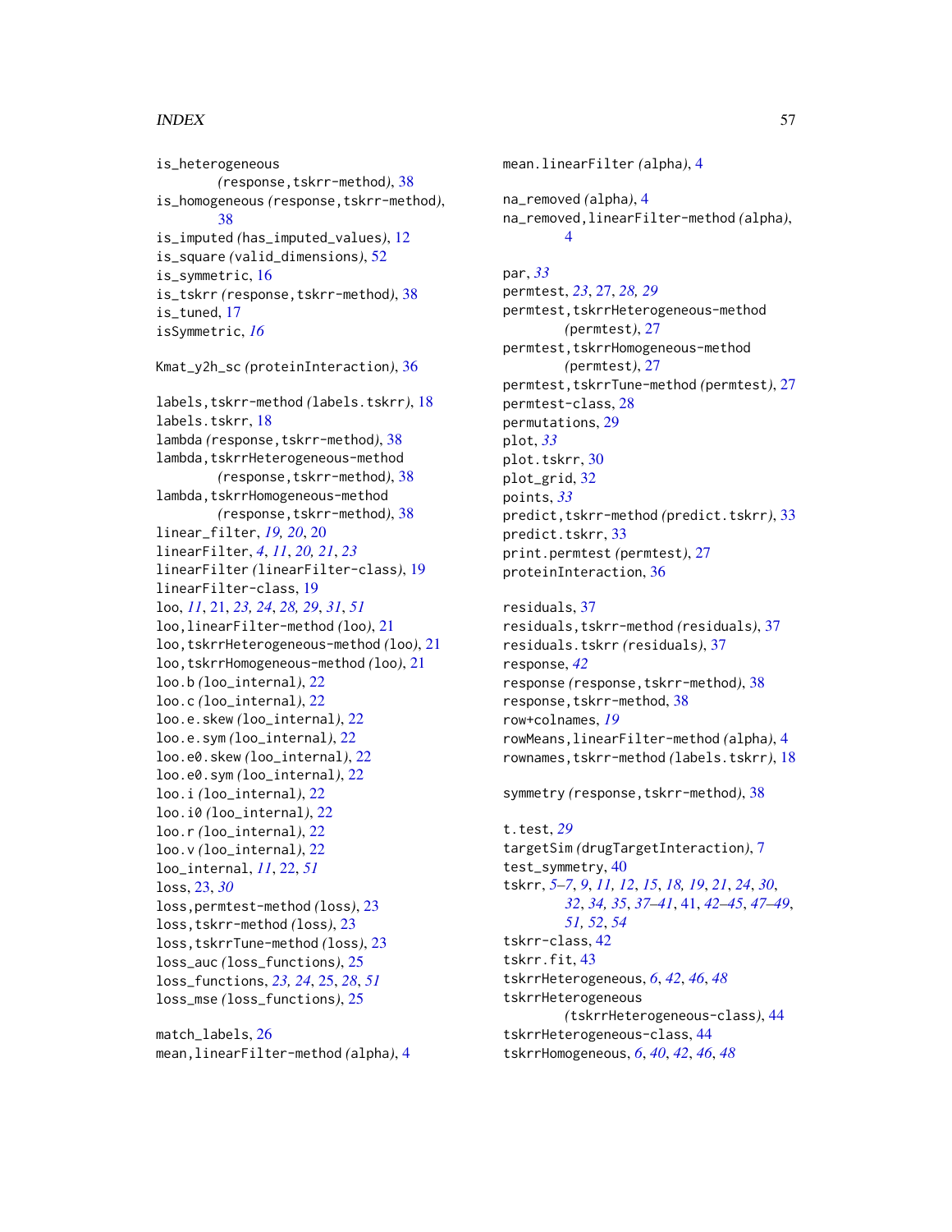is_heterogeneous (response,tskrr-method), 38
is_homogeneous (response,tskrr-method), 38
is_imputed (has_imputed_values), 12
is_square (valid_dimensions), 52
is_symmetric, 16
is_tskrr (response,tskrr-method), 38
is_tuned, 17
isSymmetric, *16*

Kmat_y2h_sc (proteinInteraction), 36

labels,tskrr-method (labels.tskrr), 18
labels.tskrr, 18
lambda (response,tskrr-method), 38
lambda,tskrrHeterogeneous-method (response,tskrr-method), 38
lambda,tskrrHomogeneous-method (response,tskrr-method), 38
linear_filter, *19, 20*, 20
linearFilter, *4*, *11*, *20, 21*, *23*
linearFilter (linearFilter-class), 19
linearFilter-class, 19
loo, *11*, 21, *23, 24*, *28, 29*, *31*, *51*
loo,linearFilter-method (loo), 21
loo,tskrrHeterogeneous-method (loo), 21
loo,tskrrHomogeneous-method (loo), 21
loo.b (loo_internal), 22
loo.c (loo_internal), 22
loo.e.skew (loo_internal), 22
loo.e.sym (loo_internal), 22
loo.e0.skew (loo_internal), 22
loo.e0.sym (loo_internal), 22
loo.i (loo_internal), 22
loo.i0 (loo_internal), 22
loo.r (loo_internal), 22
loo.v (loo_internal), 22
loo_internal, *11*, 22, *51*
loss, 23, *30*
loss,permtest-method (loss), 23
loss,tskrr-method (loss), 23
loss,tskrrTune-method (loss), 23
loss_auc (loss_functions), 25
loss_functions, *23, 24*, 25, *28*, *51*
loss_mse (loss_functions), 25

match_labels, 26
mean,linearFilter-method (alpha), 4
mean.linearFilter (alpha), 4

na_removed (alpha), 4
na_removed,linearFilter-method (alpha), 4

par, *33*
permtest, *23*, 27, *28, 29*
permtest,tskrrHeterogeneous-method (permtest), 27
permtest,tskrrHomogeneous-method (permtest), 27
permtest,tskrrTune-method (permtest), 27
permtest-class, 28
permutations, 29
plot, *33*
plot.tskrr, 30
plot_grid, 32
points, *33*
predict,tskrr-method (predict.tskrr), 33
predict.tskrr, 33
print.permtest (permtest), 27
proteinInteraction, 36

residuals, 37
residuals,tskrr-method (residuals), 37
residuals.tskrr (residuals), 37
response, *42*
response (response,tskrr-method), 38
response,tskrr-method, 38
row+colnames, *19*
rowMeans,linearFilter-method (alpha), 4
rownames,tskrr-method (labels.tskrr), 18

symmetry (response,tskrr-method), 38

t.test, *29*
targetSim (drugTargetInteraction), 7
test_symmetry, 40
tskrr, *5–7*, *9*, *11, 12*, *15*, *18, 19*, *21*, *24*, *30*, *32*, *34, 35*, *37–41*, 41, *42–45*, *47–49*, *51, 52*, *54*
tskrr-class, 42
tskrr.fit, 43
tskrrHeterogeneous, *6*, *42*, *46*, *48*
tskrrHeterogeneous (tskrrHeterogeneous-class), 44
tskrrHeterogeneous-class, 44
tskrrHomogeneous, *6*, *40*, *42*, *46*, *48*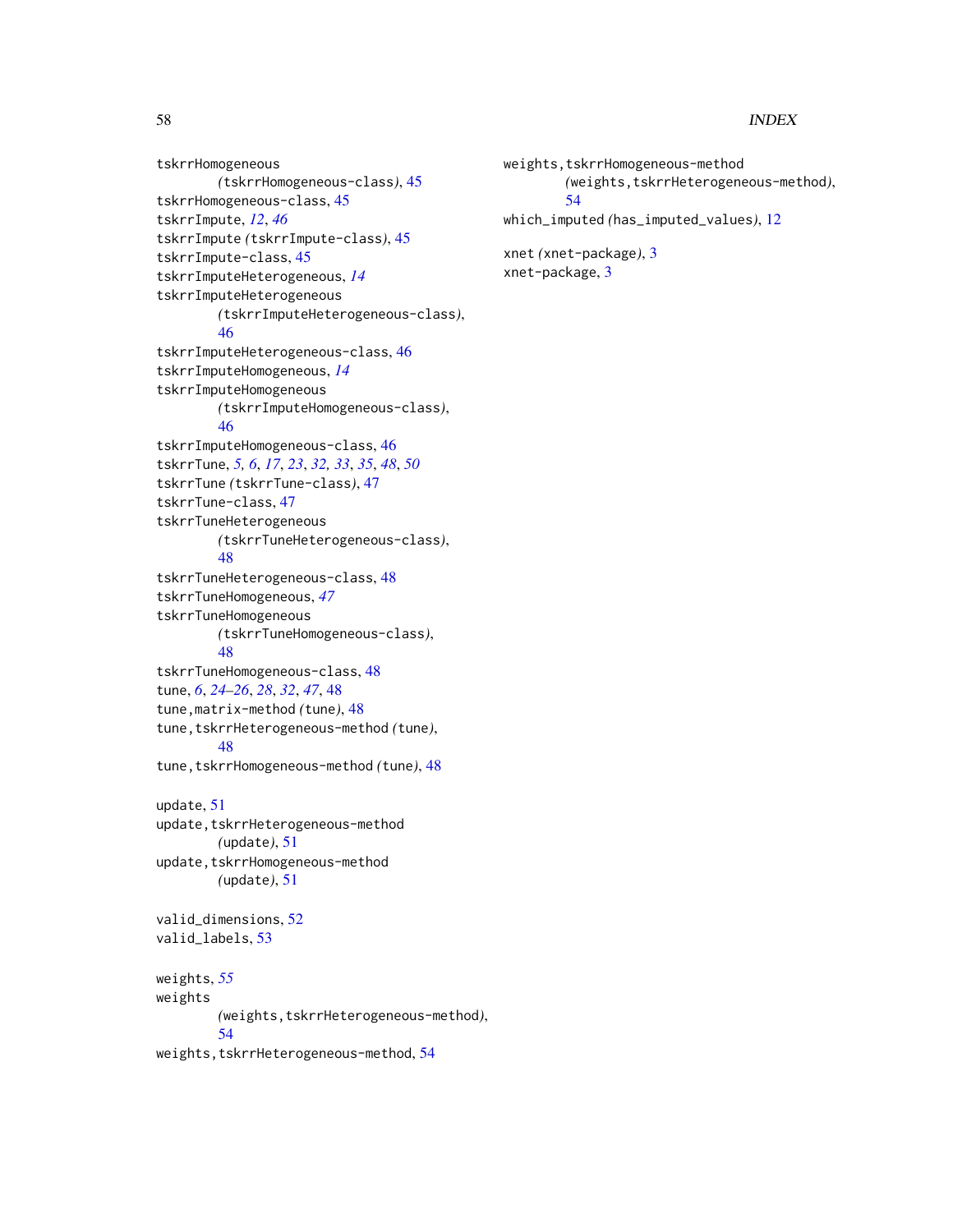tskrrHomogeneous
  *(*tskrrHomogeneous-class*)*, 45
tskrrHomogeneous-class, 45
tskrrImpute, *12*, *46*
tskrrImpute *(*tskrrImpute-class*)*, 45
tskrrImpute-class, 45
tskrrImputeHeterogeneous, *14*
tskrrImputeHeterogeneous
  *(*tskrrImputeHeterogeneous-class*)*,
  46
tskrrImputeHeterogeneous-class, 46
tskrrImputeHomogeneous, *14*
tskrrImputeHomogeneous
  *(*tskrrImputeHomogeneous-class*)*,
  46
tskrrImputeHomogeneous-class, 46
tskrrTune, *5, 6*, *17*, *23*, *32, 33*, *35*, *48*, *50*
tskrrTune *(*tskrrTune-class*)*, 47
tskrrTune-class, 47
tskrrTuneHeterogeneous
  *(*tskrrTuneHeterogeneous-class*)*,
  48
tskrrTuneHeterogeneous-class, 48
tskrrTuneHomogeneous, *47*
tskrrTuneHomogeneous
  *(*tskrrTuneHomogeneous-class*)*,
  48
tskrrTuneHomogeneous-class, 48
tune, *6*, *24–26*, *28*, *32*, *47*, 48
tune,matrix-method *(*tune*)*, 48
tune,tskrrHeterogeneous-method *(*tune*)*,
  48
tune,tskrrHomogeneous-method *(*tune*)*, 48

update, 51
update,tskrrHeterogeneous-method
  *(*update*)*, 51
update,tskrrHomogeneous-method
  *(*update*)*, 51

valid_dimensions, 52
valid_labels, 53

weights, *55*
weights
  *(*weights,tskrrHeterogeneous-method*)*,
  54
weights,tskrrHeterogeneous-method, 54
weights,tskrrHomogeneous-method
  *(*weights,tskrrHeterogeneous-method*)*,
  54
which_imputed *(*has_imputed_values*)*, 12

xnet *(*xnet-package*)*, 3
xnet-package, 3